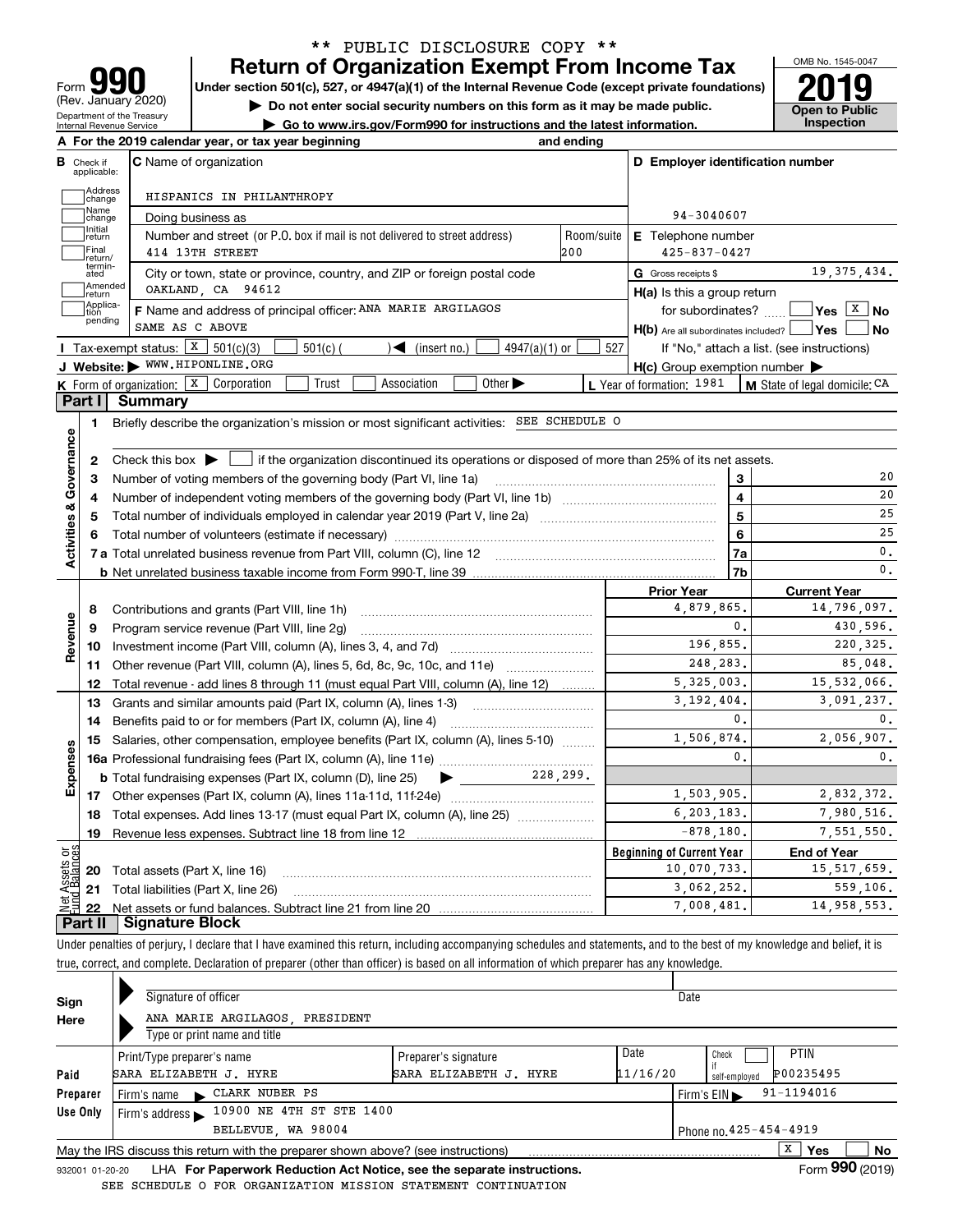** PUBLIC DISCLOSURE COPY **

# Form 990 — Return of Organization Exempt From Income Tax

Form **990** (Rev. January 2020)
Department of the Treasury
Internal Revenue Service

Under section 501(c), 527, or 4947(a)(1) of the Internal Revenue Code (except private foundations)

▶ Do not enter social security numbers on this form as it may be made public.

▶ Go to www.irs.gov/Form990 for instructions and the latest information.

OMB No. 1545-0047

**2019**

**Open to Public Inspection**

**A** For the 2019 calendar year, or tax year beginning and ending

**B** Check if applicable: Address change, Name change, Initial return, Final return/terminated, Amended return, Application pending

**C** Name of organization: HISPANICS IN PHILANTHROPY

Doing business as

Number and street (or P.O. box if mail is not delivered to street address): 414 13TH STREET — Room/suite: 200

City or town, state or province, country, and ZIP or foreign postal code: OAKLAND, CA 94612

**D** Employer identification number: 94-3040607

**E** Telephone number: 425-837-0427

**G** Gross receipts $ 19,375,434.

**F** Name and address of principal officer: ANA MARIE ARGILAGOS, SAME AS C ABOVE

**H(a)** Is this a group return for subordinates? ☐ Yes ☒ No

**H(b)** Are all subordinates included? ☐ Yes ☐ No — If "No," attach a list. (see instructions)

**H(c)** Group exemption number ▶

**I** Tax-exempt status: ☒ 501(c)(3) ☐ 501(c) ( ) ◀ (insert no.) ☐ 4947(a)(1) or ☐ 527

**J** Website: ▶ WWW.HIPONLINE.ORG

**K** Form of organization: ☒ Corporation ☐ Trust ☐ Association ☐ Other ▶

**L** Year of formation: 1981 **M** State of legal domicile: CA

## Part I Summary

**Activities & Governance**

1 Briefly describe the organization's mission or most significant activities: SEE SCHEDULE O

2 Check this box ▶ ☐ if the organization discontinued its operations or disposed of more than 25% of its net assets.

| Line | Description | | Value |
|---|---|---|---|
| 3 | Number of voting members of the governing body (Part VI, line 1a) | 3 | 20 |
| 4 | Number of independent voting members of the governing body (Part VI, line 1b) | 4 | 20 |
| 5 | Total number of individuals employed in calendar year 2019 (Part V, line 2a) | 5 | 25 |
| 6 | Total number of volunteers (estimate if necessary) | 6 | 25 |
| 7a | Total unrelated business revenue from Part VIII, column (C), line 12 | 7a | 0. |
| b | Net unrelated business taxable income from Form 990-T, line 39 | 7b | 0. |

| Line | Description | Prior Year | Current Year |
|---|---|---|---|
| **Revenue** | | | |
| 8 | Contributions and grants (Part VIII, line 1h) | 4,879,865. | 14,796,097. |
| 9 | Program service revenue (Part VIII, line 2g) | 0. | 430,596. |
| 10 | Investment income (Part VIII, column (A), lines 3, 4, and 7d) | 196,855. | 220,325. |
| 11 | Other revenue (Part VIII, column (A), lines 5, 6d, 8c, 9c, 10c, and 11e) | 248,283. | 85,048. |
| 12 | Total revenue - add lines 8 through 11 (must equal Part VIII, column (A), line 12) | 5,325,003. | 15,532,066. |
| **Expenses** | | | |
| 13 | Grants and similar amounts paid (Part IX, column (A), lines 1-3) | 3,192,404. | 3,091,237. |
| 14 | Benefits paid to or for members (Part IX, column (A), line 4) | 0. | 0. |
| 15 | Salaries, other compensation, employee benefits (Part IX, column (A), lines 5-10) | 1,506,874. | 2,056,907. |
| 16a | Professional fundraising fees (Part IX, column (A), line 11e) | 0. | 0. |
| b | Total fundraising expenses (Part IX, column (D), line 25) ▶ 228,299. | | |
| 17 | Other expenses (Part IX, column (A), lines 11a-11d, 11f-24e) | 1,503,905. | 2,832,372. |
| 18 | Total expenses. Add lines 13-17 (must equal Part IX, column (A), line 25) | 6,203,183. | 7,980,516. |
| 19 | Revenue less expenses. Subtract line 18 from line 12 | -878,180. | 7,551,550. |

| Line | Net Assets or Fund Balances | Beginning of Current Year | End of Year |
|---|---|---|---|
| 20 | Total assets (Part X, line 16) | 10,070,733. | 15,517,659. |
| 21 | Total liabilities (Part X, line 26) | 3,062,252. | 559,106. |
| 22 | Net assets or fund balances. Subtract line 21 from line 20 | 7,008,481. | 14,958,553. |

## Part II Signature Block

Under penalties of perjury, I declare that I have examined this return, including accompanying schedules and statements, and to the best of my knowledge and belief, it is true, correct, and complete. Declaration of preparer (other than officer) is based on all information of which preparer has any knowledge.

**Sign Here**

Signature of officer — Date

ANA MARIE ARGILAGOS, PRESIDENT
Type or print name and title

**Paid Preparer Use Only**

| Print/Type preparer's name | Preparer's signature | Date | Check ☐ if self-employed | PTIN |
|---|---|---|---|---|
| SARA ELIZABETH J. HYRE | SARA ELIZABETH J. HYRE | 11/16/20 | | P00235495 |

Firm's name ▶ CLARK NUBER PS — Firm's EIN ▶ 91-1194016

Firm's address ▶ 10900 NE 4TH ST STE 1400, BELLEVUE, WA 98004 — Phone no. 425-454-4919

May the IRS discuss this return with the preparer shown above? (see instructions) ☒ Yes ☐ No

932001 01-20-20 LHA For Paperwork Reduction Act Notice, see the separate instructions. Form **990** (2019)

SEE SCHEDULE O FOR ORGANIZATION MISSION STATEMENT CONTINUATION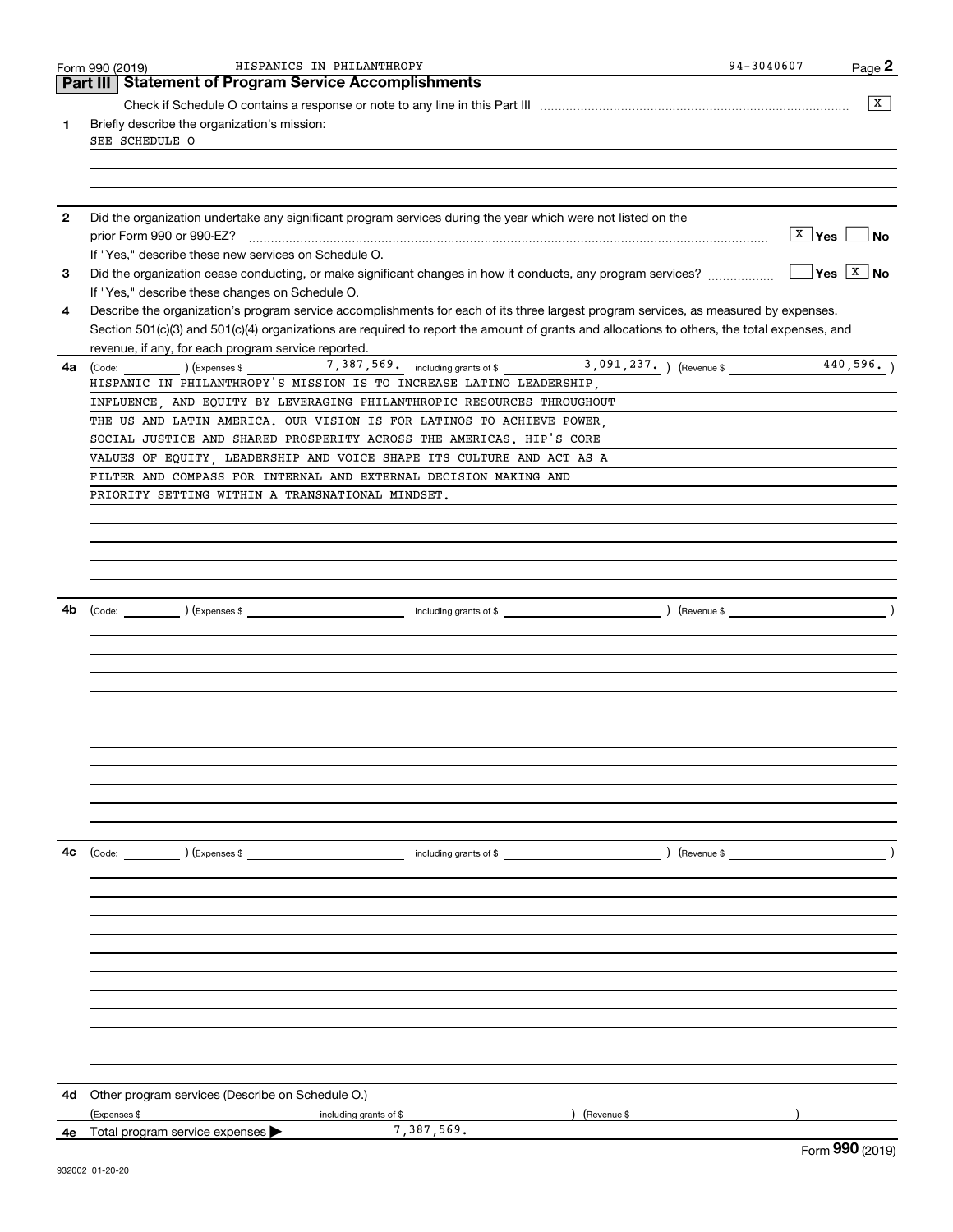Form 990 (2019) HISPANICS IN PHILANTHROPY 94-3040607

## Part III Statement of Program Service Accomplishments

Check if Schedule O contains a response or note to any line in this Part III .......... [X]

**1** Briefly describe the organization's mission:

SEE SCHEDULE O

**2** Did the organization undertake any significant program services during the year which were not listed on the prior Form 990 or 990-EZ? .......... [X] Yes [ ] No

If "Yes," describe these new services on Schedule O.

**3** Did the organization cease conducting, or make significant changes in how it conducts, any program services? .......... [ ] Yes [X] No

If "Yes," describe these changes on Schedule O.

**4** Describe the organization's program service accomplishments for each of its three largest program services, as measured by expenses. Section 501(c)(3) and 501(c)(4) organizations are required to report the amount of grants and allocations to others, the total expenses, and revenue, if any, for each program service reported.

**4a** (Code: ) (Expenses $ 7,387,569. including grants of $ 3,091,237. ) (Revenue $ 440,596. )

HISPANIC IN PHILANTHROPY'S MISSION IS TO INCREASE LATINO LEADERSHIP, INFLUENCE, AND EQUITY BY LEVERAGING PHILANTHROPIC RESOURCES THROUGHOUT THE US AND LATIN AMERICA. OUR VISION IS FOR LATINOS TO ACHIEVE POWER, SOCIAL JUSTICE AND SHARED PROSPERITY ACROSS THE AMERICAS. HIP'S CORE VALUES OF EQUITY, LEADERSHIP AND VOICE SHAPE ITS CULTURE AND ACT AS A FILTER AND COMPASS FOR INTERNAL AND EXTERNAL DECISION MAKING AND PRIORITY SETTING WITHIN A TRANSNATIONAL MINDSET.

**4b** (Code: ) (Expenses $ including grants of $ ) (Revenue $ )

**4c** (Code: ) (Expenses $ including grants of $ ) (Revenue $ )

**4d** Other program services (Describe on Schedule O.)

(Expenses $ including grants of $ ) (Revenue $ )

**4e** Total program service expenses ▶ 7,387,569.

Form **990** (2019)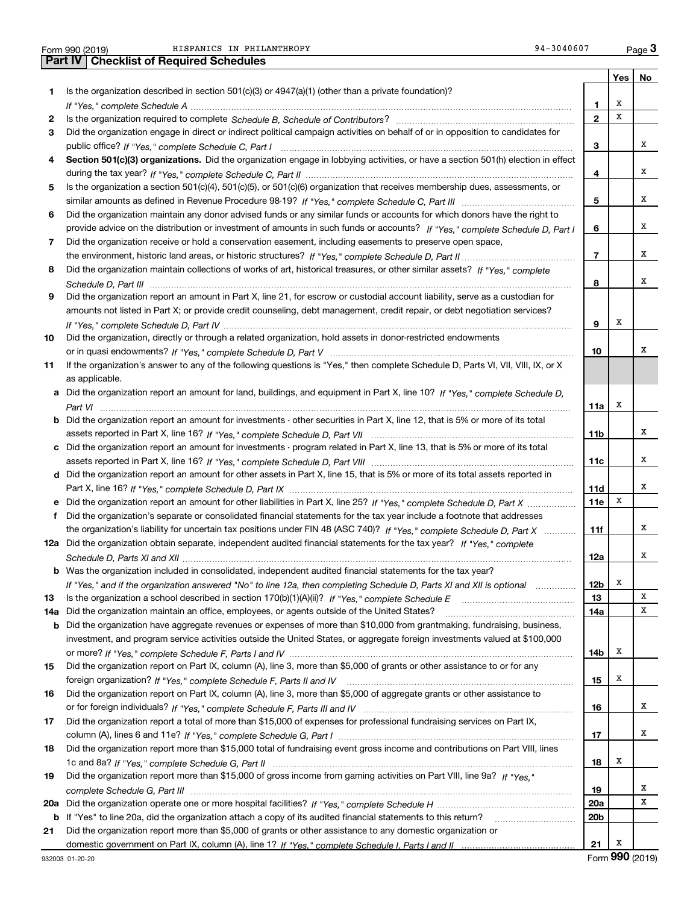Form 990 (2019) HISPANICS IN PHILANTHROPY 94-3040607 Page 3

## Part IV Checklist of Required Schedules

| | | | Yes | No |
|---|---|---|---|---|
| 1 | Is the organization described in section 501(c)(3) or 4947(a)(1) (other than a private foundation)? *If "Yes," complete Schedule A* | 1 | X | |
| 2 | Is the organization required to complete *Schedule B, Schedule of Contributors*? | 2 | X | |
| 3 | Did the organization engage in direct or indirect political campaign activities on behalf of or in opposition to candidates for public office? *If "Yes," complete Schedule C, Part I* | 3 | | X |
| 4 | **Section 501(c)(3) organizations.** Did the organization engage in lobbying activities, or have a section 501(h) election in effect during the tax year? *If "Yes," complete Schedule C, Part II* | 4 | | X |
| 5 | Is the organization a section 501(c)(4), 501(c)(5), or 501(c)(6) organization that receives membership dues, assessments, or similar amounts as defined in Revenue Procedure 98-19? *If "Yes," complete Schedule C, Part III* | 5 | | X |
| 6 | Did the organization maintain any donor advised funds or any similar funds or accounts for which donors have the right to provide advice on the distribution or investment of amounts in such funds or accounts? *If "Yes," complete Schedule D, Part I* | 6 | | X |
| 7 | Did the organization receive or hold a conservation easement, including easements to preserve open space, the environment, historic land areas, or historic structures? *If "Yes," complete Schedule D, Part II* | 7 | | X |
| 8 | Did the organization maintain collections of works of art, historical treasures, or other similar assets? *If "Yes," complete Schedule D, Part III* | 8 | | X |
| 9 | Did the organization report an amount in Part X, line 21, for escrow or custodial account liability, serve as a custodian for amounts not listed in Part X; or provide credit counseling, debt management, credit repair, or debt negotiation services? *If "Yes," complete Schedule D, Part IV* | 9 | X | |
| 10 | Did the organization, directly or through a related organization, hold assets in donor-restricted endowments or in quasi endowments? *If "Yes," complete Schedule D, Part V* | 10 | | X |
| 11 | If the organization's answer to any of the following questions is "Yes," then complete Schedule D, Parts VI, VII, VIII, IX, or X as applicable. | | | |
| a | Did the organization report an amount for land, buildings, and equipment in Part X, line 10? *If "Yes," complete Schedule D, Part VI* | 11a | X | |
| b | Did the organization report an amount for investments - other securities in Part X, line 12, that is 5% or more of its total assets reported in Part X, line 16? *If "Yes," complete Schedule D, Part VII* | 11b | | X |
| c | Did the organization report an amount for investments - program related in Part X, line 13, that is 5% or more of its total assets reported in Part X, line 16? *If "Yes," complete Schedule D, Part VIII* | 11c | | X |
| d | Did the organization report an amount for other assets in Part X, line 15, that is 5% or more of its total assets reported in Part X, line 16? *If "Yes," complete Schedule D, Part IX* | 11d | | X |
| e | Did the organization report an amount for other liabilities in Part X, line 25? *If "Yes," complete Schedule D, Part X* | 11e | X | |
| f | Did the organization's separate or consolidated financial statements for the tax year include a footnote that addresses the organization's liability for uncertain tax positions under FIN 48 (ASC 740)? *If "Yes," complete Schedule D, Part X* | 11f | | X |
| 12a | Did the organization obtain separate, independent audited financial statements for the tax year? *If "Yes," complete Schedule D, Parts XI and XII* | 12a | | X |
| b | Was the organization included in consolidated, independent audited financial statements for the tax year? *If "Yes," and if the organization answered "No" to line 12a, then completing Schedule D, Parts XI and XII is optional* | 12b | X | |
| 13 | Is the organization a school described in section 170(b)(1)(A)(ii)? *If "Yes," complete Schedule E* | 13 | | X |
| 14a | Did the organization maintain an office, employees, or agents outside of the United States? | 14a | | X |
| b | Did the organization have aggregate revenues or expenses of more than $10,000 from grantmaking, fundraising, business, investment, and program service activities outside the United States, or aggregate foreign investments valued at $100,000 or more? *If "Yes," complete Schedule F, Parts I and IV* | 14b | X | |
| 15 | Did the organization report on Part IX, column (A), line 3, more than $5,000 of grants or other assistance to or for any foreign organization? *If "Yes," complete Schedule F, Parts II and IV* | 15 | X | |
| 16 | Did the organization report on Part IX, column (A), line 3, more than $5,000 of aggregate grants or other assistance to or for foreign individuals? *If "Yes," complete Schedule F, Parts III and IV* | 16 | | X |
| 17 | Did the organization report a total of more than $15,000 of expenses for professional fundraising services on Part IX, column (A), lines 6 and 11e? *If "Yes," complete Schedule G, Part I* | 17 | | X |
| 18 | Did the organization report more than $15,000 total of fundraising event gross income and contributions on Part VIII, lines 1c and 8a? *If "Yes," complete Schedule G, Part II* | 18 | X | |
| 19 | Did the organization report more than $15,000 of gross income from gaming activities on Part VIII, line 9a? *If "Yes," complete Schedule G, Part III* | 19 | | X |
| 20a | Did the organization operate one or more hospital facilities? *If "Yes," complete Schedule H* | 20a | | X |
| b | If "Yes" to line 20a, did the organization attach a copy of its audited financial statements to this return? | 20b | | |
| 21 | Did the organization report more than $5,000 of grants or other assistance to any domestic organization or domestic government on Part IX, column (A), line 1? *If "Yes," complete Schedule I, Parts I and II* | 21 | X | |

932003 01-20-20 Form **990** (2019)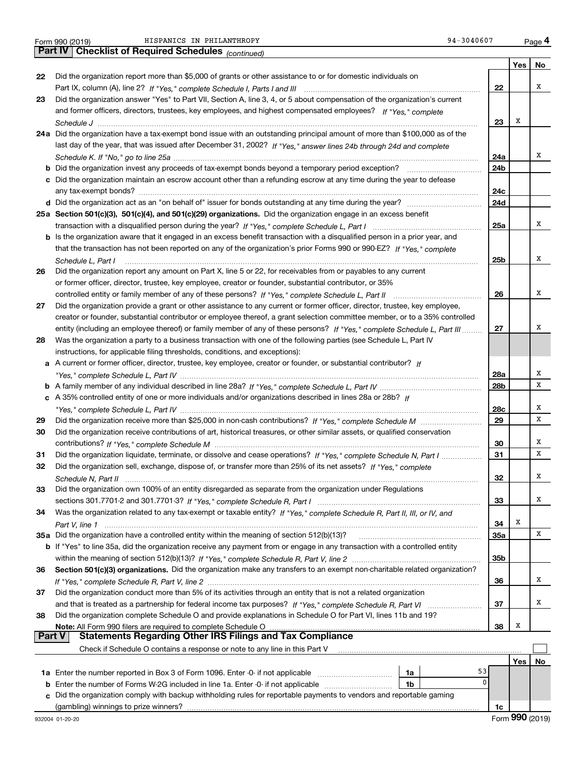Form 990 (2019) HISPANICS IN PHILANTHROPY 94-3040607 Page 4

**Part IV | Checklist of Required Schedules** *(continued)*

| | | | Yes | No |
|---|---|---|---|---|
| 22 | Did the organization report more than $5,000 of grants or other assistance to or for domestic individuals on Part IX, column (A), line 2? *If "Yes," complete Schedule I, Parts I and III* | 22 | | X |
| 23 | Did the organization answer "Yes" to Part VII, Section A, line 3, 4, or 5 about compensation of the organization's current and former officers, directors, trustees, key employees, and highest compensated employees? *If "Yes," complete Schedule J* | 23 | X | |
| 24a | Did the organization have a tax-exempt bond issue with an outstanding principal amount of more than $100,000 as of the last day of the year, that was issued after December 31, 2002? *If "Yes," answer lines 24b through 24d and complete Schedule K. If "No," go to line 25a* | 24a | | X |
| b | Did the organization invest any proceeds of tax-exempt bonds beyond a temporary period exception? | 24b | | |
| c | Did the organization maintain an escrow account other than a refunding escrow at any time during the year to defease any tax-exempt bonds? | 24c | | |
| d | Did the organization act as an "on behalf of" issuer for bonds outstanding at any time during the year? | 24d | | |
| 25a | **Section 501(c)(3), 501(c)(4), and 501(c)(29) organizations.** Did the organization engage in an excess benefit transaction with a disqualified person during the year? *If "Yes," complete Schedule L, Part I* | 25a | | X |
| b | Is the organization aware that it engaged in an excess benefit transaction with a disqualified person in a prior year, and that the transaction has not been reported on any of the organization's prior Forms 990 or 990-EZ? *If "Yes," complete Schedule L, Part I* | 25b | | X |
| 26 | Did the organization report any amount on Part X, line 5 or 22, for receivables from or payables to any current or former officer, director, trustee, key employee, creator or founder, substantial contributor, or 35% controlled entity or family member of any of these persons? *If "Yes," complete Schedule L, Part II* | 26 | | X |
| 27 | Did the organization provide a grant or other assistance to any current or former officer, director, trustee, key employee, creator or founder, substantial contributor or employee thereof, a grant selection committee member, or to a 35% controlled entity (including an employee thereof) or family member of any of these persons? *If "Yes," complete Schedule L, Part III* | 27 | | X |
| 28 | Was the organization a party to a business transaction with one of the following parties (see Schedule L, Part IV instructions, for applicable filing thresholds, conditions, and exceptions): | | | |
| a | A current or former officer, director, trustee, key employee, creator or founder, or substantial contributor? *If "Yes," complete Schedule L, Part IV* | 28a | | X |
| b | A family member of any individual described in line 28a? *If "Yes," complete Schedule L, Part IV* | 28b | | X |
| c | A 35% controlled entity of one or more individuals and/or organizations described in lines 28a or 28b? *If "Yes," complete Schedule L, Part IV* | 28c | | X |
| 29 | Did the organization receive more than $25,000 in non-cash contributions? *If "Yes," complete Schedule M* | 29 | | X |
| 30 | Did the organization receive contributions of art, historical treasures, or other similar assets, or qualified conservation contributions? *If "Yes," complete Schedule M* | 30 | | X |
| 31 | Did the organization liquidate, terminate, or dissolve and cease operations? *If "Yes," complete Schedule N, Part I* | 31 | | X |
| 32 | Did the organization sell, exchange, dispose of, or transfer more than 25% of its net assets? *If "Yes," complete Schedule N, Part II* | 32 | | X |
| 33 | Did the organization own 100% of an entity disregarded as separate from the organization under Regulations sections 301.7701-2 and 301.7701-3? *If "Yes," complete Schedule R, Part I* | 33 | | X |
| 34 | Was the organization related to any tax-exempt or taxable entity? *If "Yes," complete Schedule R, Part II, III, or IV, and Part V, line 1* | 34 | X | |
| 35a | Did the organization have a controlled entity within the meaning of section 512(b)(13)? | 35a | | X |
| b | If "Yes" to line 35a, did the organization receive any payment from or engage in any transaction with a controlled entity within the meaning of section 512(b)(13)? *If "Yes," complete Schedule R, Part V, line 2* | 35b | | |
| 36 | **Section 501(c)(3) organizations.** Did the organization make any transfers to an exempt non-charitable related organization? *If "Yes," complete Schedule R, Part V, line 2* | 36 | | X |
| 37 | Did the organization conduct more than 5% of its activities through an entity that is not a related organization and that is treated as a partnership for federal income tax purposes? *If "Yes," complete Schedule R, Part VI* | 37 | | X |
| 38 | Did the organization complete Schedule O and provide explanations in Schedule O for Part VI, lines 11b and 19? **Note:** All Form 990 filers are required to complete Schedule O | 38 | X | |

**Part V | Statements Regarding Other IRS Filings and Tax Compliance**

Check if Schedule O contains a response or note to any line in this Part V ☐

| | | | | | Yes | No |
|---|---|---|---|---|---|---|
| 1a | Enter the number reported in Box 3 of Form 1096. Enter -0- if not applicable | 1a | 53 | | | |
| b | Enter the number of Forms W-2G included in line 1a. Enter -0- if not applicable | 1b | 0 | | | |
| c | Did the organization comply with backup withholding rules for reportable payments to vendors and reportable gaming (gambling) winnings to prize winners? | | | 1c | | |

Form **990** (2019)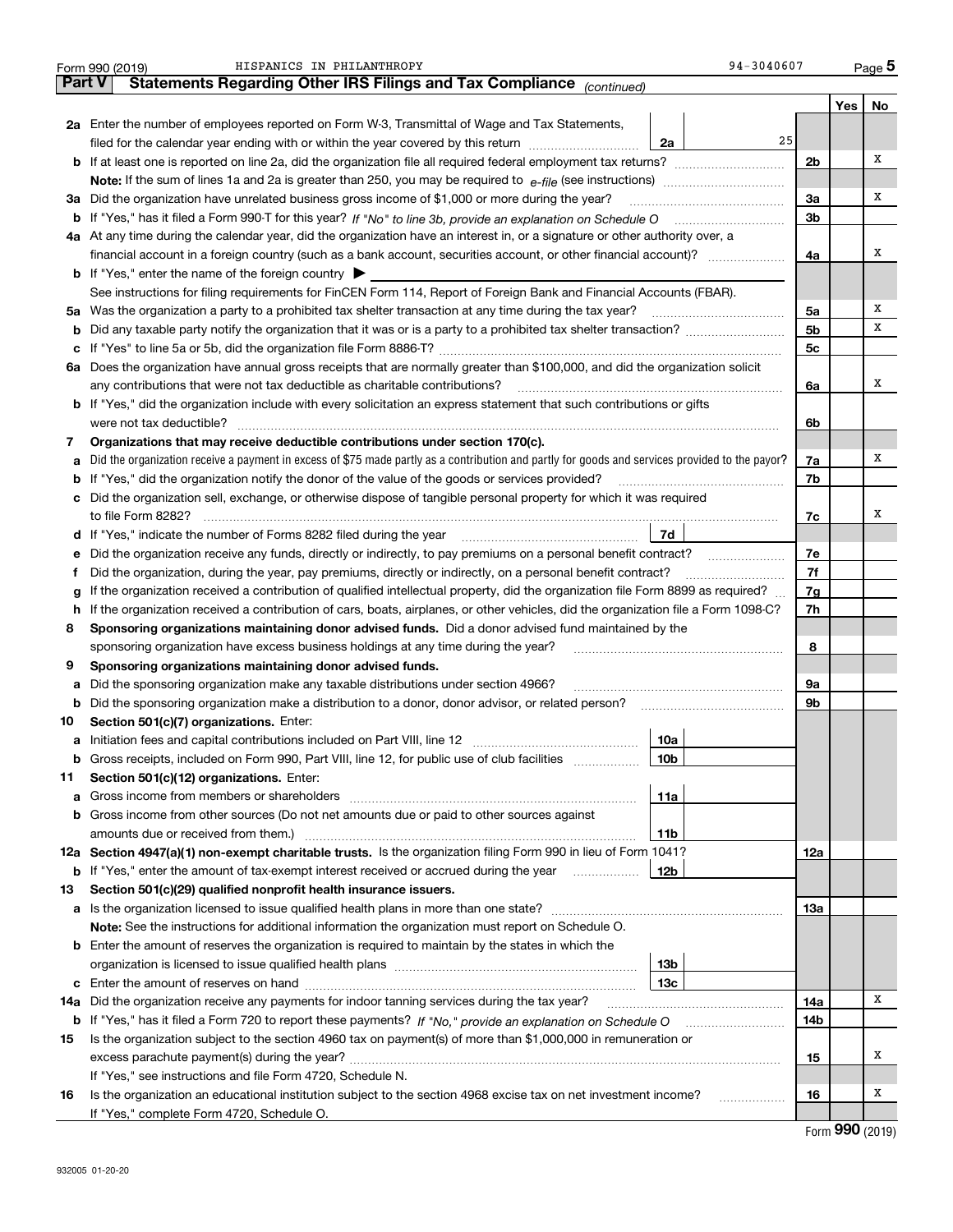Form 990 (2019) HISPANICS IN PHILANTHROPY 94-3040607

## Part V Statements Regarding Other IRS Filings and Tax Compliance *(continued)*

| | | | | Yes | No |
|---|---|---|---|---|---|
| **2a** | Enter the number of employees reported on Form W-3, Transmittal of Wage and Tax Statements, filed for the calendar year ending with or within the year covered by this return | 2a 25 | | | |
| **b** | If at least one is reported on line 2a, did the organization file all required federal employment tax returns? | | 2b | | X |
| | **Note:** If the sum of lines 1a and 2a is greater than 250, you may be required to *e-file* (see instructions) | | | | |
| **3a** | Did the organization have unrelated business gross income of $1,000 or more during the year? | | 3a | | X |
| **b** | If "Yes," has it filed a Form 990-T for this year? *If "No" to line 3b, provide an explanation on Schedule O* | | 3b | | |
| **4a** | At any time during the calendar year, did the organization have an interest in, or a signature or other authority over, a financial account in a foreign country (such as a bank account, securities account, or other financial account)? | | 4a | | X |
| **b** | If "Yes," enter the name of the foreign country ▶ | | | | |
| | See instructions for filing requirements for FinCEN Form 114, Report of Foreign Bank and Financial Accounts (FBAR). | | | | |
| **5a** | Was the organization a party to a prohibited tax shelter transaction at any time during the tax year? | | 5a | | X |
| **b** | Did any taxable party notify the organization that it was or is a party to a prohibited tax shelter transaction? | | 5b | | X |
| **c** | If "Yes" to line 5a or 5b, did the organization file Form 8886-T? | | 5c | | |
| **6a** | Does the organization have annual gross receipts that are normally greater than $100,000, and did the organization solicit any contributions that were not tax deductible as charitable contributions? | | 6a | | X |
| **b** | If "Yes," did the organization include with every solicitation an express statement that such contributions or gifts were not tax deductible? | | 6b | | |
| **7** | **Organizations that may receive deductible contributions under section 170(c).** | | | | |
| **a** | Did the organization receive a payment in excess of $75 made partly as a contribution and partly for goods and services provided to the payor? | | 7a | | X |
| **b** | If "Yes," did the organization notify the donor of the value of the goods or services provided? | | 7b | | |
| **c** | Did the organization sell, exchange, or otherwise dispose of tangible personal property for which it was required to file Form 8282? | | 7c | | X |
| **d** | If "Yes," indicate the number of Forms 8282 filed during the year | 7d | | | |
| **e** | Did the organization receive any funds, directly or indirectly, to pay premiums on a personal benefit contract? | | 7e | | |
| **f** | Did the organization, during the year, pay premiums, directly or indirectly, on a personal benefit contract? | | 7f | | |
| **g** | If the organization received a contribution of qualified intellectual property, did the organization file Form 8899 as required? | | 7g | | |
| **h** | If the organization received a contribution of cars, boats, airplanes, or other vehicles, did the organization file a Form 1098-C? | | 7h | | |
| **8** | **Sponsoring organizations maintaining donor advised funds.** Did a donor advised fund maintained by the sponsoring organization have excess business holdings at any time during the year? | | 8 | | |
| **9** | **Sponsoring organizations maintaining donor advised funds.** | | | | |
| **a** | Did the sponsoring organization make any taxable distributions under section 4966? | | 9a | | |
| **b** | Did the sponsoring organization make a distribution to a donor, donor advisor, or related person? | | 9b | | |
| **10** | **Section 501(c)(7) organizations.** Enter: | | | | |
| **a** | Initiation fees and capital contributions included on Part VIII, line 12 | 10a | | | |
| **b** | Gross receipts, included on Form 990, Part VIII, line 12, for public use of club facilities | 10b | | | |
| **11** | **Section 501(c)(12) organizations.** Enter: | | | | |
| **a** | Gross income from members or shareholders | 11a | | | |
| **b** | Gross income from other sources (Do not net amounts due or paid to other sources against amounts due or received from them.) | 11b | | | |
| **12a** | **Section 4947(a)(1) non-exempt charitable trusts.** Is the organization filing Form 990 in lieu of Form 1041? | | 12a | | |
| **b** | If "Yes," enter the amount of tax-exempt interest received or accrued during the year | 12b | | | |
| **13** | **Section 501(c)(29) qualified nonprofit health insurance issuers.** | | | | |
| **a** | Is the organization licensed to issue qualified health plans in more than one state? | | 13a | | |
| | **Note:** See the instructions for additional information the organization must report on Schedule O. | | | | |
| **b** | Enter the amount of reserves the organization is required to maintain by the states in which the organization is licensed to issue qualified health plans | 13b | | | |
| **c** | Enter the amount of reserves on hand | 13c | | | |
| **14a** | Did the organization receive any payments for indoor tanning services during the tax year? | | 14a | | X |
| **b** | If "Yes," has it filed a Form 720 to report these payments? *If "No," provide an explanation on Schedule O* | | 14b | | |
| **15** | Is the organization subject to the section 4960 tax on payment(s) of more than $1,000,000 in remuneration or excess parachute payment(s) during the year? | | 15 | | X |
| | If "Yes," see instructions and file Form 4720, Schedule N. | | | | |
| **16** | Is the organization an educational institution subject to the section 4968 excise tax on net investment income? | | 16 | | X |
| | If "Yes," complete Form 4720, Schedule O. | | | | |

Form **990** (2019)

932005 01-20-20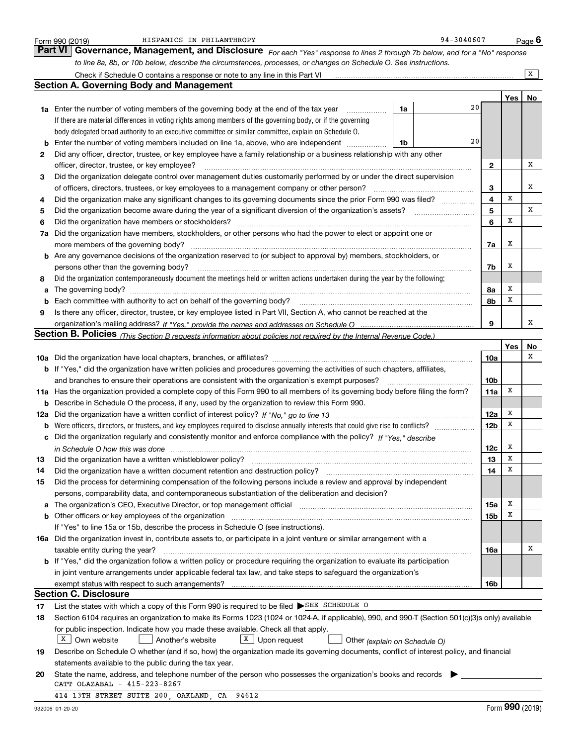Form 990 (2019) HISPANICS IN PHILANTHROPY 94-3040607

## Part VI Governance, Management, and Disclosure

*For each "Yes" response to lines 2 through 7b below, and for a "No" response to line 8a, 8b, or 10b below, describe the circumstances, processes, or changes on Schedule O. See instructions.*

Check if Schedule O contains a response or note to any line in this Part VI ..... [X]

### Section A. Governing Body and Management

| | | Line | Yes | No |
|---|---|---|---|---|
| **1a** | Enter the number of voting members of the governing body at the end of the tax year ..... **1a** 20. If there are material differences in voting rights among members of the governing body, or if the governing body delegated broad authority to an executive committee or similar committee, explain on Schedule O. | | | |
| **b** | Enter the number of voting members included on line 1a, above, who are independent ..... **1b** 20 | | | |
| **2** | Did any officer, director, trustee, or key employee have a family relationship or a business relationship with any other officer, director, trustee, or key employee? | 2 | | X |
| **3** | Did the organization delegate control over management duties customarily performed by or under the direct supervision of officers, directors, trustees, or key employees to a management company or other person? | 3 | | X |
| **4** | Did the organization make any significant changes to its governing documents since the prior Form 990 was filed? | 4 | X | |
| **5** | Did the organization become aware during the year of a significant diversion of the organization's assets? | 5 | | X |
| **6** | Did the organization have members or stockholders? | 6 | X | |
| **7a** | Did the organization have members, stockholders, or other persons who had the power to elect or appoint one or more members of the governing body? | 7a | X | |
| **b** | Are any governance decisions of the organization reserved to (or subject to approval by) members, stockholders, or persons other than the governing body? | 7b | X | |
| **8** | Did the organization contemporaneously document the meetings held or written actions undertaken during the year by the following: | | | |
| **a** | The governing body? | 8a | X | |
| **b** | Each committee with authority to act on behalf of the governing body? | 8b | X | |
| **9** | Is there any officer, director, trustee, or key employee listed in Part VII, Section A, who cannot be reached at the organization's mailing address? *If "Yes," provide the names and addresses on Schedule O* | 9 | | X |

### Section B. Policies *(This Section B requests information about policies not required by the Internal Revenue Code.)*

| | | Line | Yes | No |
|---|---|---|---|---|
| **10a** | Did the organization have local chapters, branches, or affiliates? | 10a | | X |
| **b** | If "Yes," did the organization have written policies and procedures governing the activities of such chapters, affiliates, and branches to ensure their operations are consistent with the organization's exempt purposes? | 10b | | |
| **11a** | Has the organization provided a complete copy of this Form 990 to all members of its governing body before filing the form? | 11a | X | |
| **b** | Describe in Schedule O the process, if any, used by the organization to review this Form 990. | | | |
| **12a** | Did the organization have a written conflict of interest policy? *If "No," go to line 13* | 12a | X | |
| **b** | Were officers, directors, or trustees, and key employees required to disclose annually interests that could give rise to conflicts? | 12b | X | |
| **c** | Did the organization regularly and consistently monitor and enforce compliance with the policy? *If "Yes," describe in Schedule O how this was done* | 12c | X | |
| **13** | Did the organization have a written whistleblower policy? | 13 | X | |
| **14** | Did the organization have a written document retention and destruction policy? | 14 | X | |
| **15** | Did the process for determining compensation of the following persons include a review and approval by independent persons, comparability data, and contemporaneous substantiation of the deliberation and decision? | | | |
| **a** | The organization's CEO, Executive Director, or top management official | 15a | X | |
| **b** | Other officers or key employees of the organization | 15b | X | |
| | If "Yes" to line 15a or 15b, describe the process in Schedule O (see instructions). | | | |
| **16a** | Did the organization invest in, contribute assets to, or participate in a joint venture or similar arrangement with a taxable entity during the year? | 16a | | X |
| **b** | If "Yes," did the organization follow a written policy or procedure requiring the organization to evaluate its participation in joint venture arrangements under applicable federal tax law, and take steps to safeguard the organization's exempt status with respect to such arrangements? | 16b | | |

### Section C. Disclosure

**17** List the states with which a copy of this Form 990 is required to be filed ▶ SEE SCHEDULE O

**18** Section 6104 requires an organization to make its Forms 1023 (1024 or 1024-A, if applicable), 990, and 990-T (Section 501(c)(3)s only) available for public inspection. Indicate how you made these available. Check all that apply.

[X] Own website [ ] Another's website [X] Upon request [ ] Other *(explain on Schedule O)*

**19** Describe on Schedule O whether (and if so, how) the organization made its governing documents, conflict of interest policy, and financial statements available to the public during the tax year.

**20** State the name, address, and telephone number of the person who possesses the organization's books and records ▶

CATT OLAZABAL - 415-223-8267

414 13TH STREET SUITE 200, OAKLAND, CA 94612

932006 01-20-20 Form **990** (2019)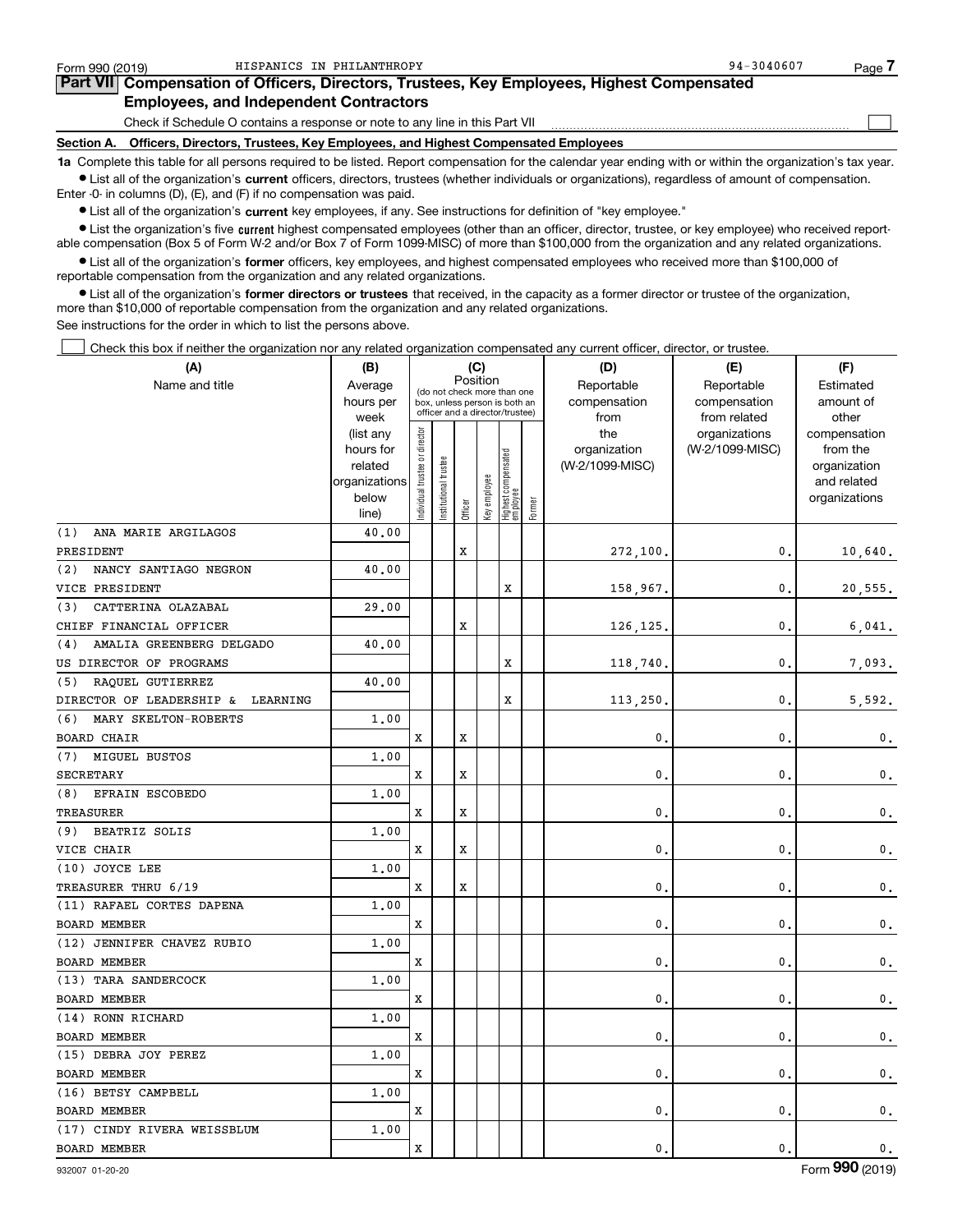Form 990 (2019) HISPANICS IN PHILANTHROPY 94-3040607

## Part VII Compensation of Officers, Directors, Trustees, Key Employees, Highest Compensated Employees, and Independent Contractors

Check if Schedule O contains a response or note to any line in this Part VII ☐

### Section A. Officers, Directors, Trustees, Key Employees, and Highest Compensated Employees

**1a** Complete this table for all persons required to be listed. Report compensation for the calendar year ending with or within the organization's tax year.

- List all of the organization's **current** officers, directors, trustees (whether individuals or organizations), regardless of amount of compensation. Enter -0- in columns (D), (E), and (F) if no compensation was paid.
- List all of the organization's **current** key employees, if any. See instructions for definition of "key employee."
- List the organization's five **current** highest compensated employees (other than an officer, director, trustee, or key employee) who received reportable compensation (Box 5 of Form W-2 and/or Box 7 of Form 1099-MISC) of more than $100,000 from the organization and any related organizations.
- List all of the organization's **former** officers, key employees, and highest compensated employees who received more than $100,000 of reportable compensation from the organization and any related organizations.
- List all of the organization's **former directors or trustees** that received, in the capacity as a former director or trustee of the organization, more than $10,000 of reportable compensation from the organization and any related organizations.

See instructions for the order in which to list the persons above.

☐ Check this box if neither the organization nor any related organization compensated any current officer, director, or trustee.

| (A) Name and title | (B) Average hours per week (list any hours for related organizations below line) | (C) Position (do not check more than one box, unless person is both an officer and a director/trustee): Individual trustee or director | Institutional trustee | Officer | Key employee | Highest compensated employee | Former | (D) Reportable compensation from the organization (W-2/1099-MISC) | (E) Reportable compensation from related organizations (W-2/1099-MISC) | (F) Estimated amount of other compensation from the organization and related organizations |
|---|---|---|---|---|---|---|---|---|---|---|
| (1) ANA MARIE ARGILAGOS<br>PRESIDENT | 40.00 | | | X | | | | 272,100. | 0. | 10,640. |
| (2) NANCY SANTIAGO NEGRON<br>VICE PRESIDENT | 40.00 | | | | | X | | 158,967. | 0. | 20,555. |
| (3) CATTERINA OLAZABAL<br>CHIEF FINANCIAL OFFICER | 29.00 | | | X | | | | 126,125. | 0. | 6,041. |
| (4) AMALIA GREENBERG DELGADO<br>US DIRECTOR OF PROGRAMS | 40.00 | | | | | X | | 118,740. | 0. | 7,093. |
| (5) RAQUEL GUTIERREZ<br>DIRECTOR OF LEADERSHIP & LEARNING | 40.00 | | | | | X | | 113,250. | 0. | 5,592. |
| (6) MARY SKELTON-ROBERTS<br>BOARD CHAIR | 1.00 | X | | X | | | | 0. | 0. | 0. |
| (7) MIGUEL BUSTOS<br>SECRETARY | 1.00 | X | | X | | | | 0. | 0. | 0. |
| (8) EFRAIN ESCOBEDO<br>TREASURER | 1.00 | X | | X | | | | 0. | 0. | 0. |
| (9) BEATRIZ SOLIS<br>VICE CHAIR | 1.00 | X | | X | | | | 0. | 0. | 0. |
| (10) JOYCE LEE<br>TREASURER THRU 6/19 | 1.00 | X | | X | | | | 0. | 0. | 0. |
| (11) RAFAEL CORTES DAPENA<br>BOARD MEMBER | 1.00 | X | | | | | | 0. | 0. | 0. |
| (12) JENNIFER CHAVEZ RUBIO<br>BOARD MEMBER | 1.00 | X | | | | | | 0. | 0. | 0. |
| (13) TARA SANDERCOCK<br>BOARD MEMBER | 1.00 | X | | | | | | 0. | 0. | 0. |
| (14) RONN RICHARD<br>BOARD MEMBER | 1.00 | X | | | | | | 0. | 0. | 0. |
| (15) DEBRA JOY PEREZ<br>BOARD MEMBER | 1.00 | X | | | | | | 0. | 0. | 0. |
| (16) BETSY CAMPBELL<br>BOARD MEMBER | 1.00 | X | | | | | | 0. | 0. | 0. |
| (17) CINDY RIVERA WEISSBLUM<br>BOARD MEMBER | 1.00 | X | | | | | | 0. | 0. | 0. |

932007 01-20-20 Form **990** (2019)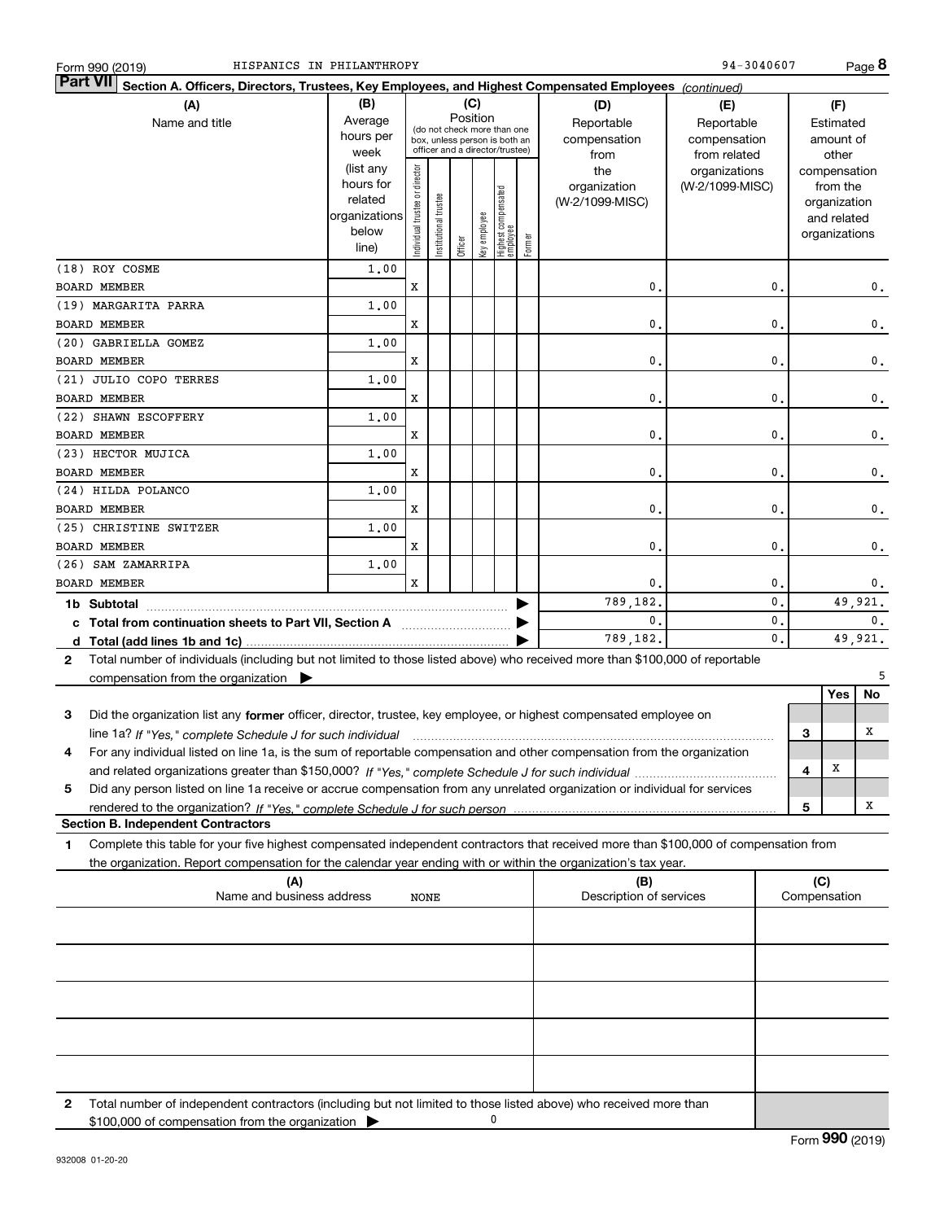Form 990 (2019) HISPANICS IN PHILANTHROPY 94-3040607

## Part VII Section A. Officers, Directors, Trustees, Key Employees, and Highest Compensated Employees *(continued)*

| (A) Name and title | (B) Average hours per week (list any hours for related organizations below line) | (C) Position: Individual trustee or director | Institutional trustee | Officer | Key employee | Highest compensated employee | Former | (D) Reportable compensation from the organization (W-2/1099-MISC) | (E) Reportable compensation from related organizations (W-2/1099-MISC) | (F) Estimated amount of other compensation from the organization and related organizations |
|---|---|---|---|---|---|---|---|---|---|---|
| (18) ROY COSME<br>BOARD MEMBER | 1.00 | X | | | | | | 0. | 0. | 0. |
| (19) MARGARITA PARRA<br>BOARD MEMBER | 1.00 | X | | | | | | 0. | 0. | 0. |
| (20) GABRIELLA GOMEZ<br>BOARD MEMBER | 1.00 | X | | | | | | 0. | 0. | 0. |
| (21) JULIO COPO TERRES<br>BOARD MEMBER | 1.00 | X | | | | | | 0. | 0. | 0. |
| (22) SHAWN ESCOFFERY<br>BOARD MEMBER | 1.00 | X | | | | | | 0. | 0. | 0. |
| (23) HECTOR MUJICA<br>BOARD MEMBER | 1.00 | X | | | | | | 0. | 0. | 0. |
| (24) HILDA POLANCO<br>BOARD MEMBER | 1.00 | X | | | | | | 0. | 0. | 0. |
| (25) CHRISTINE SWITZER<br>BOARD MEMBER | 1.00 | X | | | | | | 0. | 0. | 0. |
| (26) SAM ZAMARRIPA<br>BOARD MEMBER | 1.00 | X | | | | | | 0. | 0. | 0. |
| **1b Subtotal** | | | | | | | | 789,182. | 0. | 49,921. |
| **c Total from continuation sheets to Part VII, Section A** | | | | | | | | 0. | 0. | 0. |
| **d Total (add lines 1b and 1c)** | | | | | | | | 789,182. | 0. | 49,921. |

**2** Total number of individuals (including but not limited to those listed above) who received more than $100,000 of reportable compensation from the organization ▶ 5

| | | Yes | No |
|---|---|---|---|
| **3** Did the organization list any **former** officer, director, trustee, key employee, or highest compensated employee on line 1a? *If "Yes," complete Schedule J for such individual* | 3 | | X |
| **4** For any individual listed on line 1a, is the sum of reportable compensation and other compensation from the organization and related organizations greater than $150,000? *If "Yes," complete Schedule J for such individual* | 4 | X | |
| **5** Did any person listed on line 1a receive or accrue compensation from any unrelated organization or individual for services rendered to the organization? *If "Yes," complete Schedule J for such person* | 5 | | X |

### Section B. Independent Contractors

**1** Complete this table for your five highest compensated independent contractors that received more than $100,000 of compensation from the organization. Report compensation for the calendar year ending with or within the organization's tax year.

| (A) Name and business address | (B) Description of services | (C) Compensation |
|---|---|---|
| NONE | | |
| | | |
| | | |
| | | |
| | | |

**2** Total number of independent contractors (including but not limited to those listed above) who received more than $100,000 of compensation from the organization ▶ 0

Form **990** (2019)

932008 01-20-20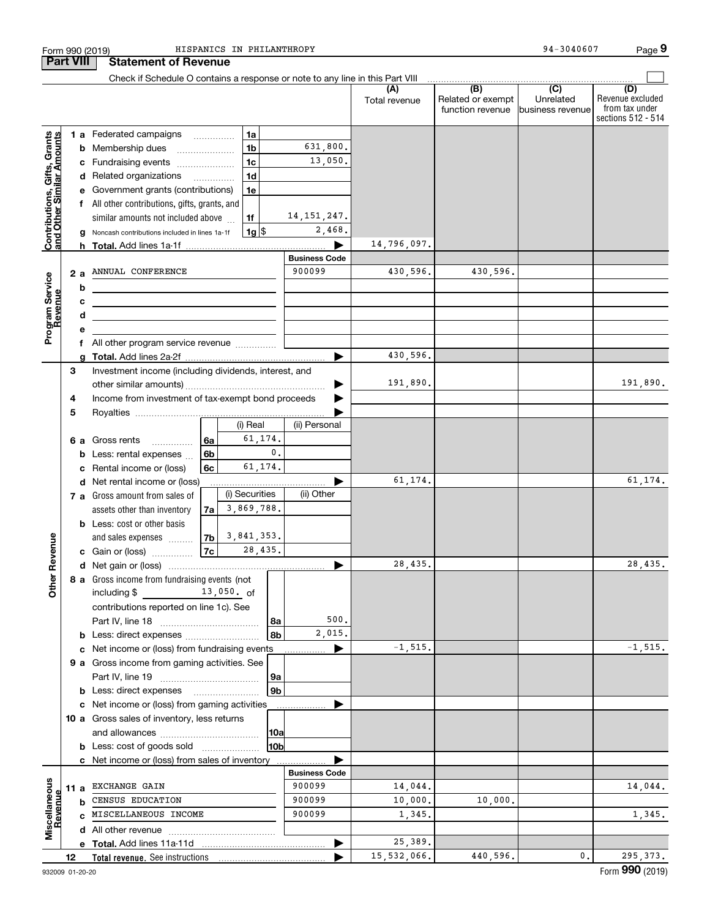Form 990 (2019) HISPANICS IN PHILANTHROPY 94-3040607

## Part VIII Statement of Revenue

Check if Schedule O contains a response or note to any line in this Part VIII ☐

| | | | (A) Total revenue | (B) Related or exempt function revenue | (C) Unrelated business revenue | (D) Revenue excluded from tax under sections 512 - 514 |
|---|---|---|---|---|---|---|
| **Contributions, Gifts, Grants and Other Similar Amounts** | | | | | | |
| 1 a Federated campaigns | 1a | | | | | |
| b Membership dues | 1b | 631,800. | | | | |
| c Fundraising events | 1c | 13,050. | | | | |
| d Related organizations | 1d | | | | | |
| e Government grants (contributions) | 1e | | | | | |
| f All other contributions, gifts, grants, and similar amounts not included above | 1f | 14,151,247. | | | | |
| g Noncash contributions included in lines 1a-1f | 1g $ | 2,468. | | | | |
| h **Total.** Add lines 1a-1f | | ▶ | 14,796,097. | | | |
| **Program Service Revenue** | | **Business Code** | | | | |
| 2 a ANNUAL CONFERENCE | | 900099 | 430,596. | 430,596. | | |
| b | | | | | | |
| c | | | | | | |
| d | | | | | | |
| e | | | | | | |
| f All other program service revenue | | | | | | |
| g **Total.** Add lines 2a-2f | | ▶ | 430,596. | | | |
| **Other Revenue** | | | | | | |
| 3 Investment income (including dividends, interest, and other similar amounts) | | ▶ | 191,890. | | | 191,890. |
| 4 Income from investment of tax-exempt bond proceeds | | ▶ | | | | |
| 5 Royalties | | ▶ | | | | |
| | (i) Real | (ii) Personal | | | | |
| 6 a Gross rents (6a) | 61,174. | | | | | |
| b Less: rental expenses (6b) | 0. | | | | | |
| c Rental income or (loss) (6c) | 61,174. | | | | | |
| d Net rental income or (loss) | | ▶ | 61,174. | | | 61,174. |
| | (i) Securities | (ii) Other | | | | |
| 7 a Gross amount from sales of assets other than inventory (7a) | 3,869,788. | | | | | |
| b Less: cost or other basis and sales expenses (7b) | 3,841,353. | | | | | |
| c Gain or (loss) (7c) | 28,435. | | | | | |
| d Net gain or (loss) | | ▶ | 28,435. | | | 28,435. |
| 8 a Gross income from fundraising events (not including $ 13,050. of contributions reported on line 1c). See Part IV, line 18 | 8a | 500. | | | | |
| b Less: direct expenses | 8b | 2,015. | | | | |
| c Net income or (loss) from fundraising events | | ▶ | -1,515. | | | -1,515. |
| 9 a Gross income from gaming activities. See Part IV, line 19 | 9a | | | | | |
| b Less: direct expenses | 9b | | | | | |
| c Net income or (loss) from gaming activities | | ▶ | | | | |
| 10 a Gross sales of inventory, less returns and allowances | 10a | | | | | |
| b Less: cost of goods sold | 10b | | | | | |
| c Net income or (loss) from sales of inventory | | ▶ | | | | |
| **Miscellaneous Revenue** | | **Business Code** | | | | |
| 11 a EXCHANGE GAIN | | 900099 | 14,044. | | | 14,044. |
| b CENSUS EDUCATION | | 900099 | 10,000. | 10,000. | | |
| c MISCELLANEOUS INCOME | | 900099 | 1,345. | | | 1,345. |
| d All other revenue | | | | | | |
| e **Total.** Add lines 11a-11d | | ▶ | 25,389. | | | |
| 12 **Total revenue.** See instructions | | ▶ | 15,532,066. | 440,596. | 0. | 295,373. |

932009 01-20-20 Form **990** (2019)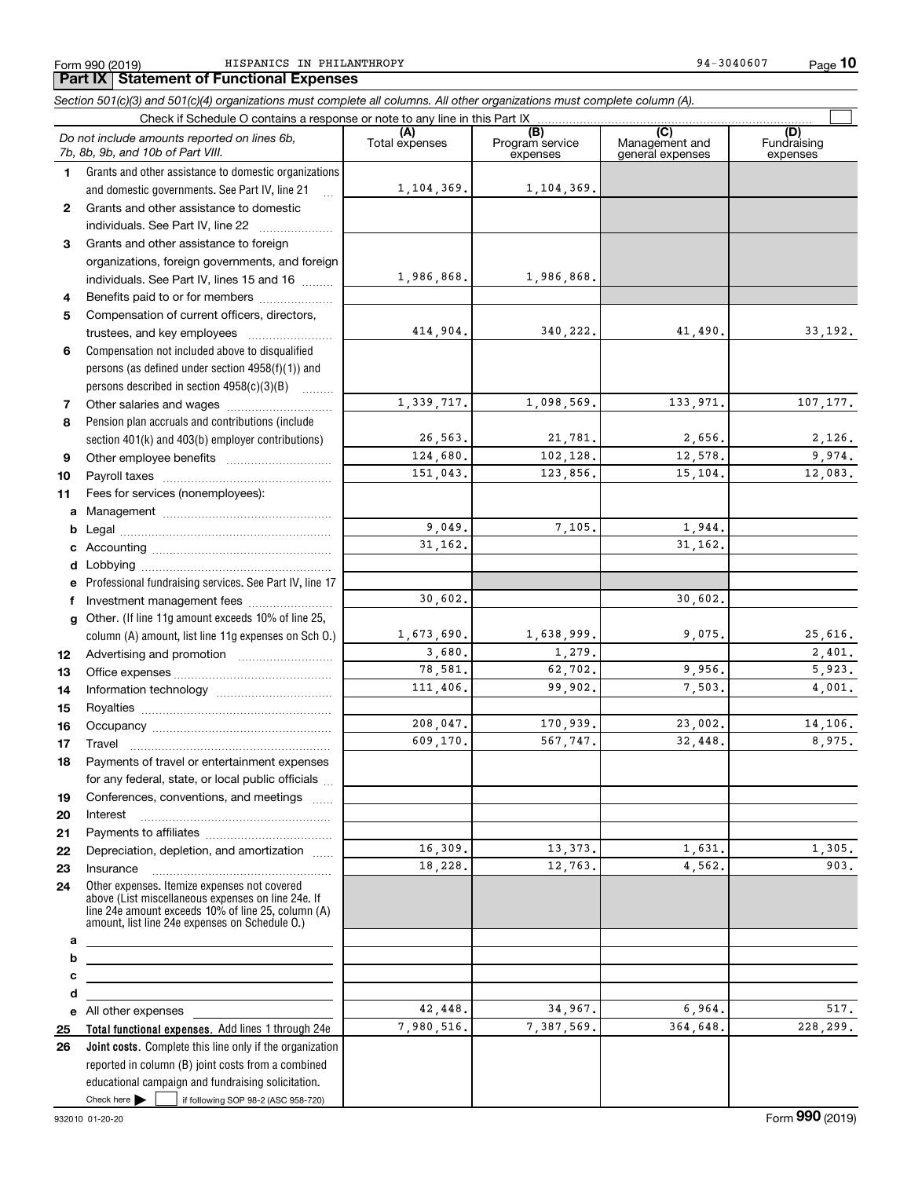Form 990 (2019) HISPANICS IN PHILANTHROPY 94-3040607

## Part IX Statement of Functional Expenses

*Section 501(c)(3) and 501(c)(4) organizations must complete all columns. All other organizations must complete column (A).*

Check if Schedule O contains a response or note to any line in this Part IX ☐

| | *Do not include amounts reported on lines 6b, 7b, 8b, 9b, and 10b of Part VIII.* | (A) Total expenses | (B) Program service expenses | (C) Management and general expenses | (D) Fundraising expenses |
|---|---|---|---|---|---|
| 1 | Grants and other assistance to domestic organizations and domestic governments. See Part IV, line 21 | 1,104,369. | 1,104,369. | | |
| 2 | Grants and other assistance to domestic individuals. See Part IV, line 22 | | | | |
| 3 | Grants and other assistance to foreign organizations, foreign governments, and foreign individuals. See Part IV, lines 15 and 16 | 1,986,868. | 1,986,868. | | |
| 4 | Benefits paid to or for members | | | | |
| 5 | Compensation of current officers, directors, trustees, and key employees | 414,904. | 340,222. | 41,490. | 33,192. |
| 6 | Compensation not included above to disqualified persons (as defined under section 4958(f)(1)) and persons described in section 4958(c)(3)(B) | | | | |
| 7 | Other salaries and wages | 1,339,717. | 1,098,569. | 133,971. | 107,177. |
| 8 | Pension plan accruals and contributions (include section 401(k) and 403(b) employer contributions) | 26,563. | 21,781. | 2,656. | 2,126. |
| 9 | Other employee benefits | 124,680. | 102,128. | 12,578. | 9,974. |
| 10 | Payroll taxes | 151,043. | 123,856. | 15,104. | 12,083. |
| 11 | Fees for services (nonemployees): | | | | |
| a | Management | | | | |
| b | Legal | 9,049. | 7,105. | 1,944. | |
| c | Accounting | 31,162. | | 31,162. | |
| d | Lobbying | | | | |
| e | Professional fundraising services. See Part IV, line 17 | | | | |
| f | Investment management fees | 30,602. | | 30,602. | |
| g | Other. (If line 11g amount exceeds 10% of line 25, column (A) amount, list line 11g expenses on Sch O.) | 1,673,690. | 1,638,999. | 9,075. | 25,616. |
| 12 | Advertising and promotion | 3,680. | 1,279. | | 2,401. |
| 13 | Office expenses | 78,581. | 62,702. | 9,956. | 5,923. |
| 14 | Information technology | 111,406. | 99,902. | 7,503. | 4,001. |
| 15 | Royalties | | | | |
| 16 | Occupancy | 208,047. | 170,939. | 23,002. | 14,106. |
| 17 | Travel | 609,170. | 567,747. | 32,448. | 8,975. |
| 18 | Payments of travel or entertainment expenses for any federal, state, or local public officials | | | | |
| 19 | Conferences, conventions, and meetings | | | | |
| 20 | Interest | | | | |
| 21 | Payments to affiliates | | | | |
| 22 | Depreciation, depletion, and amortization | 16,309. | 13,373. | 1,631. | 1,305. |
| 23 | Insurance | 18,228. | 12,763. | 4,562. | 903. |
| 24 | Other expenses. Itemize expenses not covered above (List miscellaneous expenses on line 24e. If line 24e amount exceeds 10% of line 25, column (A) amount, list line 24e expenses on Schedule O.) | | | | |
| a | | | | | |
| b | | | | | |
| c | | | | | |
| d | | | | | |
| e | All other expenses | 42,448. | 34,967. | 6,964. | 517. |
| 25 | **Total functional expenses.** Add lines 1 through 24e | 7,980,516. | 7,387,569. | 364,648. | 228,299. |
| 26 | **Joint costs.** Complete this line only if the organization reported in column (B) joint costs from a combined educational campaign and fundraising solicitation. Check here ☐ if following SOP 98-2 (ASC 958-720) | | | | |

932010 01-20-20 Form **990** (2019)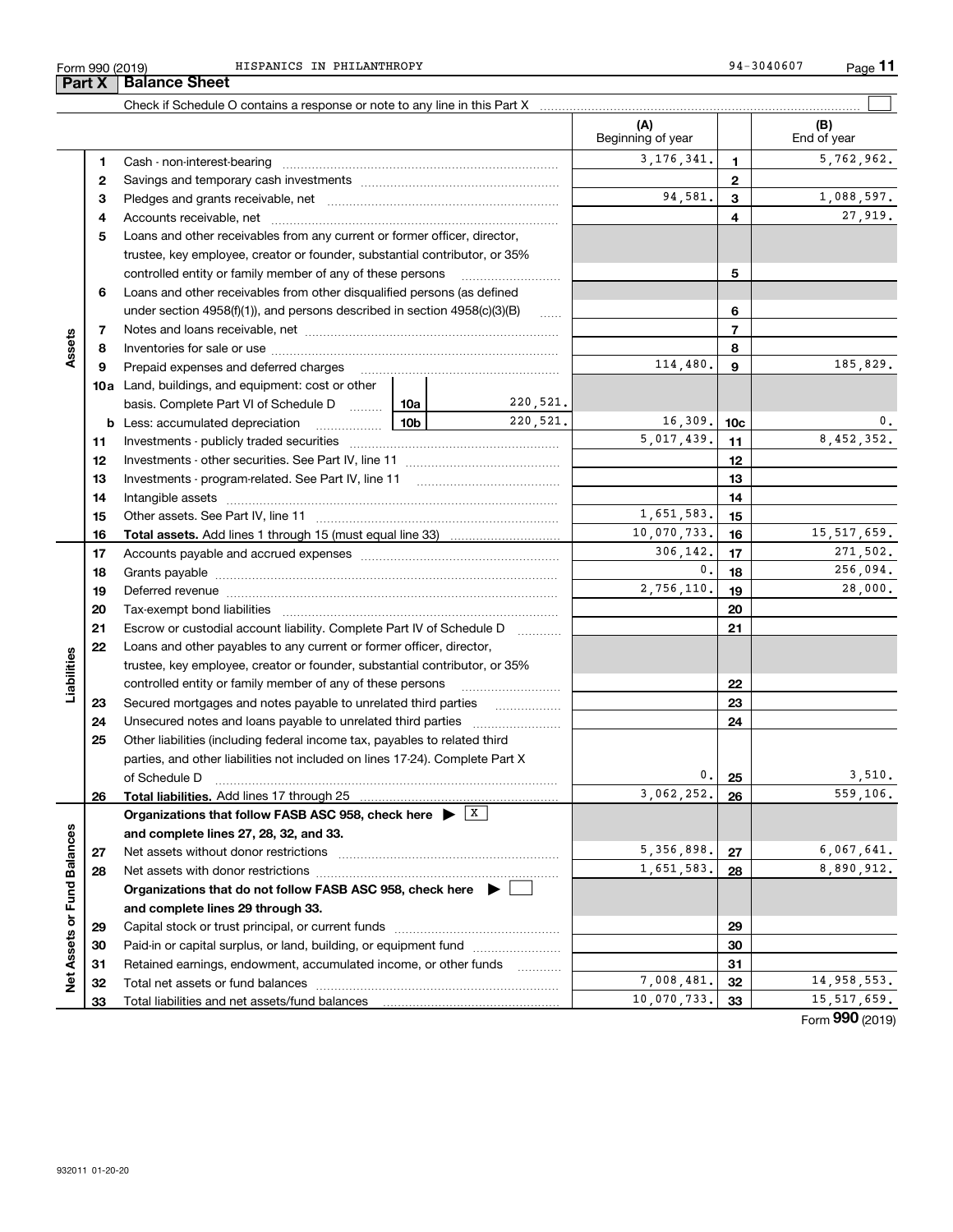Form 990 (2019) HISPANICS IN PHILANTHROPY 94-3040607

## Part X Balance Sheet

Check if Schedule O contains a response or note to any line in this Part X

| | | | (A) Beginning of year | | (B) End of year |
|---|---|---|---|---|---|
| Assets | 1 | Cash - non-interest-bearing | 3,176,341. | 1 | 5,762,962. |
| | 2 | Savings and temporary cash investments | | 2 | |
| | 3 | Pledges and grants receivable, net | 94,581. | 3 | 1,088,597. |
| | 4 | Accounts receivable, net | | 4 | 27,919. |
| | 5 | Loans and other receivables from any current or former officer, director, trustee, key employee, creator or founder, substantial contributor, or 35% controlled entity or family member of any of these persons | | 5 | |
| | 6 | Loans and other receivables from other disqualified persons (as defined under section 4958(f)(1)), and persons described in section 4958(c)(3)(B) | | 6 | |
| | 7 | Notes and loans receivable, net | | 7 | |
| | 8 | Inventories for sale or use | | 8 | |
| | 9 | Prepaid expenses and deferred charges | 114,480. | 9 | 185,829. |
| | 10a | Land, buildings, and equipment: cost or other basis. Complete Part VI of Schedule D — 10a: 220,521. | | | |
| | b | Less: accumulated depreciation — 10b: 220,521. | 16,309. | 10c | 0. |
| | 11 | Investments - publicly traded securities | 5,017,439. | 11 | 8,452,352. |
| | 12 | Investments - other securities. See Part IV, line 11 | | 12 | |
| | 13 | Investments - program-related. See Part IV, line 11 | | 13 | |
| | 14 | Intangible assets | | 14 | |
| | 15 | Other assets. See Part IV, line 11 | 1,651,583. | 15 | |
| | 16 | **Total assets.** Add lines 1 through 15 (must equal line 33) | 10,070,733. | 16 | 15,517,659. |
| Liabilities | 17 | Accounts payable and accrued expenses | 306,142. | 17 | 271,502. |
| | 18 | Grants payable | 0. | 18 | 256,094. |
| | 19 | Deferred revenue | 2,756,110. | 19 | 28,000. |
| | 20 | Tax-exempt bond liabilities | | 20 | |
| | 21 | Escrow or custodial account liability. Complete Part IV of Schedule D | | 21 | |
| | 22 | Loans and other payables to any current or former officer, director, trustee, key employee, creator or founder, substantial contributor, or 35% controlled entity or family member of any of these persons | | 22 | |
| | 23 | Secured mortgages and notes payable to unrelated third parties | | 23 | |
| | 24 | Unsecured notes and loans payable to unrelated third parties | | 24 | |
| | 25 | Other liabilities (including federal income tax, payables to related third parties, and other liabilities not included on lines 17-24). Complete Part X of Schedule D | 0. | 25 | 3,510. |
| | 26 | **Total liabilities.** Add lines 17 through 25 | 3,062,252. | 26 | 559,106. |
| Net Assets or Fund Balances | | **Organizations that follow FASB ASC 958, check here ▶ [X] and complete lines 27, 28, 32, and 33.** | | | |
| | 27 | Net assets without donor restrictions | 5,356,898. | 27 | 6,067,641. |
| | 28 | Net assets with donor restrictions | 1,651,583. | 28 | 8,890,912. |
| | | **Organizations that do not follow FASB ASC 958, check here ▶ [ ] and complete lines 29 through 33.** | | | |
| | 29 | Capital stock or trust principal, or current funds | | 29 | |
| | 30 | Paid-in or capital surplus, or land, building, or equipment fund | | 30 | |
| | 31 | Retained earnings, endowment, accumulated income, or other funds | | 31 | |
| | 32 | Total net assets or fund balances | 7,008,481. | 32 | 14,958,553. |
| | 33 | Total liabilities and net assets/fund balances | 10,070,733. | 33 | 15,517,659. |

Form **990** (2019)

932011 01-20-20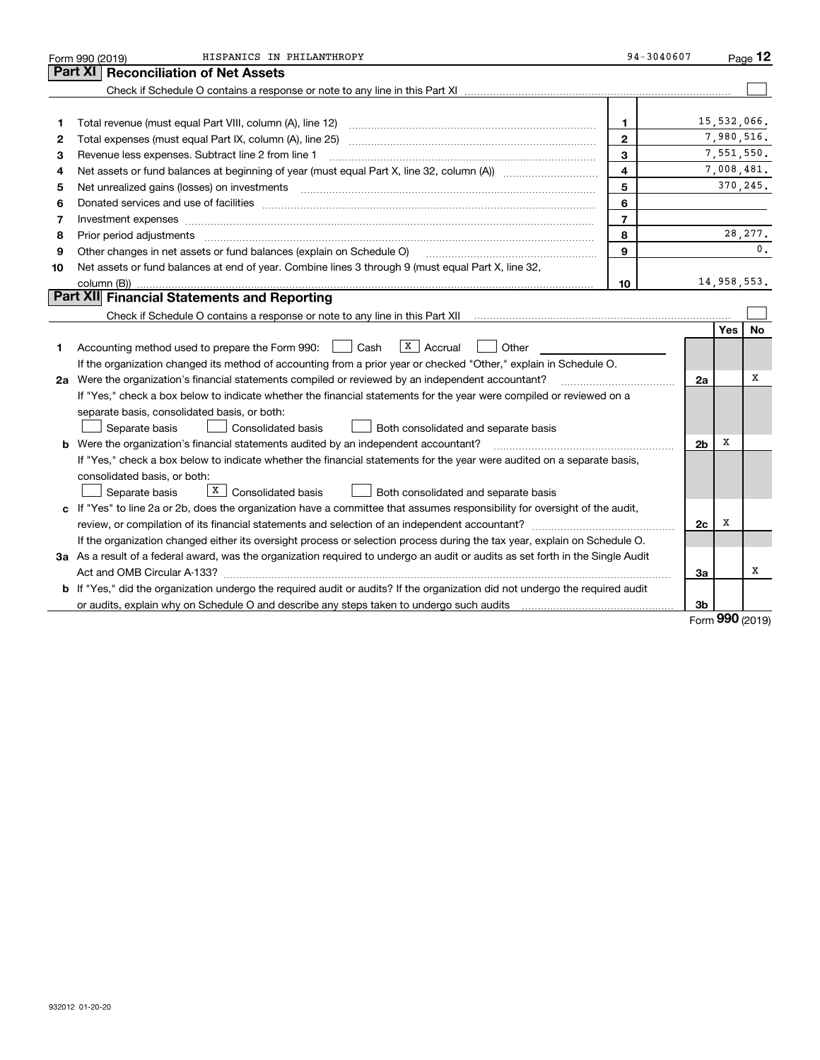Form 990 (2019) HISPANICS IN PHILANTHROPY 94-3040607

## Part XI Reconciliation of Net Assets

Check if Schedule O contains a response or note to any line in this Part XI ☐

| | | | |
|---|---|---|---|
| 1 | Total revenue (must equal Part VIII, column (A), line 12) | 1 | 15,532,066. |
| 2 | Total expenses (must equal Part IX, column (A), line 25) | 2 | 7,980,516. |
| 3 | Revenue less expenses. Subtract line 2 from line 1 | 3 | 7,551,550. |
| 4 | Net assets or fund balances at beginning of year (must equal Part X, line 32, column (A)) | 4 | 7,008,481. |
| 5 | Net unrealized gains (losses) on investments | 5 | 370,245. |
| 6 | Donated services and use of facilities | 6 | |
| 7 | Investment expenses | 7 | |
| 8 | Prior period adjustments | 8 | 28,277. |
| 9 | Other changes in net assets or fund balances (explain on Schedule O) | 9 | 0. |
| 10 | Net assets or fund balances at end of year. Combine lines 3 through 9 (must equal Part X, line 32, column (B)) | 10 | 14,958,553. |

## Part XII Financial Statements and Reporting

Check if Schedule O contains a response or note to any line in this Part XII ☐

| | | | Yes | No |
|---|---|---|---|---|
| 1 | Accounting method used to prepare the Form 990: ☐ Cash ☒ Accrual ☐ Other<br>If the organization changed its method of accounting from a prior year or checked "Other," explain in Schedule O. | | | |
| 2a | Were the organization's financial statements compiled or reviewed by an independent accountant?<br>If "Yes," check a box below to indicate whether the financial statements for the year were compiled or reviewed on a separate basis, consolidated basis, or both:<br>☐ Separate basis ☐ Consolidated basis ☐ Both consolidated and separate basis | 2a | | X |
| b | Were the organization's financial statements audited by an independent accountant?<br>If "Yes," check a box below to indicate whether the financial statements for the year were audited on a separate basis, consolidated basis, or both:<br>☐ Separate basis ☒ Consolidated basis ☐ Both consolidated and separate basis | 2b | X | |
| c | If "Yes" to line 2a or 2b, does the organization have a committee that assumes responsibility for oversight of the audit, review, or compilation of its financial statements and selection of an independent accountant?<br>If the organization changed either its oversight process or selection process during the tax year, explain on Schedule O. | 2c | X | |
| 3a | As a result of a federal award, was the organization required to undergo an audit or audits as set forth in the Single Audit Act and OMB Circular A-133? | 3a | | X |
| b | If "Yes," did the organization undergo the required audit or audits? If the organization did not undergo the required audit or audits, explain why on Schedule O and describe any steps taken to undergo such audits | 3b | | |

Form **990** (2019)

932012 01-20-20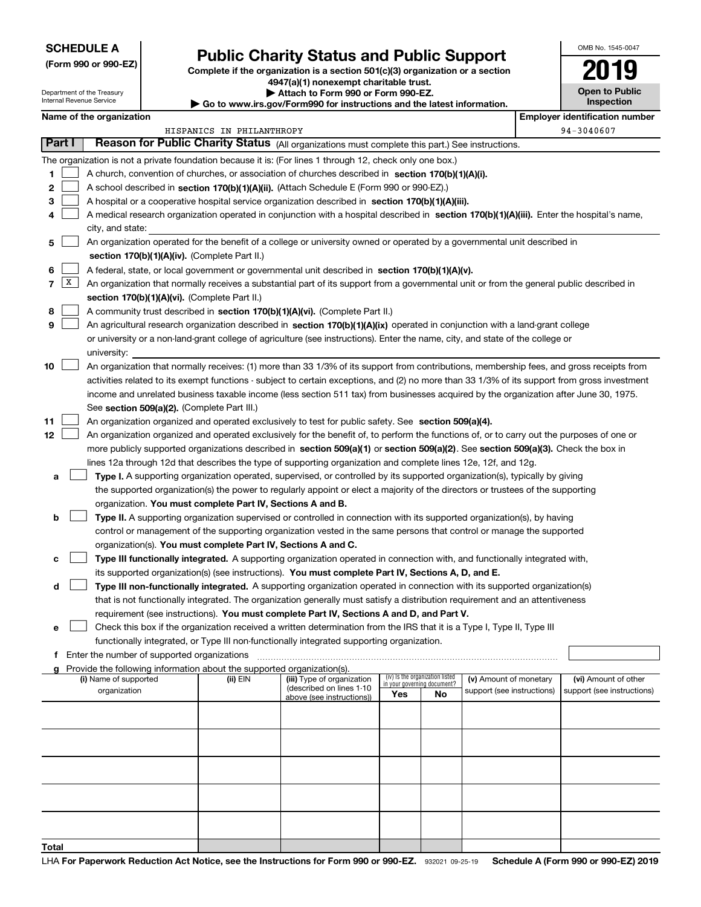**SCHEDULE A**
**(Form 990 or 990-EZ)**

Department of the Treasury
Internal Revenue Service

# Public Charity Status and Public Support

**Complete if the organization is a section 501(c)(3) organization or a section 4947(a)(1) nonexempt charitable trust.**
**▶ Attach to Form 990 or Form 990-EZ.**
**▶ Go to www.irs.gov/Form990 for instructions and the latest information.**

OMB No. 1545-0047
**2019**
**Open to Public Inspection**

**Name of the organization**: HISPANICS IN PHILANTHROPY
**Employer identification number**: 94-3040607

**Part I** **Reason for Public Charity Status** (All organizations must complete this part.) See instructions.

The organization is not a private foundation because it is: (For lines 1 through 12, check only one box.)

1. [ ] A church, convention of churches, or association of churches described in **section 170(b)(1)(A)(i).**
2. [ ] A school described in **section 170(b)(1)(A)(ii).** (Attach Schedule E (Form 990 or 990-EZ).)
3. [ ] A hospital or a cooperative hospital service organization described in **section 170(b)(1)(A)(iii).**
4. [ ] A medical research organization operated in conjunction with a hospital described in **section 170(b)(1)(A)(iii).** Enter the hospital's name, city, and state:
5. [ ] An organization operated for the benefit of a college or university owned or operated by a governmental unit described in **section 170(b)(1)(A)(iv).** (Complete Part II.)
6. [ ] A federal, state, or local government or governmental unit described in **section 170(b)(1)(A)(v).**
7. [X] An organization that normally receives a substantial part of its support from a governmental unit or from the general public described in **section 170(b)(1)(A)(vi).** (Complete Part II.)
8. [ ] A community trust described in **section 170(b)(1)(A)(vi).** (Complete Part II.)
9. [ ] An agricultural research organization described in **section 170(b)(1)(A)(ix)** operated in conjunction with a land-grant college or university or a non-land-grant college of agriculture (see instructions). Enter the name, city, and state of the college or university:
10. [ ] An organization that normally receives: (1) more than 33 1/3% of its support from contributions, membership fees, and gross receipts from activities related to its exempt functions - subject to certain exceptions, and (2) no more than 33 1/3% of its support from gross investment income and unrelated business taxable income (less section 511 tax) from businesses acquired by the organization after June 30, 1975. See **section 509(a)(2).** (Complete Part III.)
11. [ ] An organization organized and operated exclusively to test for public safety. See **section 509(a)(4).**
12. [ ] An organization organized and operated exclusively for the benefit of, to perform the functions of, or to carry out the purposes of one or more publicly supported organizations described in **section 509(a)(1)** or **section 509(a)(2)**. See **section 509(a)(3).** Check the box in lines 12a through 12d that describes the type of supporting organization and complete lines 12e, 12f, and 12g.
   - **a** [ ] **Type I.** A supporting organization operated, supervised, or controlled by its supported organization(s), typically by giving the supported organization(s) the power to regularly appoint or elect a majority of the directors or trustees of the supporting organization. **You must complete Part IV, Sections A and B.**
   - **b** [ ] **Type II.** A supporting organization supervised or controlled in connection with its supported organization(s), by having control or management of the supporting organization vested in the same persons that control or manage the supported organization(s). **You must complete Part IV, Sections A and C.**
   - **c** [ ] **Type III functionally integrated.** A supporting organization operated in connection with, and functionally integrated with, its supported organization(s) (see instructions). **You must complete Part IV, Sections A, D, and E.**
   - **d** [ ] **Type III non-functionally integrated.** A supporting organization operated in connection with its supported organization(s) that is not functionally integrated. The organization generally must satisfy a distribution requirement and an attentiveness requirement (see instructions). **You must complete Part IV, Sections A and D, and Part V.**
   - **e** [ ] Check this box if the organization received a written determination from the IRS that it is a Type I, Type II, Type III functionally integrated, or Type III non-functionally integrated supporting organization.
   - **f** Enter the number of supported organizations
   - **g** Provide the following information about the supported organization(s).

| (i) Name of supported organization | (ii) EIN | (iii) Type of organization (described on lines 1-10 above (see instructions)) | (iv) Is the organization listed in your governing document? Yes | No | (v) Amount of monetary support (see instructions) | (vi) Amount of other support (see instructions) |
|---|---|---|---|---|---|---|
| | | | | | | |
| | | | | | | |
| | | | | | | |
| | | | | | | |
| | | | | | | |
| **Total** | | | | | | |

LHA **For Paperwork Reduction Act Notice, see the Instructions for Form 990 or 990-EZ.** 932021 09-25-19 **Schedule A (Form 990 or 990-EZ) 2019**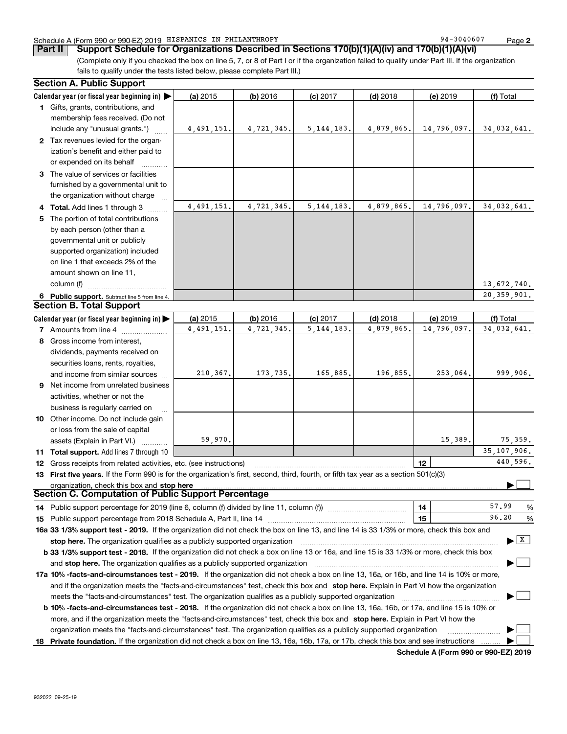Schedule A (Form 990 or 990-EZ) 2019 HISPANICS IN PHILANTHROPY 94-3040607

**Part II Support Schedule for Organizations Described in Sections 170(b)(1)(A)(iv) and 170(b)(1)(A)(vi)**

(Complete only if you checked the box on line 5, 7, or 8 of Part I or if the organization failed to qualify under Part III. If the organization fails to qualify under the tests listed below, please complete Part III.)

## Section A. Public Support

| Calendar year (or fiscal year beginning in) | (a) 2015 | (b) 2016 | (c) 2017 | (d) 2018 | (e) 2019 | (f) Total |
|---|---|---|---|---|---|---|
| 1 Gifts, grants, contributions, and membership fees received. (Do not include any "unusual grants.") | 4,491,151. | 4,721,345. | 5,144,183. | 4,879,865. | 14,796,097. | 34,032,641. |
| 2 Tax revenues levied for the organization's benefit and either paid to or expended on its behalf | | | | | | |
| 3 The value of services or facilities furnished by a governmental unit to the organization without charge | | | | | | |
| 4 Total. Add lines 1 through 3 | 4,491,151. | 4,721,345. | 5,144,183. | 4,879,865. | 14,796,097. | 34,032,641. |
| 5 The portion of total contributions by each person (other than a governmental unit or publicly supported organization) included on line 1 that exceeds 2% of the amount shown on line 11, column (f) | | | | | | 13,672,740. |
| 6 Public support. Subtract line 5 from line 4. | | | | | | 20,359,901. |

## Section B. Total Support

| Calendar year (or fiscal year beginning in) | (a) 2015 | (b) 2016 | (c) 2017 | (d) 2018 | (e) 2019 | (f) Total |
|---|---|---|---|---|---|---|
| 7 Amounts from line 4 | 4,491,151. | 4,721,345. | 5,144,183. | 4,879,865. | 14,796,097. | 34,032,641. |
| 8 Gross income from interest, dividends, payments received on securities loans, rents, royalties, and income from similar sources | 210,367. | 173,735. | 165,885. | 196,855. | 253,064. | 999,906. |
| 9 Net income from unrelated business activities, whether or not the business is regularly carried on | | | | | | |
| 10 Other income. Do not include gain or loss from the sale of capital assets (Explain in Part VI.) | 59,970. | | | | 15,389. | 75,359. |
| 11 Total support. Add lines 7 through 10 | | | | | | 35,107,906. |
| 12 Gross receipts from related activities, etc. (see instructions) | | | | | 12 | 440,596. |

**13 First five years.** If the Form 990 is for the organization's first, second, third, fourth, or fifth tax year as a section 501(c)(3) organization, check this box and **stop here** ☐

## Section C. Computation of Public Support Percentage

| | | |
|---|---|---|
| 14 Public support percentage for 2019 (line 6, column (f) divided by line 11, column (f)) | 14 | 57.99 % |
| 15 Public support percentage from 2018 Schedule A, Part II, line 14 | 15 | 96.20 % |

**16a 33 1/3% support test - 2019.** If the organization did not check the box on line 13, and line 14 is 33 1/3% or more, check this box and **stop here.** The organization qualifies as a publicly supported organization ☒

**b 33 1/3% support test - 2018.** If the organization did not check a box on line 13 or 16a, and line 15 is 33 1/3% or more, check this box and **stop here.** The organization qualifies as a publicly supported organization ☐

**17a 10% -facts-and-circumstances test - 2019.** If the organization did not check a box on line 13, 16a, or 16b, and line 14 is 10% or more, and if the organization meets the "facts-and-circumstances" test, check this box and **stop here.** Explain in Part VI how the organization meets the "facts-and-circumstances" test. The organization qualifies as a publicly supported organization ☐

**b 10% -facts-and-circumstances test - 2018.** If the organization did not check a box on line 13, 16a, 16b, or 17a, and line 15 is 10% or more, and if the organization meets the "facts-and-circumstances" test, check this box and **stop here.** Explain in Part VI how the organization meets the "facts-and-circumstances" test. The organization qualifies as a publicly supported organization ☐

**18 Private foundation.** If the organization did not check a box on line 13, 16a, 16b, 17a, or 17b, check this box and see instructions ☐

**Schedule A (Form 990 or 990-EZ) 2019**

932022 09-25-19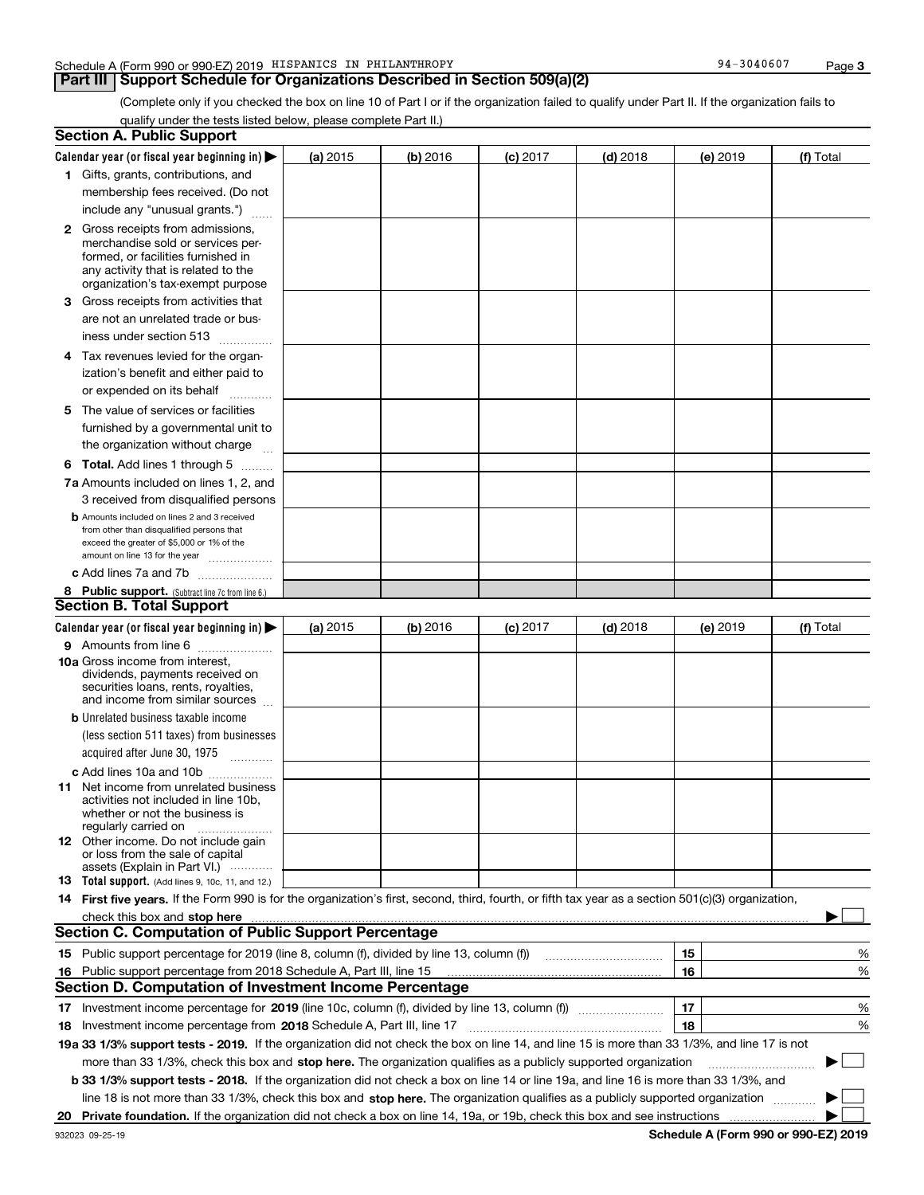Schedule A (Form 990 or 990-EZ) 2019 HISPANICS IN PHILANTHROPY 94-3040607

## Part III Support Schedule for Organizations Described in Section 509(a)(2)

(Complete only if you checked the box on line 10 of Part I or if the organization failed to qualify under Part II. If the organization fails to qualify under the tests listed below, please complete Part II.)

### Section A. Public Support

| Calendar year (or fiscal year beginning in) ▶ | (a) 2015 | (b) 2016 | (c) 2017 | (d) 2018 | (e) 2019 | (f) Total |
|---|---|---|---|---|---|---|
| **1** Gifts, grants, contributions, and membership fees received. (Do not include any "unusual grants.") | | | | | | |
| **2** Gross receipts from admissions, merchandise sold or services performed, or facilities furnished in any activity that is related to the organization's tax-exempt purpose | | | | | | |
| **3** Gross receipts from activities that are not an unrelated trade or business under section 513 | | | | | | |
| **4** Tax revenues levied for the organization's benefit and either paid to or expended on its behalf | | | | | | |
| **5** The value of services or facilities furnished by a governmental unit to the organization without charge | | | | | | |
| **6 Total.** Add lines 1 through 5 | | | | | | |
| **7a** Amounts included on lines 1, 2, and 3 received from disqualified persons | | | | | | |
| **b** Amounts included on lines 2 and 3 received from other than disqualified persons that exceed the greater of $5,000 or 1% of the amount on line 13 for the year | | | | | | |
| **c** Add lines 7a and 7b | | | | | | |
| **8 Public support.** (Subtract line 7c from line 6.) | | | | | | |

### Section B. Total Support

| Calendar year (or fiscal year beginning in) ▶ | (a) 2015 | (b) 2016 | (c) 2017 | (d) 2018 | (e) 2019 | (f) Total |
|---|---|---|---|---|---|---|
| **9** Amounts from line 6 | | | | | | |
| **10a** Gross income from interest, dividends, payments received on securities loans, rents, royalties, and income from similar sources | | | | | | |
| **b** Unrelated business taxable income (less section 511 taxes) from businesses acquired after June 30, 1975 | | | | | | |
| **c** Add lines 10a and 10b | | | | | | |
| **11** Net income from unrelated business activities not included in line 10b, whether or not the business is regularly carried on | | | | | | |
| **12** Other income. Do not include gain or loss from the sale of capital assets (Explain in Part VI.) | | | | | | |
| **13 Total support.** (Add lines 9, 10c, 11, and 12.) | | | | | | |

**14 First five years.** If the Form 990 is for the organization's first, second, third, fourth, or fifth tax year as a section 501(c)(3) organization, check this box and **stop here** ▶ ☐

### Section C. Computation of Public Support Percentage

| | | | |
|---|---|---|---|
| **15** | Public support percentage for 2019 (line 8, column (f), divided by line 13, column (f)) | 15 | % |
| **16** | Public support percentage from 2018 Schedule A, Part III, line 15 | 16 | % |

### Section D. Computation of Investment Income Percentage

| | | | |
|---|---|---|---|
| **17** | Investment income percentage for **2019** (line 10c, column (f), divided by line 13, column (f)) | 17 | % |
| **18** | Investment income percentage from **2018** Schedule A, Part III, line 17 | 18 | % |

**19a 33 1/3% support tests - 2019.** If the organization did not check the box on line 14, and line 15 is more than 33 1/3%, and line 17 is not more than 33 1/3%, check this box and **stop here.** The organization qualifies as a publicly supported organization ▶ ☐

**b 33 1/3% support tests - 2018.** If the organization did not check a box on line 14 or line 19a, and line 16 is more than 33 1/3%, and line 18 is not more than 33 1/3%, check this box and **stop here.** The organization qualifies as a publicly supported organization ▶ ☐

**20 Private foundation.** If the organization did not check a box on line 14, 19a, or 19b, check this box and see instructions ▶ ☐

932023 09-25-19 **Schedule A (Form 990 or 990-EZ) 2019**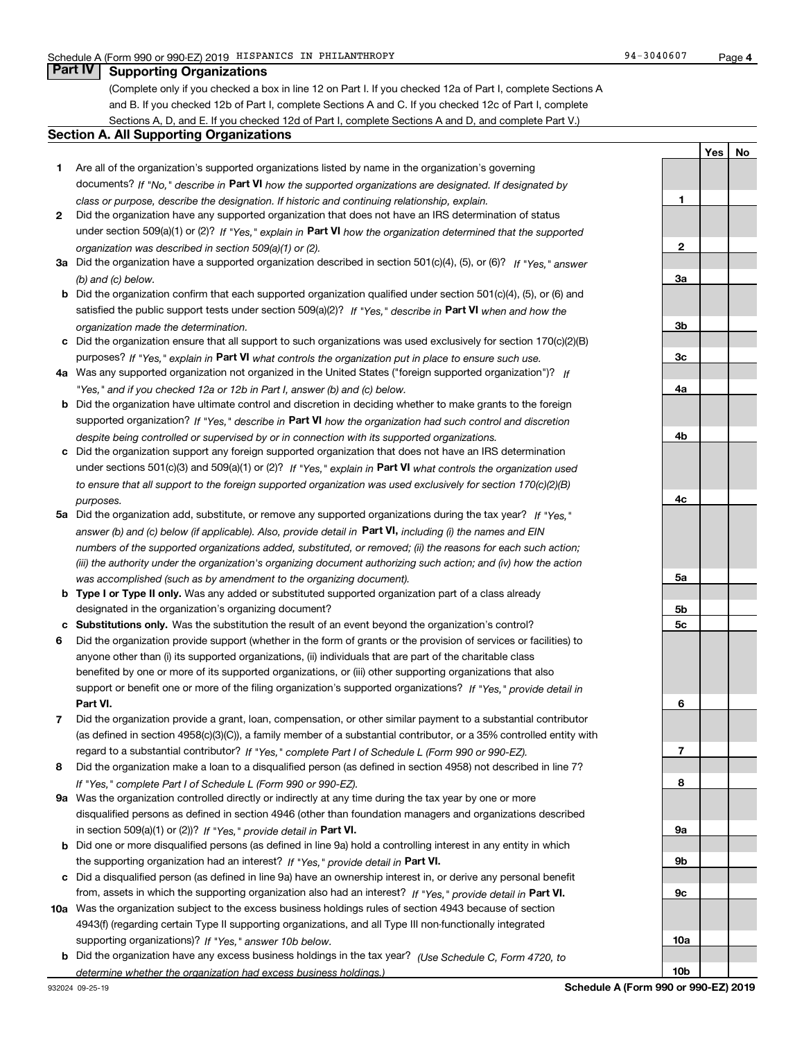Schedule A (Form 990 or 990-EZ) 2019 HISPANICS IN PHILANTHROPY 94-3040607

## Part IV Supporting Organizations

(Complete only if you checked a box in line 12 on Part I. If you checked 12a of Part I, complete Sections A and B. If you checked 12b of Part I, complete Sections A and C. If you checked 12c of Part I, complete Sections A, D, and E. If you checked 12d of Part I, complete Sections A and D, and complete Part V.)

### Section A. All Supporting Organizations

| | | | Yes | No |
|---|---|---|---|---|
| **1** | Are all of the organization's supported organizations listed by name in the organization's governing documents? *If "No," describe in* **Part VI** *how the supported organizations are designated. If designated by class or purpose, describe the designation. If historic and continuing relationship, explain.* | **1** | | |
| **2** | Did the organization have any supported organization that does not have an IRS determination of status under section 509(a)(1) or (2)? *If "Yes," explain in* **Part VI** *how the organization determined that the supported organization was described in section 509(a)(1) or (2).* | **2** | | |
| **3a** | Did the organization have a supported organization described in section 501(c)(4), (5), or (6)? *If "Yes," answer (b) and (c) below.* | **3a** | | |
| **b** | Did the organization confirm that each supported organization qualified under section 501(c)(4), (5), or (6) and satisfied the public support tests under section 509(a)(2)? *If "Yes," describe in* **Part VI** *when and how the organization made the determination.* | **3b** | | |
| **c** | Did the organization ensure that all support to such organizations was used exclusively for section 170(c)(2)(B) purposes? *If "Yes," explain in* **Part VI** *what controls the organization put in place to ensure such use.* | **3c** | | |
| **4a** | Was any supported organization not organized in the United States ("foreign supported organization")? *If "Yes," and if you checked 12a or 12b in Part I, answer (b) and (c) below.* | **4a** | | |
| **b** | Did the organization have ultimate control and discretion in deciding whether to make grants to the foreign supported organization? *If "Yes," describe in* **Part VI** *how the organization had such control and discretion despite being controlled or supervised by or in connection with its supported organizations.* | **4b** | | |
| **c** | Did the organization support any foreign supported organization that does not have an IRS determination under sections 501(c)(3) and 509(a)(1) or (2)? *If "Yes," explain in* **Part VI** *what controls the organization used to ensure that all support to the foreign supported organization was used exclusively for section 170(c)(2)(B) purposes.* | **4c** | | |
| **5a** | Did the organization add, substitute, or remove any supported organizations during the tax year? *If "Yes," answer (b) and (c) below (if applicable). Also, provide detail in* **Part VI,** *including (i) the names and EIN numbers of the supported organizations added, substituted, or removed; (ii) the reasons for each such action; (iii) the authority under the organization's organizing document authorizing such action; and (iv) how the action was accomplished (such as by amendment to the organizing document).* | **5a** | | |
| **b** | **Type I or Type II only.** Was any added or substituted supported organization part of a class already designated in the organization's organizing document? | **5b** | | |
| **c** | **Substitutions only.** Was the substitution the result of an event beyond the organization's control? | **5c** | | |
| **6** | Did the organization provide support (whether in the form of grants or the provision of services or facilities) to anyone other than (i) its supported organizations, (ii) individuals that are part of the charitable class benefited by one or more of its supported organizations, or (iii) other supporting organizations that also support or benefit one or more of the filing organization's supported organizations? *If "Yes," provide detail in* **Part VI.** | **6** | | |
| **7** | Did the organization provide a grant, loan, compensation, or other similar payment to a substantial contributor (as defined in section 4958(c)(3)(C)), a family member of a substantial contributor, or a 35% controlled entity with regard to a substantial contributor? *If "Yes," complete Part I of Schedule L (Form 990 or 990-EZ).* | **7** | | |
| **8** | Did the organization make a loan to a disqualified person (as defined in section 4958) not described in line 7? *If "Yes," complete Part I of Schedule L (Form 990 or 990-EZ).* | **8** | | |
| **9a** | Was the organization controlled directly or indirectly at any time during the tax year by one or more disqualified persons as defined in section 4946 (other than foundation managers and organizations described in section 509(a)(1) or (2))? *If "Yes," provide detail in* **Part VI.** | **9a** | | |
| **b** | Did one or more disqualified persons (as defined in line 9a) hold a controlling interest in any entity in which the supporting organization had an interest? *If "Yes," provide detail in* **Part VI.** | **9b** | | |
| **c** | Did a disqualified person (as defined in line 9a) have an ownership interest in, or derive any personal benefit from, assets in which the supporting organization also had an interest? *If "Yes," provide detail in* **Part VI.** | **9c** | | |
| **10a** | Was the organization subject to the excess business holdings rules of section 4943 because of section 4943(f) (regarding certain Type II supporting organizations, and all Type III non-functionally integrated supporting organizations)? *If "Yes," answer 10b below.* | **10a** | | |
| **b** | Did the organization have any excess business holdings in the tax year? *(Use Schedule C, Form 4720, to determine whether the organization had excess business holdings.)* | **10b** | | |

932024 09-25-19 **Schedule A (Form 990 or 990-EZ) 2019**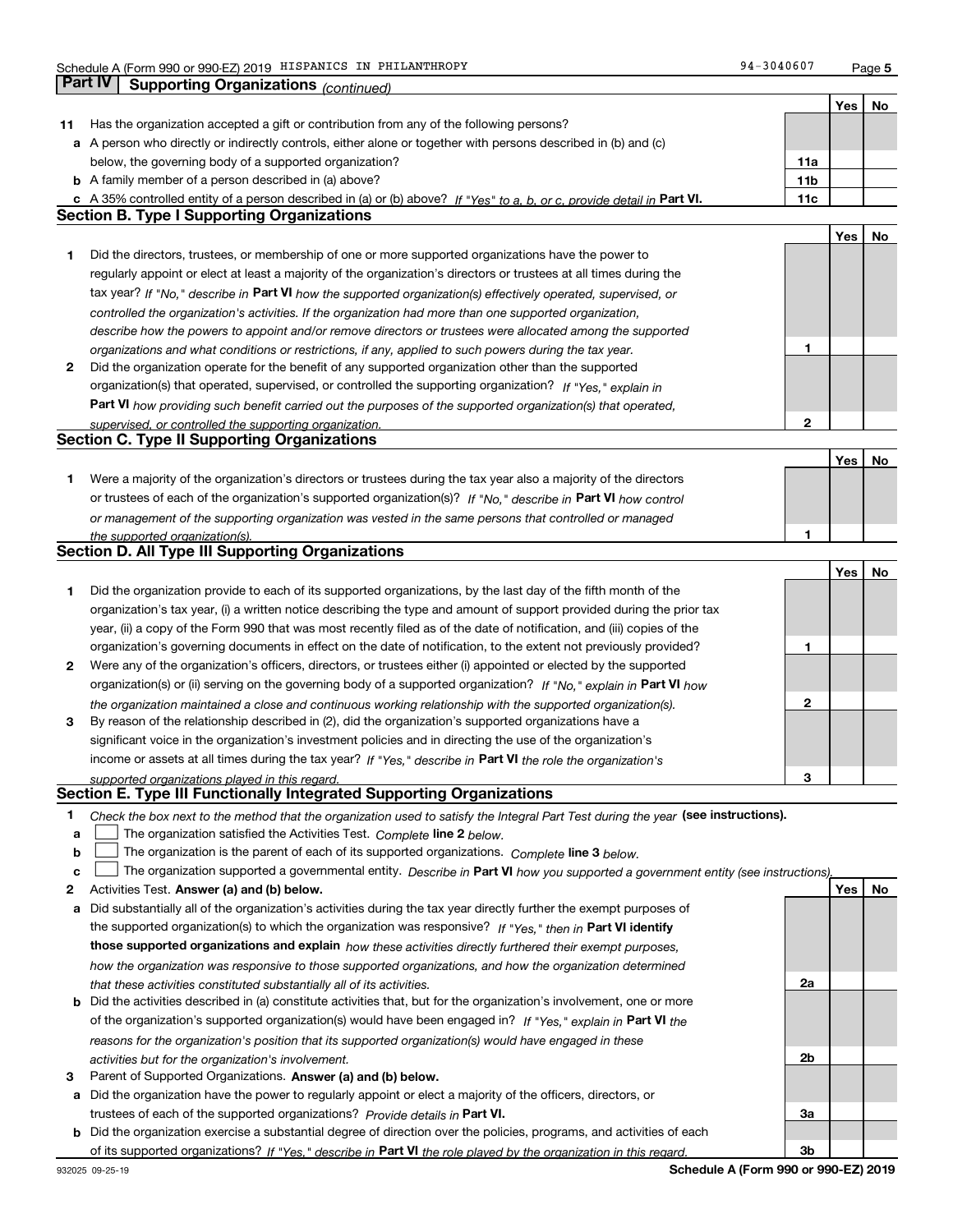Schedule A (Form 990 or 990-EZ) 2019 HISPANICS IN PHILANTHROPY 94-3040607

## Part IV Supporting Organizations *(continued)*

| | | | Yes | No |
|---|---|---|---|---|
| **11** | Has the organization accepted a gift or contribution from any of the following persons? | | | |
| **a** | A person who directly or indirectly controls, either alone or together with persons described in (b) and (c) below, the governing body of a supported organization? | **11a** | | |
| **b** | A family member of a person described in (a) above? | **11b** | | |
| **c** | A 35% controlled entity of a person described in (a) or (b) above? *If "Yes" to a, b, or c, provide detail in* **Part VI.** | **11c** | | |

### Section B. Type I Supporting Organizations

| | | | Yes | No |
|---|---|---|---|---|
| **1** | Did the directors, trustees, or membership of one or more supported organizations have the power to regularly appoint or elect at least a majority of the organization's directors or trustees at all times during the tax year? *If "No," describe in* **Part VI** *how the supported organization(s) effectively operated, supervised, or controlled the organization's activities. If the organization had more than one supported organization, describe how the powers to appoint and/or remove directors or trustees were allocated among the supported organizations and what conditions or restrictions, if any, applied to such powers during the tax year.* | **1** | | |
| **2** | Did the organization operate for the benefit of any supported organization other than the supported organization(s) that operated, supervised, or controlled the supporting organization? *If "Yes," explain in* **Part VI** *how providing such benefit carried out the purposes of the supported organization(s) that operated, supervised, or controlled the supporting organization.* | **2** | | |

### Section C. Type II Supporting Organizations

| | | | Yes | No |
|---|---|---|---|---|
| **1** | Were a majority of the organization's directors or trustees during the tax year also a majority of the directors or trustees of each of the organization's supported organization(s)? *If "No," describe in* **Part VI** *how control or management of the supporting organization was vested in the same persons that controlled or managed the supported organization(s).* | **1** | | |

### Section D. All Type III Supporting Organizations

| | | | Yes | No |
|---|---|---|---|---|
| **1** | Did the organization provide to each of its supported organizations, by the last day of the fifth month of the organization's tax year, (i) a written notice describing the type and amount of support provided during the prior tax year, (ii) a copy of the Form 990 that was most recently filed as of the date of notification, and (iii) copies of the organization's governing documents in effect on the date of notification, to the extent not previously provided? | **1** | | |
| **2** | Were any of the organization's officers, directors, or trustees either (i) appointed or elected by the supported organization(s) or (ii) serving on the governing body of a supported organization? *If "No," explain in* **Part VI** *how the organization maintained a close and continuous working relationship with the supported organization(s).* | **2** | | |
| **3** | By reason of the relationship described in (2), did the organization's supported organizations have a significant voice in the organization's investment policies and in directing the use of the organization's income or assets at all times during the tax year? *If "Yes," describe in* **Part VI** *the role the organization's supported organizations played in this regard.* | **3** | | |

### Section E. Type III Functionally Integrated Supporting Organizations

**1** *Check the box next to the method that the organization used to satisfy the Integral Part Test during the year* **(see instructions).**

- **a** ☐ The organization satisfied the Activities Test. *Complete* **line 2** *below.*
- **b** ☐ The organization is the parent of each of its supported organizations. *Complete* **line 3** *below.*
- **c** ☐ The organization supported a governmental entity. *Describe in* **Part VI** *how you supported a government entity (see instructions).*

| | | | Yes | No |
|---|---|---|---|---|
| **2** | Activities Test. **Answer (a) and (b) below.** | | | |
| **a** | Did substantially all of the organization's activities during the tax year directly further the exempt purposes of the supported organization(s) to which the organization was responsive? *If "Yes," then in* **Part VI identify those supported organizations and explain** *how these activities directly furthered their exempt purposes, how the organization was responsive to those supported organizations, and how the organization determined that these activities constituted substantially all of its activities.* | **2a** | | |
| **b** | Did the activities described in (a) constitute activities that, but for the organization's involvement, one or more of the organization's supported organization(s) would have been engaged in? *If "Yes," explain in* **Part VI** *the reasons for the organization's position that its supported organization(s) would have engaged in these activities but for the organization's involvement.* | **2b** | | |
| **3** | Parent of Supported Organizations. **Answer (a) and (b) below.** | | | |
| **a** | Did the organization have the power to regularly appoint or elect a majority of the officers, directors, or trustees of each of the supported organizations? *Provide details in* **Part VI.** | **3a** | | |
| **b** | Did the organization exercise a substantial degree of direction over the policies, programs, and activities of each of its supported organizations? *If "Yes," describe in* **Part VI** *the role played by the organization in this regard.* | **3b** | | |

932025 09-25-19 **Schedule A (Form 990 or 990-EZ) 2019**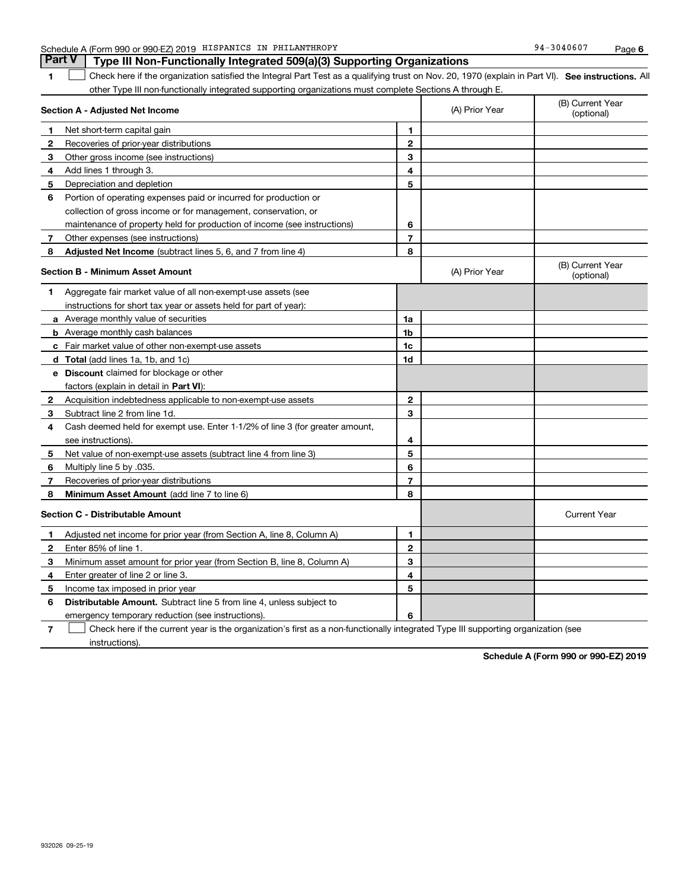Schedule A (Form 990 or 990-EZ) 2019 HISPANICS IN PHILANTHROPY 94-3040607

## Part V Type III Non-Functionally Integrated 509(a)(3) Supporting Organizations

**1** ☐ Check here if the organization satisfied the Integral Part Test as a qualifying trust on Nov. 20, 1970 (explain in Part VI). **See instructions.** All other Type III non-functionally integrated supporting organizations must complete Sections A through E.

| **Section A - Adjusted Net Income** | | (A) Prior Year | (B) Current Year (optional) |
|---|---|---|---|
| **1** Net short-term capital gain | 1 | | |
| **2** Recoveries of prior-year distributions | 2 | | |
| **3** Other gross income (see instructions) | 3 | | |
| **4** Add lines 1 through 3. | 4 | | |
| **5** Depreciation and depletion | 5 | | |
| **6** Portion of operating expenses paid or incurred for production or collection of gross income or for management, conservation, or maintenance of property held for production of income (see instructions) | 6 | | |
| **7** Other expenses (see instructions) | 7 | | |
| **8** **Adjusted Net Income** (subtract lines 5, 6, and 7 from line 4) | 8 | | |

| **Section B - Minimum Asset Amount** | | (A) Prior Year | (B) Current Year (optional) |
|---|---|---|---|
| **1** Aggregate fair market value of all non-exempt-use assets (see instructions for short tax year or assets held for part of year): | | | |
| **a** Average monthly value of securities | 1a | | |
| **b** Average monthly cash balances | 1b | | |
| **c** Fair market value of other non-exempt-use assets | 1c | | |
| **d** **Total** (add lines 1a, 1b, and 1c) | 1d | | |
| **e** **Discount** claimed for blockage or other factors (explain in detail in **Part VI**): | | | |
| **2** Acquisition indebtedness applicable to non-exempt-use assets | 2 | | |
| **3** Subtract line 2 from line 1d. | 3 | | |
| **4** Cash deemed held for exempt use. Enter 1-1/2% of line 3 (for greater amount, see instructions). | 4 | | |
| **5** Net value of non-exempt-use assets (subtract line 4 from line 3) | 5 | | |
| **6** Multiply line 5 by .035. | 6 | | |
| **7** Recoveries of prior-year distributions | 7 | | |
| **8** **Minimum Asset Amount** (add line 7 to line 6) | 8 | | |

| **Section C - Distributable Amount** | | | Current Year |
|---|---|---|---|
| **1** Adjusted net income for prior year (from Section A, line 8, Column A) | 1 | | |
| **2** Enter 85% of line 1. | 2 | | |
| **3** Minimum asset amount for prior year (from Section B, line 8, Column A) | 3 | | |
| **4** Enter greater of line 2 or line 3. | 4 | | |
| **5** Income tax imposed in prior year | 5 | | |
| **6** **Distributable Amount.** Subtract line 5 from line 4, unless subject to emergency temporary reduction (see instructions). | 6 | | |

**7** ☐ Check here if the current year is the organization's first as a non-functionally integrated Type III supporting organization (see instructions).

**Schedule A (Form 990 or 990-EZ) 2019**

932026 09-25-19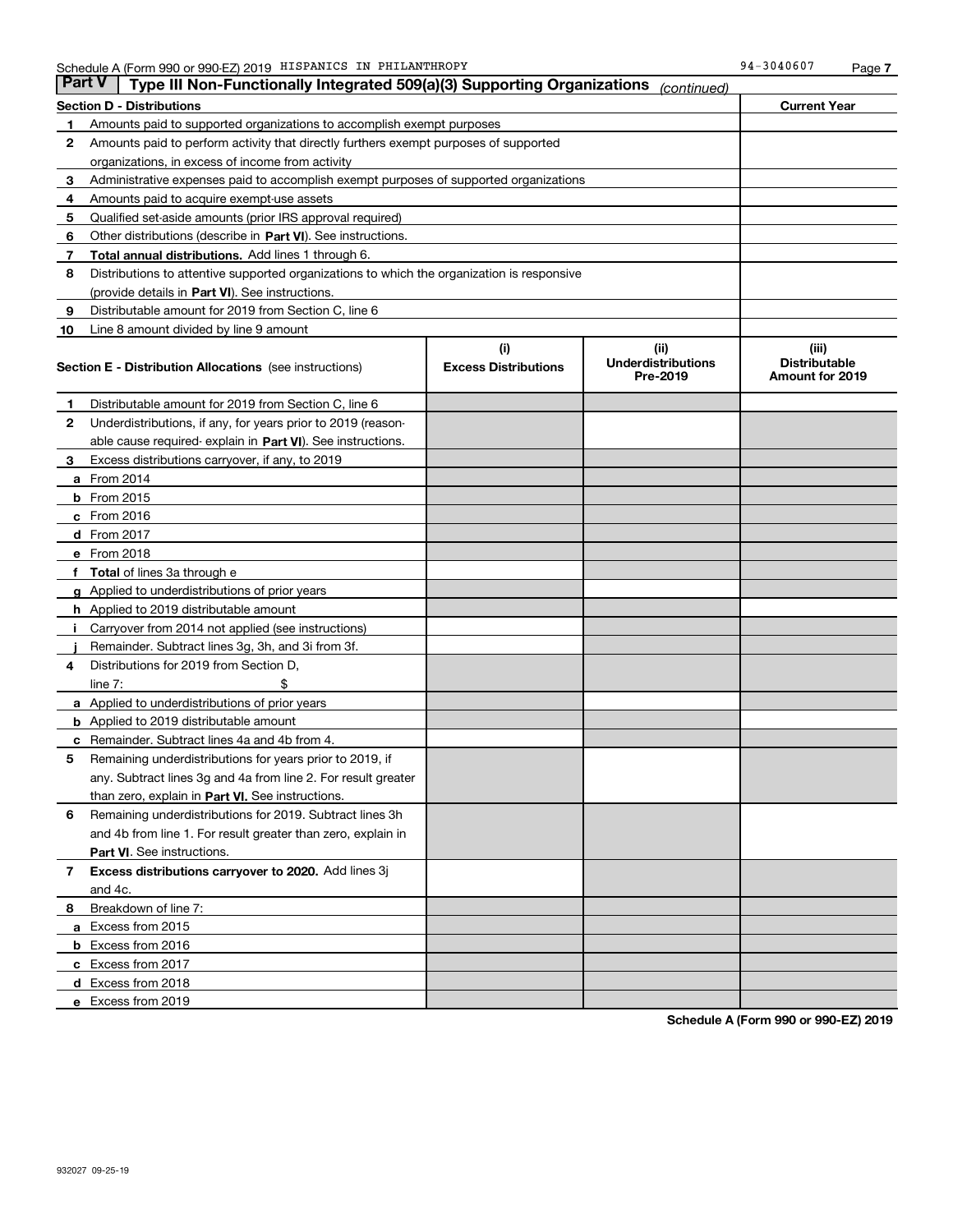Schedule A (Form 990 or 990-EZ) 2019 HISPANICS IN PHILANTHROPY 94-3040607 Page 7

## Part V | Type III Non-Functionally Integrated 509(a)(3) Supporting Organizations *(continued)*

| Section D - Distributions | | Current Year |
|---|---|---|
| 1 | Amounts paid to supported organizations to accomplish exempt purposes | |
| 2 | Amounts paid to perform activity that directly furthers exempt purposes of supported organizations, in excess of income from activity | |
| 3 | Administrative expenses paid to accomplish exempt purposes of supported organizations | |
| 4 | Amounts paid to acquire exempt-use assets | |
| 5 | Qualified set-aside amounts (prior IRS approval required) | |
| 6 | Other distributions (describe in **Part VI**). See instructions. | |
| 7 | **Total annual distributions.** Add lines 1 through 6. | |
| 8 | Distributions to attentive supported organizations to which the organization is responsive (provide details in **Part VI**). See instructions. | |
| 9 | Distributable amount for 2019 from Section C, line 6 | |
| 10 | Line 8 amount divided by line 9 amount | |

| Section E - Distribution Allocations (see instructions) | (i) Excess Distributions | (ii) Underdistributions Pre-2019 | (iii) Distributable Amount for 2019 |
|---|---|---|---|
| 1 Distributable amount for 2019 from Section C, line 6 | | | |
| 2 Underdistributions, if any, for years prior to 2019 (reasonable cause required- explain in **Part VI**). See instructions. | | | |
| 3 Excess distributions carryover, if any, to 2019 | | | |
| a From 2014 | | | |
| b From 2015 | | | |
| c From 2016 | | | |
| d From 2017 | | | |
| e From 2018 | | | |
| f **Total** of lines 3a through e | | | |
| g Applied to underdistributions of prior years | | | |
| h Applied to 2019 distributable amount | | | |
| i Carryover from 2014 not applied (see instructions) | | | |
| j Remainder. Subtract lines 3g, 3h, and 3i from 3f. | | | |
| 4 Distributions for 2019 from Section D, line 7: $ | | | |
| a Applied to underdistributions of prior years | | | |
| b Applied to 2019 distributable amount | | | |
| c Remainder. Subtract lines 4a and 4b from 4. | | | |
| 5 Remaining underdistributions for years prior to 2019, if any. Subtract lines 3g and 4a from line 2. For result greater than zero, explain in **Part VI.** See instructions. | | | |
| 6 Remaining underdistributions for 2019. Subtract lines 3h and 4b from line 1. For result greater than zero, explain in **Part VI**. See instructions. | | | |
| 7 **Excess distributions carryover to 2020.** Add lines 3j and 4c. | | | |
| 8 Breakdown of line 7: | | | |
| a Excess from 2015 | | | |
| b Excess from 2016 | | | |
| c Excess from 2017 | | | |
| d Excess from 2018 | | | |
| e Excess from 2019 | | | |

**Schedule A (Form 990 or 990-EZ) 2019**

932027 09-25-19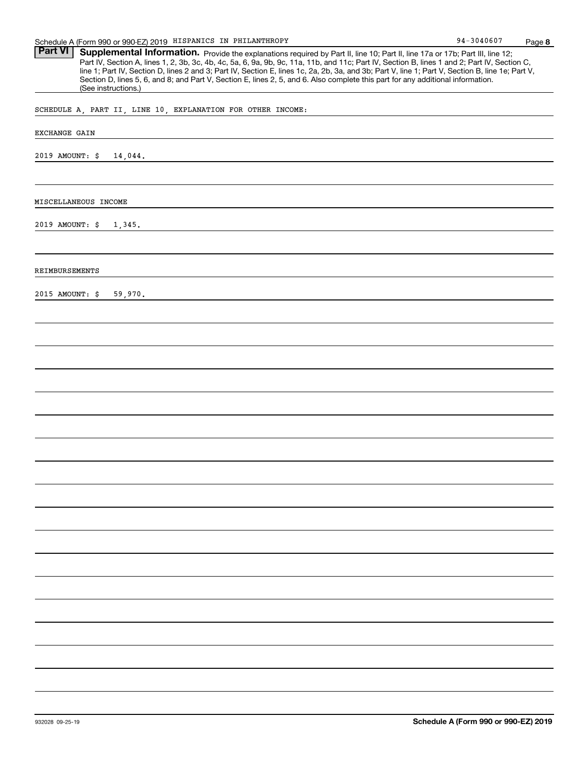Schedule A (Form 990 or 990-EZ) 2019 HISPANICS IN PHILANTHROPY 94-3040607

**Part VI** **Supplemental Information.** Provide the explanations required by Part II, line 10; Part II, line 17a or 17b; Part III, line 12; Part IV, Section A, lines 1, 2, 3b, 3c, 4b, 4c, 5a, 6, 9a, 9b, 9c, 11a, 11b, and 11c; Part IV, Section B, lines 1 and 2; Part IV, Section C, line 1; Part IV, Section D, lines 2 and 3; Part IV, Section E, lines 1c, 2a, 2b, 3a, and 3b; Part V, line 1; Part V, Section B, line 1e; Part V, Section D, lines 5, 6, and 8; and Part V, Section E, lines 2, 5, and 6. Also complete this part for any additional information. (See instructions.)

SCHEDULE A, PART II, LINE 10, EXPLANATION FOR OTHER INCOME:

EXCHANGE GAIN

2019 AMOUNT: $ 14,044.

MISCELLANEOUS INCOME

2019 AMOUNT: $ 1,345.

REIMBURSEMENTS

2015 AMOUNT: $ 59,970.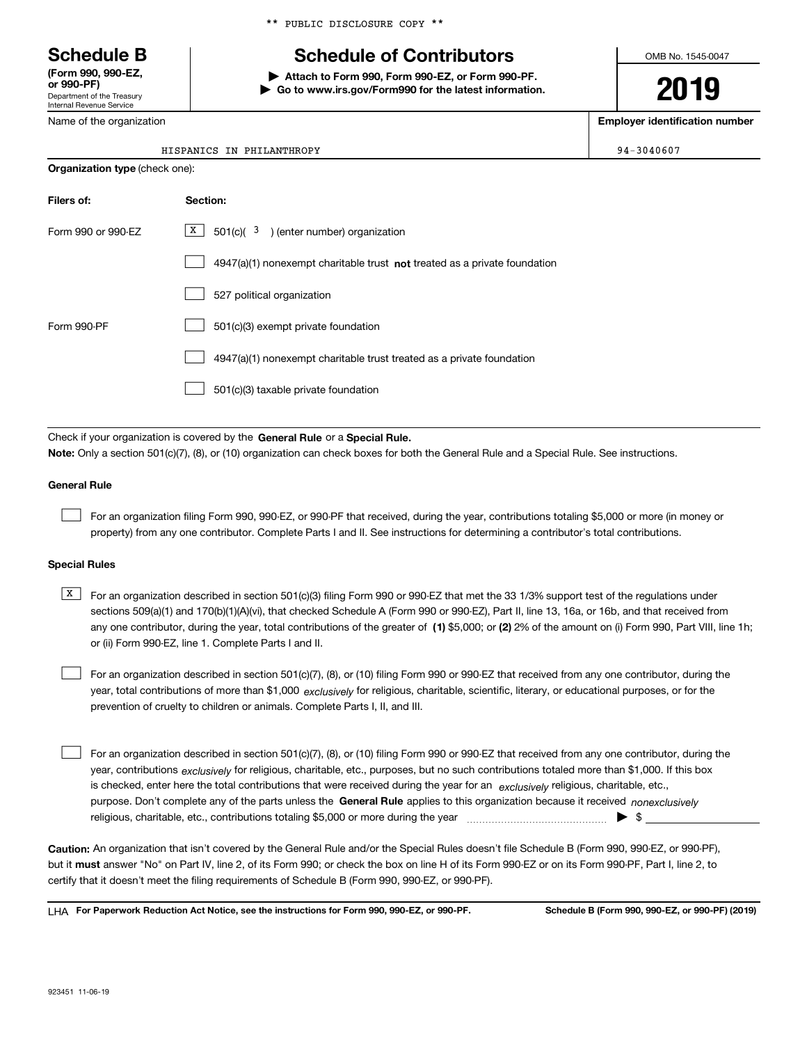** PUBLIC DISCLOSURE COPY **

# Schedule B

**(Form 990, 990-EZ, or 990-PF)**
Department of the Treasury
Internal Revenue Service

## Schedule of Contributors

▶ **Attach to Form 990, Form 990-EZ, or Form 990-PF.**
▶ **Go to www.irs.gov/Form990 for the latest information.**

OMB No. 1545-0047

**2019**

| Name of the organization | Employer identification number |
|---|---|
| HISPANICS IN PHILANTHROPY | 94-3040607 |

**Organization type** (check one):

| Filers of: | Section: |
|---|---|
| Form 990 or 990-EZ | [X] 501(c)( 3 ) (enter number) organization |
| | [ ] 4947(a)(1) nonexempt charitable trust **not** treated as a private foundation |
| | [ ] 527 political organization |
| Form 990-PF | [ ] 501(c)(3) exempt private foundation |
| | [ ] 4947(a)(1) nonexempt charitable trust treated as a private foundation |
| | [ ] 501(c)(3) taxable private foundation |

Check if your organization is covered by the **General Rule** or a **Special Rule.**

**Note:** Only a section 501(c)(7), (8), or (10) organization can check boxes for both the General Rule and a Special Rule. See instructions.

**General Rule**

[ ] For an organization filing Form 990, 990-EZ, or 990-PF that received, during the year, contributions totaling $5,000 or more (in money or property) from any one contributor. Complete Parts I and II. See instructions for determining a contributor's total contributions.

**Special Rules**

[X] For an organization described in section 501(c)(3) filing Form 990 or 990-EZ that met the 33 1/3% support test of the regulations under sections 509(a)(1) and 170(b)(1)(A)(vi), that checked Schedule A (Form 990 or 990-EZ), Part II, line 13, 16a, or 16b, and that received from any one contributor, during the year, total contributions of the greater of **(1)** $5,000; or **(2)** 2% of the amount on (i) Form 990, Part VIII, line 1h; or (ii) Form 990-EZ, line 1. Complete Parts I and II.

[ ] For an organization described in section 501(c)(7), (8), or (10) filing Form 990 or 990-EZ that received from any one contributor, during the year, total contributions of more than $1,000 *exclusively* for religious, charitable, scientific, literary, or educational purposes, or for the prevention of cruelty to children or animals. Complete Parts I, II, and III.

[ ] For an organization described in section 501(c)(7), (8), or (10) filing Form 990 or 990-EZ that received from any one contributor, during the year, contributions *exclusively* for religious, charitable, etc., purposes, but no such contributions totaled more than $1,000. If this box is checked, enter here the total contributions that were received during the year for an *exclusively* religious, charitable, etc., purpose. Don't complete any of the parts unless the **General Rule** applies to this organization because it received *nonexclusively* religious, charitable, etc., contributions totaling $5,000 or more during the year ▶ $ ____________

**Caution:** An organization that isn't covered by the General Rule and/or the Special Rules doesn't file Schedule B (Form 990, 990-EZ, or 990-PF), but it **must** answer "No" on Part IV, line 2, of its Form 990; or check the box on line H of its Form 990-EZ or on its Form 990-PF, Part I, line 2, to certify that it doesn't meet the filing requirements of Schedule B (Form 990, 990-EZ, or 990-PF).

LHA **For Paperwork Reduction Act Notice, see the instructions for Form 990, 990-EZ, or 990-PF.** **Schedule B (Form 990, 990-EZ, or 990-PF) (2019)**

923451 11-06-19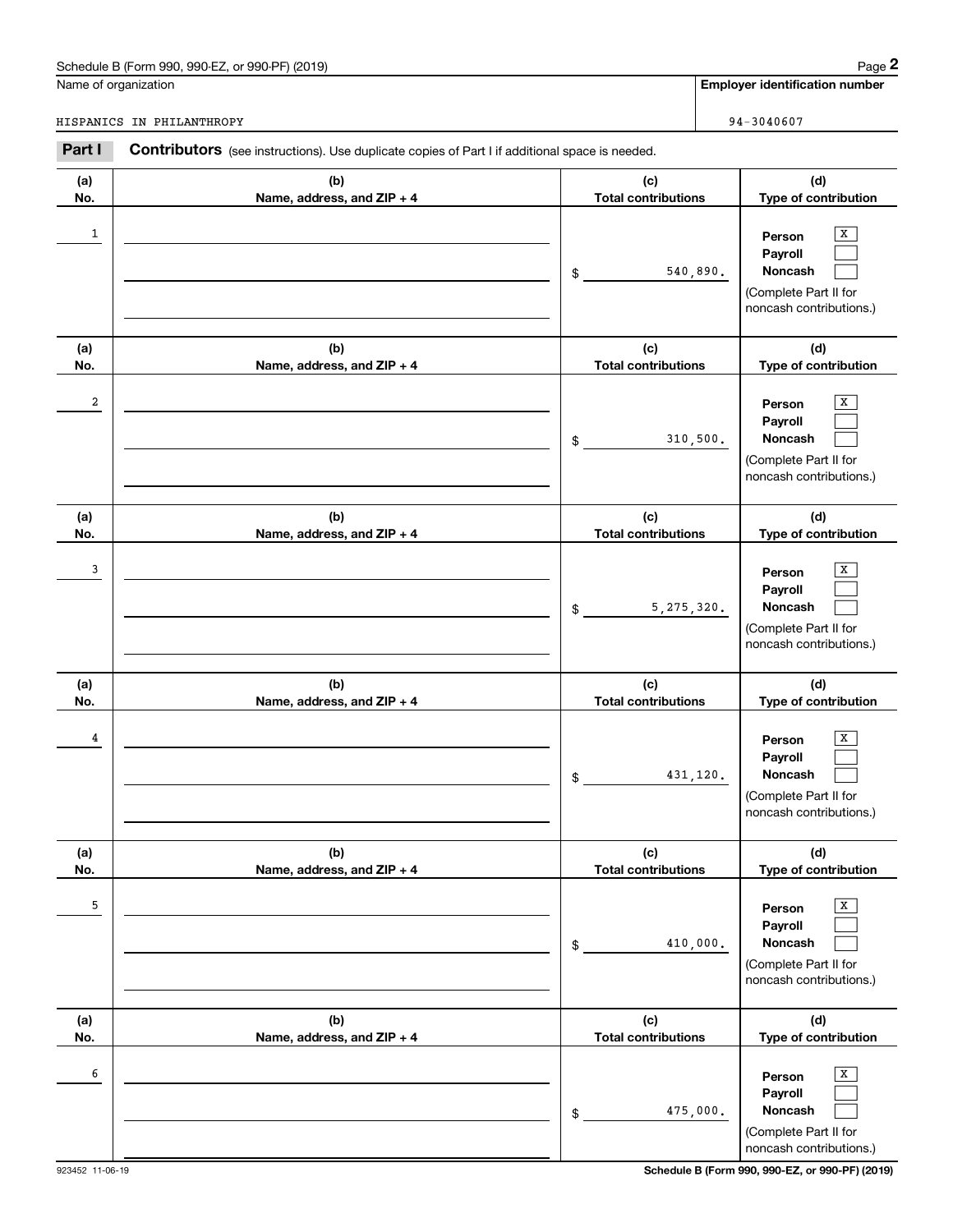Schedule B (Form 990, 990-EZ, or 990-PF) (2019)

Name of organization: HISPANICS IN PHILANTHROPY

Employer identification number: 94-3040607

**Part I** **Contributors** (see instructions). Use duplicate copies of Part I if additional space is needed.

| (a) No. | (b) Name, address, and ZIP + 4 | (c) Total contributions | (d) Type of contribution |
|---|---|---|---|
| 1 | | $ 540,890. | Person [X] Payroll [ ] Noncash [ ] (Complete Part II for noncash contributions.) |
| 2 | | $ 310,500. | Person [X] Payroll [ ] Noncash [ ] (Complete Part II for noncash contributions.) |
| 3 | | $ 5,275,320. | Person [X] Payroll [ ] Noncash [ ] (Complete Part II for noncash contributions.) |
| 4 | | $ 431,120. | Person [X] Payroll [ ] Noncash [ ] (Complete Part II for noncash contributions.) |
| 5 | | $ 410,000. | Person [X] Payroll [ ] Noncash [ ] (Complete Part II for noncash contributions.) |
| 6 | | $ 475,000. | Person [X] Payroll [ ] Noncash [ ] (Complete Part II for noncash contributions.) |

923452 11-06-19

Schedule B (Form 990, 990-EZ, or 990-PF) (2019)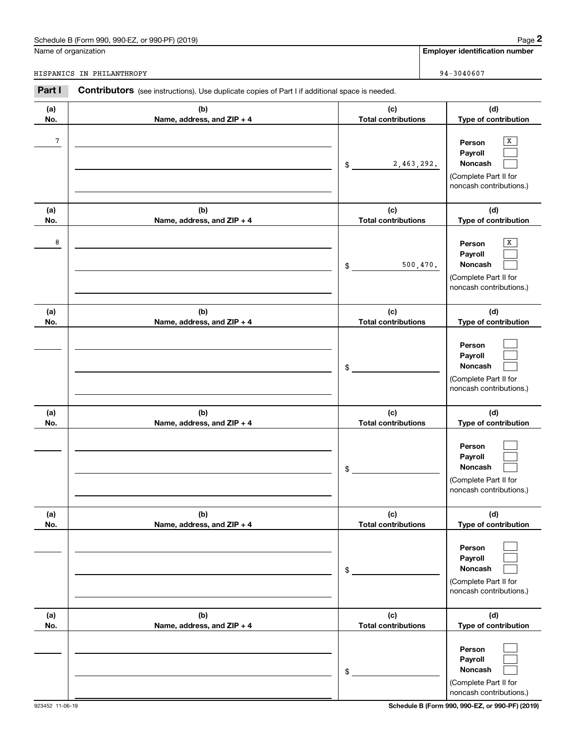Schedule B (Form 990, 990-EZ, or 990-PF) (2019)

| Name of organization | Employer identification number |
|---|---|
| HISPANICS IN PHILANTHROPY | 94-3040607 |

**Part I** **Contributors** (see instructions). Use duplicate copies of Part I if additional space is needed.

| (a) No. | (b) Name, address, and ZIP + 4 | (c) Total contributions | (d) Type of contribution |
|---|---|---|---|
| 7 | | $ 2,463,292. | Person [X] Payroll [ ] Noncash [ ] (Complete Part II for noncash contributions.) |
| 8 | | $ 500,470. | Person [X] Payroll [ ] Noncash [ ] (Complete Part II for noncash contributions.) |
| | | $ | Person [ ] Payroll [ ] Noncash [ ] (Complete Part II for noncash contributions.) |
| | | $ | Person [ ] Payroll [ ] Noncash [ ] (Complete Part II for noncash contributions.) |
| | | $ | Person [ ] Payroll [ ] Noncash [ ] (Complete Part II for noncash contributions.) |
| | | $ | Person [ ] Payroll [ ] Noncash [ ] (Complete Part II for noncash contributions.) |

923452 11-06-19

Schedule B (Form 990, 990-EZ, or 990-PF) (2019)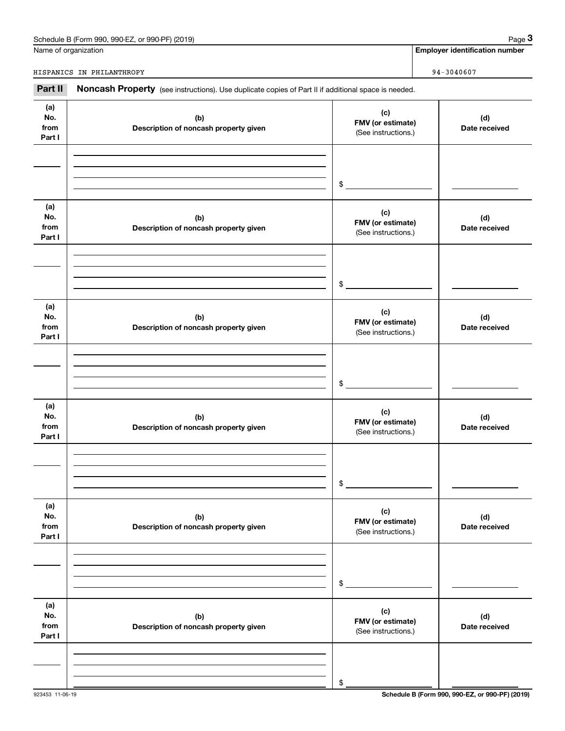Name of organization

HISPANICS IN PHILANTHROPY

**Employer identification number**

94-3040607

**Part II** **Noncash Property** (see instructions). Use duplicate copies of Part II if additional space is needed.

| (a) No. from Part I | (b) Description of noncash property given | (c) FMV (or estimate) (See instructions.) | (d) Date received |
|---|---|---|---|
| | | $ | |

| (a) No. from Part I | (b) Description of noncash property given | (c) FMV (or estimate) (See instructions.) | (d) Date received |
|---|---|---|---|
| | | $ | |

| (a) No. from Part I | (b) Description of noncash property given | (c) FMV (or estimate) (See instructions.) | (d) Date received |
|---|---|---|---|
| | | $ | |

| (a) No. from Part I | (b) Description of noncash property given | (c) FMV (or estimate) (See instructions.) | (d) Date received |
|---|---|---|---|
| | | $ | |

| (a) No. from Part I | (b) Description of noncash property given | (c) FMV (or estimate) (See instructions.) | (d) Date received |
|---|---|---|---|
| | | $ | |

| (a) No. from Part I | (b) Description of noncash property given | (c) FMV (or estimate) (See instructions.) | (d) Date received |
|---|---|---|---|
| | | $ | |

923453 11-06-19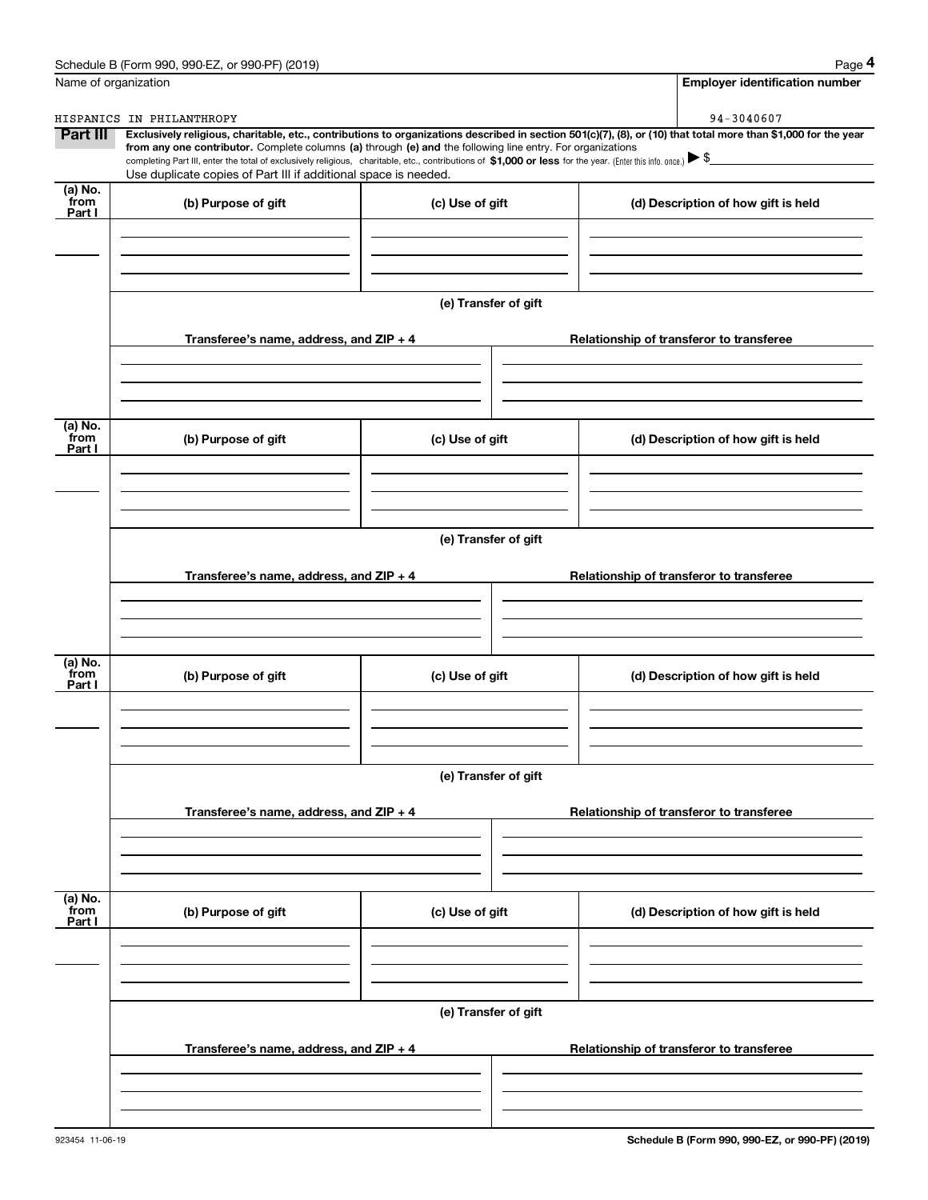Name of organization

HISPANICS IN PHILANTHROPY

**Employer identification number**

94-3040607

**Part III** **Exclusively religious, charitable, etc., contributions to organizations described in section 501(c)(7), (8), or (10) that total more than $1,000 for the year from any one contributor.** Complete columns **(a)** through **(e) and** the following line entry. For organizations completing Part III, enter the total of exclusively religious, charitable, etc., contributions of **$1,000 or less** for the year. (Enter this info. once.) ▶ $

Use duplicate copies of Part III if additional space is needed.

| (a) No. from Part I | (b) Purpose of gift | (c) Use of gift | (d) Description of how gift is held |
|---|---|---|---|
| | | | |

**(e) Transfer of gift**

| Transferee's name, address, and ZIP + 4 | Relationship of transferor to transferee |
|---|---|
| | |

| (a) No. from Part I | (b) Purpose of gift | (c) Use of gift | (d) Description of how gift is held |
|---|---|---|---|
| | | | |

**(e) Transfer of gift**

| Transferee's name, address, and ZIP + 4 | Relationship of transferor to transferee |
|---|---|
| | |

| (a) No. from Part I | (b) Purpose of gift | (c) Use of gift | (d) Description of how gift is held |
|---|---|---|---|
| | | | |

**(e) Transfer of gift**

| Transferee's name, address, and ZIP + 4 | Relationship of transferor to transferee |
|---|---|
| | |

| (a) No. from Part I | (b) Purpose of gift | (c) Use of gift | (d) Description of how gift is held |
|---|---|---|---|
| | | | |

**(e) Transfer of gift**

| Transferee's name, address, and ZIP + 4 | Relationship of transferor to transferee |
|---|---|
| | |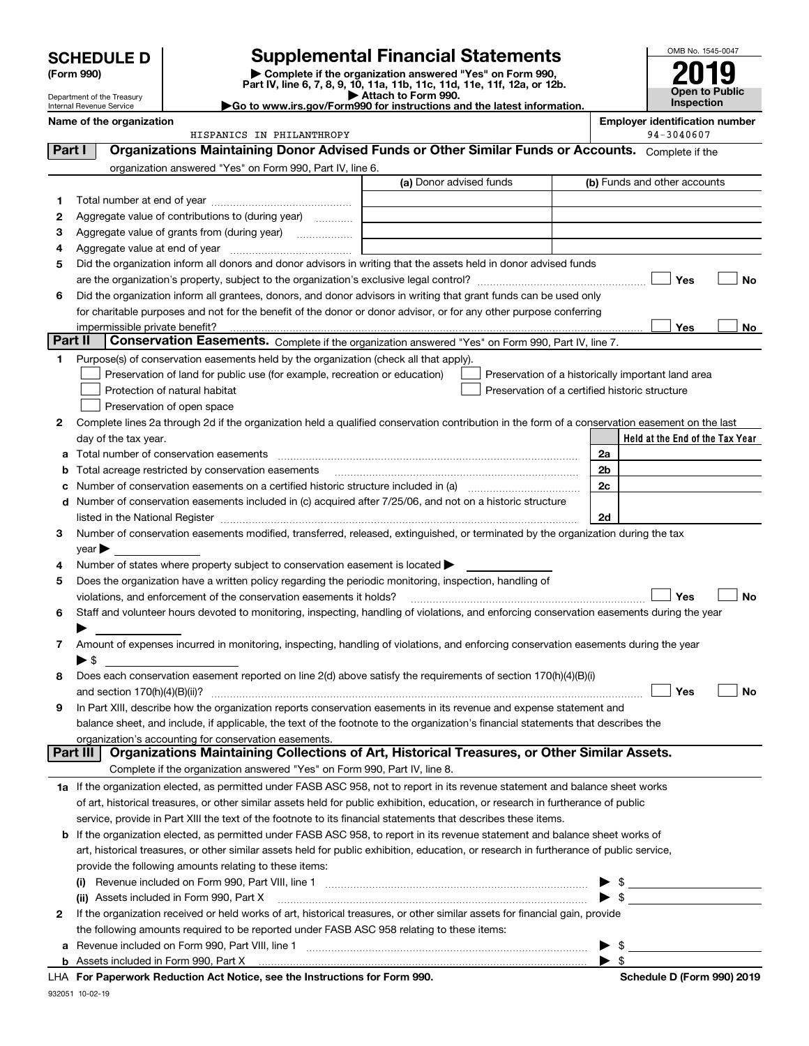# SCHEDULE D (Form 990)

Department of the Treasury
Internal Revenue Service

## Supplemental Financial Statements

▶ Complete if the organization answered "Yes" on Form 990, Part IV, line 6, 7, 8, 9, 10, 11a, 11b, 11c, 11d, 11e, 11f, 12a, or 12b.
▶ Attach to Form 990.
▶Go to www.irs.gov/Form990 for instructions and the latest information.

OMB No. 1545-0047

**2019**

**Open to Public Inspection**

**Name of the organization**
HISPANICS IN PHILANTHROPY

**Employer identification number**
94-3040607

### Part I — Organizations Maintaining Donor Advised Funds or Other Similar Funds or Accounts. 
Complete if the organization answered "Yes" on Form 990, Part IV, line 6.

| | | (a) Donor advised funds | (b) Funds and other accounts |
|---|---|---|---|
| 1 | Total number at end of year | | |
| 2 | Aggregate value of contributions to (during year) | | |
| 3 | Aggregate value of grants from (during year) | | |
| 4 | Aggregate value at end of year | | |

5 Did the organization inform all donors and donor advisors in writing that the assets held in donor advised funds are the organization's property, subject to the organization's exclusive legal control? ☐ Yes ☐ No

6 Did the organization inform all grantees, donors, and donor advisors in writing that grant funds can be used only for charitable purposes and not for the benefit of the donor or donor advisor, or for any other purpose conferring impermissible private benefit? ☐ Yes ☐ No

### Part II — Conservation Easements. 
Complete if the organization answered "Yes" on Form 990, Part IV, line 7.

1 Purpose(s) of conservation easements held by the organization (check all that apply).
- ☐ Preservation of land for public use (for example, recreation or education)
- ☐ Protection of natural habitat
- ☐ Preservation of open space
- ☐ Preservation of a historically important land area
- ☐ Preservation of a certified historic structure

2 Complete lines 2a through 2d if the organization held a qualified conservation contribution in the form of a conservation easement on the last day of the tax year.

| | | | Held at the End of the Tax Year |
|---|---|---|---|
| a | Total number of conservation easements | 2a | |
| b | Total acreage restricted by conservation easements | 2b | |
| c | Number of conservation easements on a certified historic structure included in (a) | 2c | |
| d | Number of conservation easements included in (c) acquired after 7/25/06, and not on a historic structure listed in the National Register | 2d | |

3 Number of conservation easements modified, transferred, released, extinguished, or terminated by the organization during the tax year ▶

4 Number of states where property subject to conservation easement is located ▶

5 Does the organization have a written policy regarding the periodic monitoring, inspection, handling of violations, and enforcement of the conservation easements it holds? ☐ Yes ☐ No

6 Staff and volunteer hours devoted to monitoring, inspecting, handling of violations, and enforcing conservation easements during the year ▶

7 Amount of expenses incurred in monitoring, inspecting, handling of violations, and enforcing conservation easements during the year ▶ $

8 Does each conservation easement reported on line 2(d) above satisfy the requirements of section 170(h)(4)(B)(i) and section 170(h)(4)(B)(ii)? ☐ Yes ☐ No

9 In Part XIII, describe how the organization reports conservation easements in its revenue and expense statement and balance sheet, and include, if applicable, the text of the footnote to the organization's financial statements that describes the organization's accounting for conservation easements.

### Part III — Organizations Maintaining Collections of Art, Historical Treasures, or Other Similar Assets.
Complete if the organization answered "Yes" on Form 990, Part IV, line 8.

1a If the organization elected, as permitted under FASB ASC 958, not to report in its revenue statement and balance sheet works of art, historical treasures, or other similar assets held for public exhibition, education, or research in furtherance of public service, provide in Part XIII the text of the footnote to its financial statements that describes these items.

b If the organization elected, as permitted under FASB ASC 958, to report in its revenue statement and balance sheet works of art, historical treasures, or other similar assets held for public exhibition, education, or research in furtherance of public service, provide the following amounts relating to these items:

(i) Revenue included on Form 990, Part VIII, line 1 ▶ $

(ii) Assets included in Form 990, Part X ▶ $

2 If the organization received or held works of art, historical treasures, or other similar assets for financial gain, provide the following amounts required to be reported under FASB ASC 958 relating to these items:

a Revenue included on Form 990, Part VIII, line 1 ▶ $

b Assets included in Form 990, Part X ▶ $

LHA For Paperwork Reduction Act Notice, see the Instructions for Form 990. Schedule D (Form 990) 2019

932051 10-02-19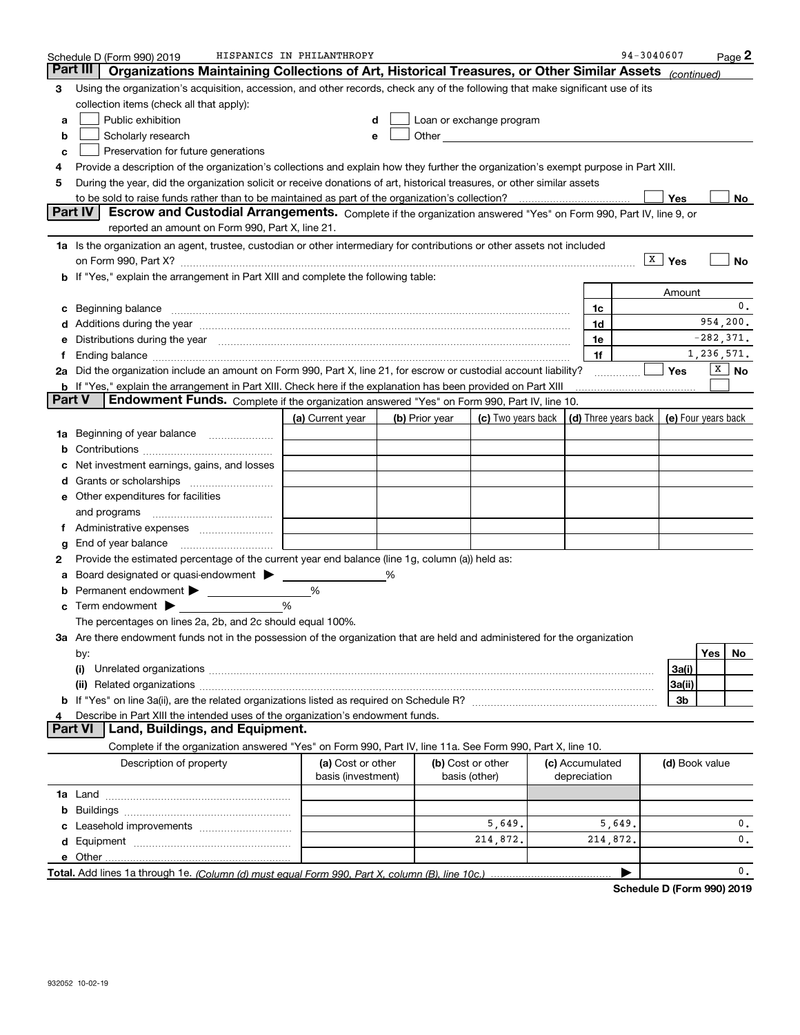Schedule D (Form 990) 2019 HISPANICS IN PHILANTHROPY 94-3040607

## Part III Organizations Maintaining Collections of Art, Historical Treasures, or Other Similar Assets *(continued)*

3 Using the organization's acquisition, accession, and other records, check any of the following that make significant use of its collection items (check all that apply):

a ☐ Public exhibition
b ☐ Scholarly research
c ☐ Preservation for future generations
d ☐ Loan or exchange program
e ☐ Other

4 Provide a description of the organization's collections and explain how they further the organization's exempt purpose in Part XIII.

5 During the year, did the organization solicit or receive donations of art, historical treasures, or other similar assets to be sold to raise funds rather than to be maintained as part of the organization's collection? ☐ Yes ☐ No

## Part IV Escrow and Custodial Arrangements.

Complete if the organization answered "Yes" on Form 990, Part IV, line 9, or reported an amount on Form 990, Part X, line 21.

1a Is the organization an agent, trustee, custodian or other intermediary for contributions or other assets not included on Form 990, Part X? ☒ Yes ☐ No

b If "Yes," explain the arrangement in Part XIII and complete the following table:

| | | Amount |
|---|---|---|
| c Beginning balance | 1c | 0. |
| d Additions during the year | 1d | 954,200. |
| e Distributions during the year | 1e | -282,371. |
| f Ending balance | 1f | 1,236,571. |

2a Did the organization include an amount on Form 990, Part X, line 21, for escrow or custodial account liability? ☐ Yes ☒ No

b If "Yes," explain the arrangement in Part XIII. Check here if the explanation has been provided on Part XIII ☐

## Part V Endowment Funds.

Complete if the organization answered "Yes" on Form 990, Part IV, line 10.

| | (a) Current year | (b) Prior year | (c) Two years back | (d) Three years back | (e) Four years back |
|---|---|---|---|---|---|
| 1a Beginning of year balance | | | | | |
| b Contributions | | | | | |
| c Net investment earnings, gains, and losses | | | | | |
| d Grants or scholarships | | | | | |
| e Other expenditures for facilities and programs | | | | | |
| f Administrative expenses | | | | | |
| g End of year balance | | | | | |

2 Provide the estimated percentage of the current year end balance (line 1g, column (a)) held as:

a Board designated or quasi-endowment ▶ ______ %

b Permanent endowment ▶ ______ %

c Term endowment ▶ ______ %

The percentages on lines 2a, 2b, and 2c should equal 100%.

3a Are there endowment funds not in the possession of the organization that are held and administered for the organization by:

| | | Yes | No |
|---|---|---|---|
| (i) Unrelated organizations | 3a(i) | | |
| (ii) Related organizations | 3a(ii) | | |
| b If "Yes" on line 3a(ii), are the related organizations listed as required on Schedule R? | 3b | | |

4 Describe in Part XIII the intended uses of the organization's endowment funds.

## Part VI Land, Buildings, and Equipment.

Complete if the organization answered "Yes" on Form 990, Part IV, line 11a. See Form 990, Part X, line 10.

| Description of property | (a) Cost or other basis (investment) | (b) Cost or other basis (other) | (c) Accumulated depreciation | (d) Book value |
|---|---|---|---|---|
| 1a Land | | | | |
| b Buildings | | | | |
| c Leasehold improvements | | 5,649. | 5,649. | 0. |
| d Equipment | | 214,872. | 214,872. | 0. |
| e Other | | | | |
| **Total.** Add lines 1a through 1e. *(Column (d) must equal Form 990, Part X, column (B), line 10c.)* | | | ▶ | 0. |

**Schedule D (Form 990) 2019**

932052 10-02-19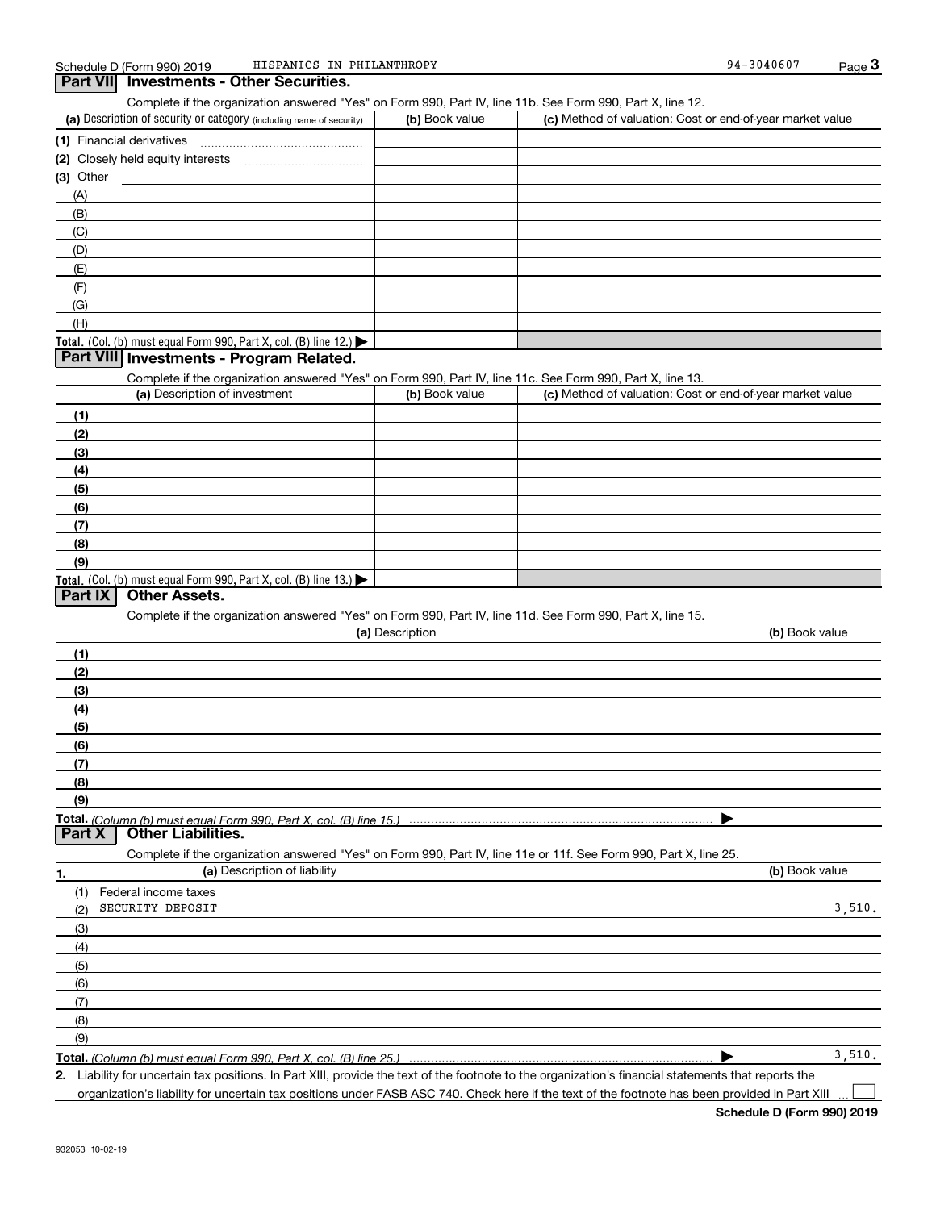Schedule D (Form 990) 2019 HISPANICS IN PHILANTHROPY 94-3040607

## Part VII Investments - Other Securities.

Complete if the organization answered "Yes" on Form 990, Part IV, line 11b. See Form 990, Part X, line 12.

| (a) Description of security or category (including name of security) | (b) Book value | (c) Method of valuation: Cost or end-of-year market value |
|---|---|---|
| (1) Financial derivatives | | |
| (2) Closely held equity interests | | |
| (3) Other | | |
| (A) | | |
| (B) | | |
| (C) | | |
| (D) | | |
| (E) | | |
| (F) | | |
| (G) | | |
| (H) | | |
| **Total.** (Col. (b) must equal Form 990, Part X, col. (B) line 12.) ▶ | | |

## Part VIII Investments - Program Related.

Complete if the organization answered "Yes" on Form 990, Part IV, line 11c. See Form 990, Part X, line 13.

| (a) Description of investment | (b) Book value | (c) Method of valuation: Cost or end-of-year market value |
|---|---|---|
| (1) | | |
| (2) | | |
| (3) | | |
| (4) | | |
| (5) | | |
| (6) | | |
| (7) | | |
| (8) | | |
| (9) | | |
| **Total.** (Col. (b) must equal Form 990, Part X, col. (B) line 13.) ▶ | | |

## Part IX Other Assets.

Complete if the organization answered "Yes" on Form 990, Part IV, line 11d. See Form 990, Part X, line 15.

| (a) Description | (b) Book value |
|---|---|
| (1) | |
| (2) | |
| (3) | |
| (4) | |
| (5) | |
| (6) | |
| (7) | |
| (8) | |
| (9) | |
| **Total.** *(Column (b) must equal Form 990, Part X, col. (B) line 15.)* ▶ | |

## Part X Other Liabilities.

Complete if the organization answered "Yes" on Form 990, Part IV, line 11e or 11f. See Form 990, Part X, line 25.

| 1. (a) Description of liability | (b) Book value |
|---|---|
| (1) Federal income taxes | |
| (2) SECURITY DEPOSIT | 3,510. |
| (3) | |
| (4) | |
| (5) | |
| (6) | |
| (7) | |
| (8) | |
| (9) | |
| **Total.** *(Column (b) must equal Form 990, Part X, col. (B) line 25.)* ▶ | 3,510. |

**2.** Liability for uncertain tax positions. In Part XIII, provide the text of the footnote to the organization's financial statements that reports the organization's liability for uncertain tax positions under FASB ASC 740. Check here if the text of the footnote has been provided in Part XIII ☐

**Schedule D (Form 990) 2019**

932053 10-02-19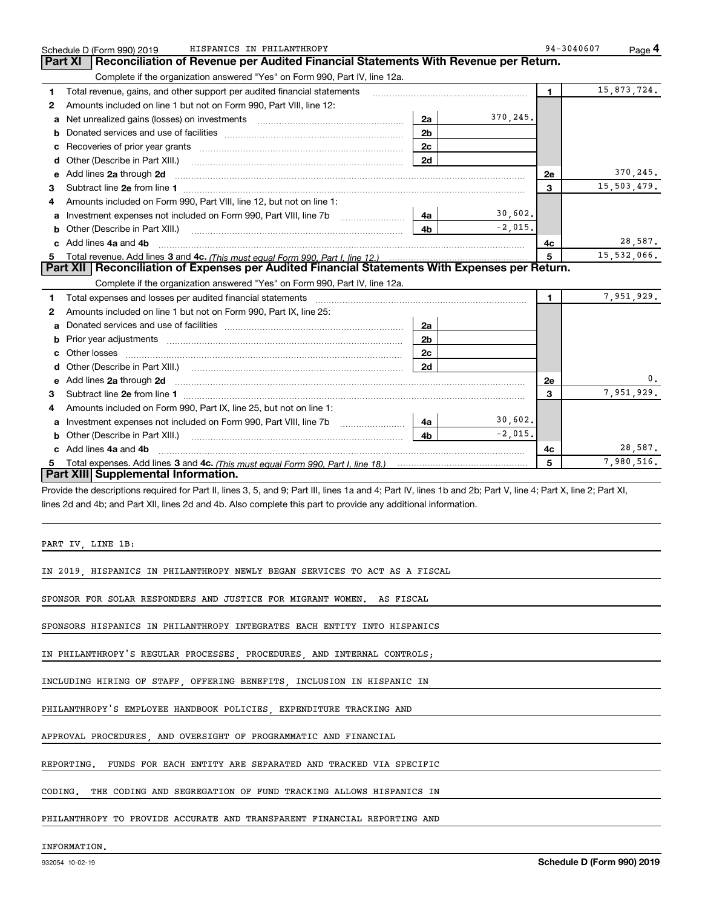Schedule D (Form 990) 2019 HISPANICS IN PHILANTHROPY 94-3040607

## Part XI Reconciliation of Revenue per Audited Financial Statements With Revenue per Return.

Complete if the organization answered "Yes" on Form 990, Part IV, line 12a.

| | | | | | |
|---|---|---|---|---|---|
| 1 | Total revenue, gains, and other support per audited financial statements | | | 1 | 15,873,724. |
| 2 | Amounts included on line 1 but not on Form 990, Part VIII, line 12: | | | | |
| a | Net unrealized gains (losses) on investments | 2a | 370,245. | | |
| b | Donated services and use of facilities | 2b | | | |
| c | Recoveries of prior year grants | 2c | | | |
| d | Other (Describe in Part XIII.) | 2d | | | |
| e | Add lines 2a through 2d | | | 2e | 370,245. |
| 3 | Subtract line 2e from line 1 | | | 3 | 15,503,479. |
| 4 | Amounts included on Form 990, Part VIII, line 12, but not on line 1: | | | | |
| a | Investment expenses not included on Form 990, Part VIII, line 7b | 4a | 30,602. | | |
| b | Other (Describe in Part XIII.) | 4b | -2,015. | | |
| c | Add lines 4a and 4b | | | 4c | 28,587. |
| 5 | Total revenue. Add lines 3 and 4c. *(This must equal Form 990, Part I, line 12.)* | | | 5 | 15,532,066. |

## Part XII Reconciliation of Expenses per Audited Financial Statements With Expenses per Return.

Complete if the organization answered "Yes" on Form 990, Part IV, line 12a.

| | | | | | |
|---|---|---|---|---|---|
| 1 | Total expenses and losses per audited financial statements | | | 1 | 7,951,929. |
| 2 | Amounts included on line 1 but not on Form 990, Part IX, line 25: | | | | |
| a | Donated services and use of facilities | 2a | | | |
| b | Prior year adjustments | 2b | | | |
| c | Other losses | 2c | | | |
| d | Other (Describe in Part XIII.) | 2d | | | |
| e | Add lines 2a through 2d | | | 2e | 0. |
| 3 | Subtract line 2e from line 1 | | | 3 | 7,951,929. |
| 4 | Amounts included on Form 990, Part IX, line 25, but not on line 1: | | | | |
| a | Investment expenses not included on Form 990, Part VIII, line 7b | 4a | 30,602. | | |
| b | Other (Describe in Part XIII.) | 4b | -2,015. | | |
| c | Add lines 4a and 4b | | | 4c | 28,587. |
| 5 | Total expenses. Add lines 3 and 4c. *(This must equal Form 990, Part I, line 18.)* | | | 5 | 7,980,516. |

## Part XIII Supplemental Information.

Provide the descriptions required for Part II, lines 3, 5, and 9; Part III, lines 1a and 4; Part IV, lines 1b and 2b; Part V, line 4; Part X, line 2; Part XI, lines 2d and 4b; and Part XII, lines 2d and 4b. Also complete this part to provide any additional information.

PART IV, LINE 1B:

IN 2019, HISPANICS IN PHILANTHROPY NEWLY BEGAN SERVICES TO ACT AS A FISCAL SPONSOR FOR SOLAR RESPONDERS AND JUSTICE FOR MIGRANT WOMEN. AS FISCAL SPONSORS HISPANICS IN PHILANTHROPY INTEGRATES EACH ENTITY INTO HISPANICS IN PHILANTHROPY'S REGULAR PROCESSES, PROCEDURES, AND INTERNAL CONTROLS; INCLUDING HIRING OF STAFF, OFFERING BENEFITS, INCLUSION IN HISPANIC IN PHILANTHROPY'S EMPLOYEE HANDBOOK POLICIES, EXPENDITURE TRACKING AND APPROVAL PROCEDURES, AND OVERSIGHT OF PROGRAMMATIC AND FINANCIAL REPORTING. FUNDS FOR EACH ENTITY ARE SEPARATED AND TRACKED VIA SPECIFIC CODING. THE CODING AND SEGREGATION OF FUND TRACKING ALLOWS HISPANICS IN PHILANTHROPY TO PROVIDE ACCURATE AND TRANSPARENT FINANCIAL REPORTING AND INFORMATION.

932054 10-02-19 Schedule D (Form 990) 2019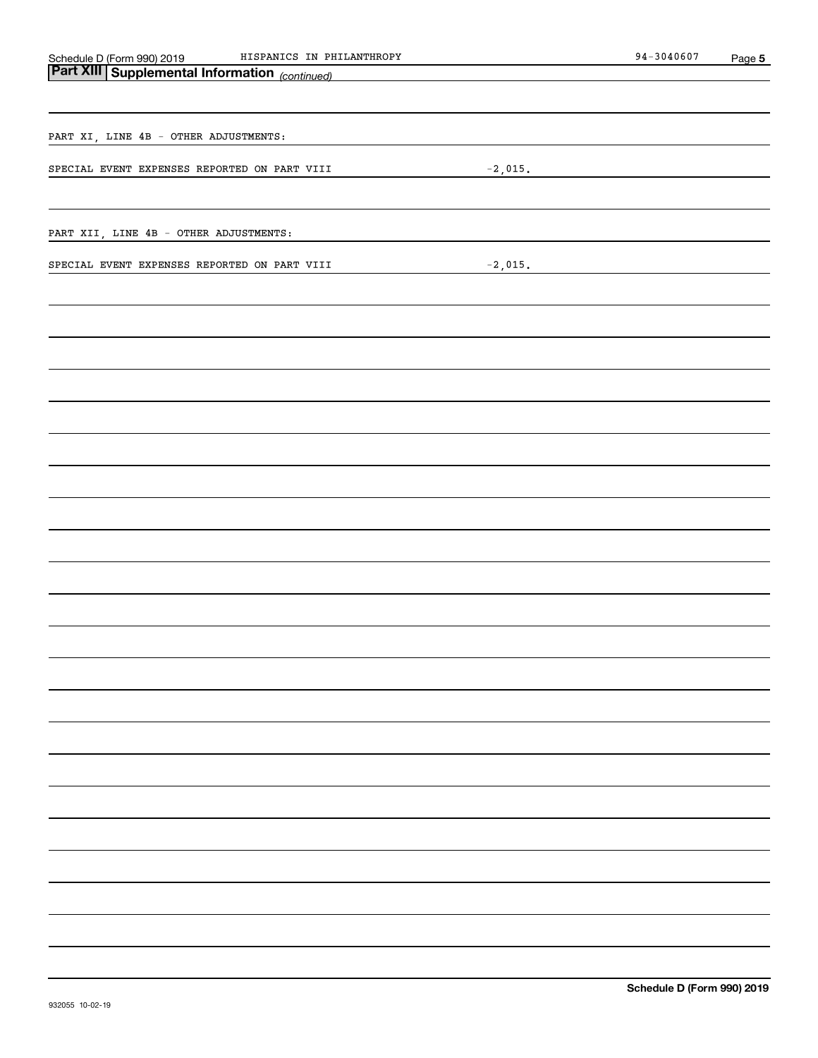## Part XIII Supplemental Information *(continued)*

PART XI, LINE 4B - OTHER ADJUSTMENTS:

SPECIAL EVENT EXPENSES REPORTED ON PART VIII -2,015.

PART XII, LINE 4B - OTHER ADJUSTMENTS:

SPECIAL EVENT EXPENSES REPORTED ON PART VIII -2,015.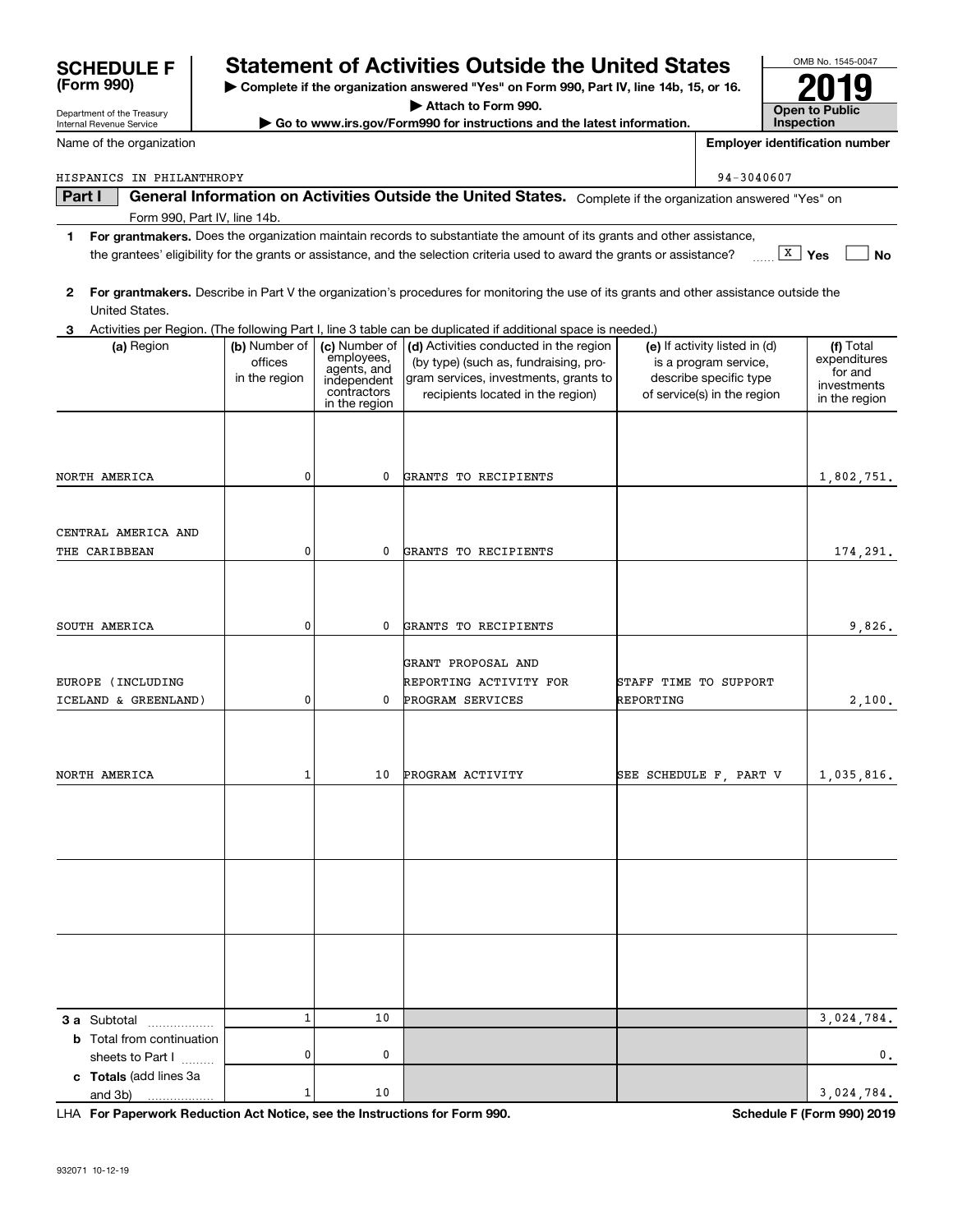# SCHEDULE F (Form 990)

Department of the Treasury
Internal Revenue Service

## Statement of Activities Outside the United States

▶ Complete if the organization answered "Yes" on Form 990, Part IV, line 14b, 15, or 16.
▶ Attach to Form 990.
▶ Go to www.irs.gov/Form990 for instructions and the latest information.

OMB No. 1545-0047

**2019**

**Open to Public Inspection**

Name of the organization: HISPANICS IN PHILANTHROPY

Employer identification number: 94-3040607

**Part I** **General Information on Activities Outside the United States.** Complete if the organization answered "Yes" on Form 990, Part IV, line 14b.

1 **For grantmakers.** Does the organization maintain records to substantiate the amount of its grants and other assistance, the grantees' eligibility for the grants or assistance, and the selection criteria used to award the grants or assistance? ..... [X] Yes [ ] No

2 **For grantmakers.** Describe in Part V the organization's procedures for monitoring the use of its grants and other assistance outside the United States.

3 Activities per Region. (The following Part I, line 3 table can be duplicated if additional space is needed.)

| (a) Region | (b) Number of offices in the region | (c) Number of employees, agents, and independent contractors in the region | (d) Activities conducted in the region (by type) (such as, fundraising, program services, investments, grants to recipients located in the region) | (e) If activity listed in (d) is a program service, describe specific type of service(s) in the region | (f) Total expenditures for and investments in the region |
|---|---|---|---|---|---|
| NORTH AMERICA | 0 | 0 | GRANTS TO RECIPIENTS | | 1,802,751. |
| CENTRAL AMERICA AND THE CARIBBEAN | 0 | 0 | GRANTS TO RECIPIENTS | | 174,291. |
| SOUTH AMERICA | 0 | 0 | GRANTS TO RECIPIENTS | | 9,826. |
| EUROPE (INCLUDING ICELAND & GREENLAND) | 0 | 0 | GRANT PROPOSAL AND REPORTING ACTIVITY FOR PROGRAM SERVICES | STAFF TIME TO SUPPORT REPORTING | 2,100. |
| NORTH AMERICA | 1 | 10 | PROGRAM ACTIVITY | SEE SCHEDULE F, PART V | 1,035,816. |
| | | | | | |
| | | | | | |
| | | | | | |
| **3 a** Subtotal | 1 | 10 | | | 3,024,784. |
| **b** Total from continuation sheets to Part I | 0 | 0 | | | 0. |
| **c Totals** (add lines 3a and 3b) | 1 | 10 | | | 3,024,784. |

LHA **For Paperwork Reduction Act Notice, see the Instructions for Form 990.** **Schedule F (Form 990) 2019**

932071 10-12-19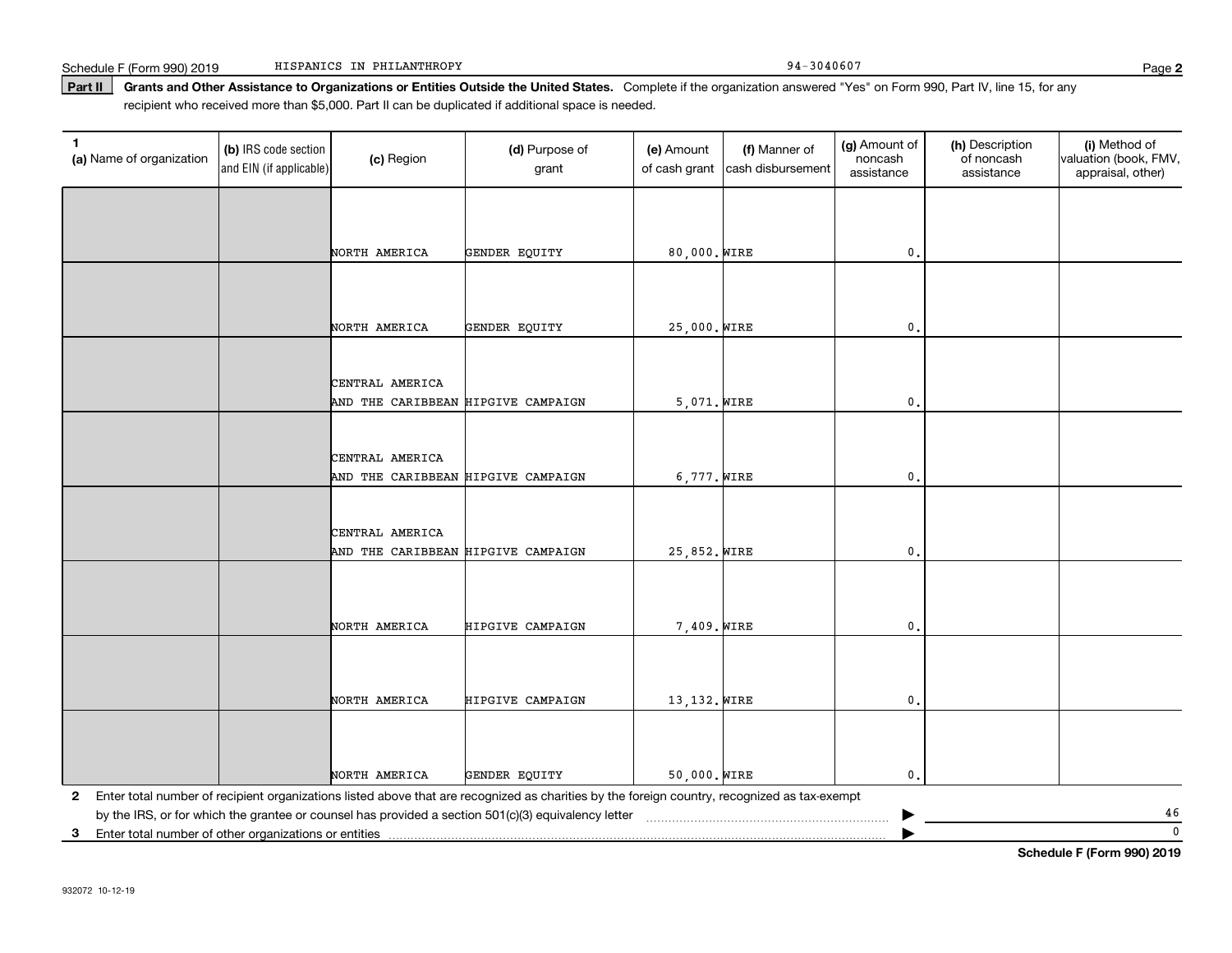Schedule F (Form 990) 2019 HISPANICS IN PHILANTHROPY 94-3040607

**Part II** **Grants and Other Assistance to Organizations or Entities Outside the United States.** Complete if the organization answered "Yes" on Form 990, Part IV, line 15, for any recipient who received more than $5,000. Part II can be duplicated if additional space is needed.

| 1 (a) Name of organization | (b) IRS code section and EIN (if applicable) | (c) Region | (d) Purpose of grant | (e) Amount of cash grant | (f) Manner of cash disbursement | (g) Amount of noncash assistance | (h) Description of noncash assistance | (i) Method of valuation (book, FMV, appraisal, other) |
|---|---|---|---|---|---|---|---|---|
| | | NORTH AMERICA | GENDER EQUITY | 80,000. | WIRE | 0. | | |
| | | NORTH AMERICA | GENDER EQUITY | 25,000. | WIRE | 0. | | |
| | | CENTRAL AMERICA AND THE CARIBBEAN | HIPGIVE CAMPAIGN | 5,071. | WIRE | 0. | | |
| | | CENTRAL AMERICA AND THE CARIBBEAN | HIPGIVE CAMPAIGN | 6,777. | WIRE | 0. | | |
| | | CENTRAL AMERICA AND THE CARIBBEAN | HIPGIVE CAMPAIGN | 25,852. | WIRE | 0. | | |
| | | NORTH AMERICA | HIPGIVE CAMPAIGN | 7,409. | WIRE | 0. | | |
| | | NORTH AMERICA | HIPGIVE CAMPAIGN | 13,132. | WIRE | 0. | | |
| | | NORTH AMERICA | GENDER EQUITY | 50,000. | WIRE | 0. | | |

**2** Enter total number of recipient organizations listed above that are recognized as charities by the foreign country, recognized as tax-exempt by the IRS, or for which the grantee or counsel has provided a section 501(c)(3) equivalency letter ▶ 46

**3** Enter total number of other organizations or entities ▶ 0

**Schedule F (Form 990) 2019**

932072 10-12-19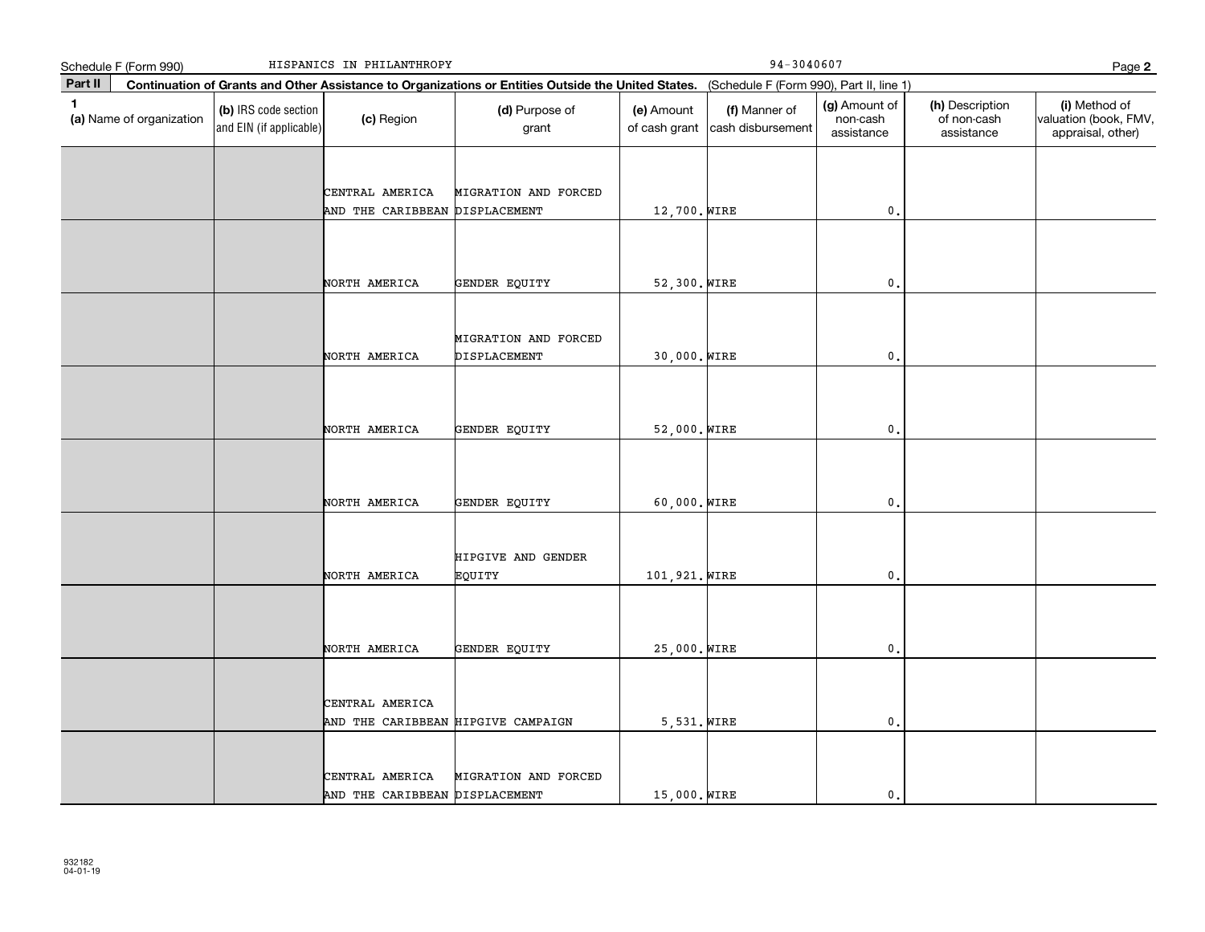Schedule F (Form 990)  HISPANICS IN PHILANTHROPY  94-3040607

## Part II Continuation of Grants and Other Assistance to Organizations or Entities Outside the United States. (Schedule F (Form 990), Part II, line 1)

| 1 (a) Name of organization | (b) IRS code section and EIN (if applicable) | (c) Region | (d) Purpose of grant | (e) Amount of cash grant | (f) Manner of cash disbursement | (g) Amount of non-cash assistance | (h) Description of non-cash assistance | (i) Method of valuation (book, FMV, appraisal, other) |
|---|---|---|---|---|---|---|---|---|
| | | CENTRAL AMERICA AND THE CARIBBEAN | MIGRATION AND FORCED DISPLACEMENT | 12,700. | WIRE | 0. | | |
| | | NORTH AMERICA | GENDER EQUITY | 52,300. | WIRE | 0. | | |
| | | NORTH AMERICA | MIGRATION AND FORCED DISPLACEMENT | 30,000. | WIRE | 0. | | |
| | | NORTH AMERICA | GENDER EQUITY | 52,000. | WIRE | 0. | | |
| | | NORTH AMERICA | GENDER EQUITY | 60,000. | WIRE | 0. | | |
| | | NORTH AMERICA | HIPGIVE AND GENDER EQUITY | 101,921. | WIRE | 0. | | |
| | | NORTH AMERICA | GENDER EQUITY | 25,000. | WIRE | 0. | | |
| | | CENTRAL AMERICA AND THE CARIBBEAN | HIPGIVE CAMPAIGN | 5,531. | WIRE | 0. | | |
| | | CENTRAL AMERICA AND THE CARIBBEAN | MIGRATION AND FORCED DISPLACEMENT | 15,000. | WIRE | 0. | | |

932182
04-01-19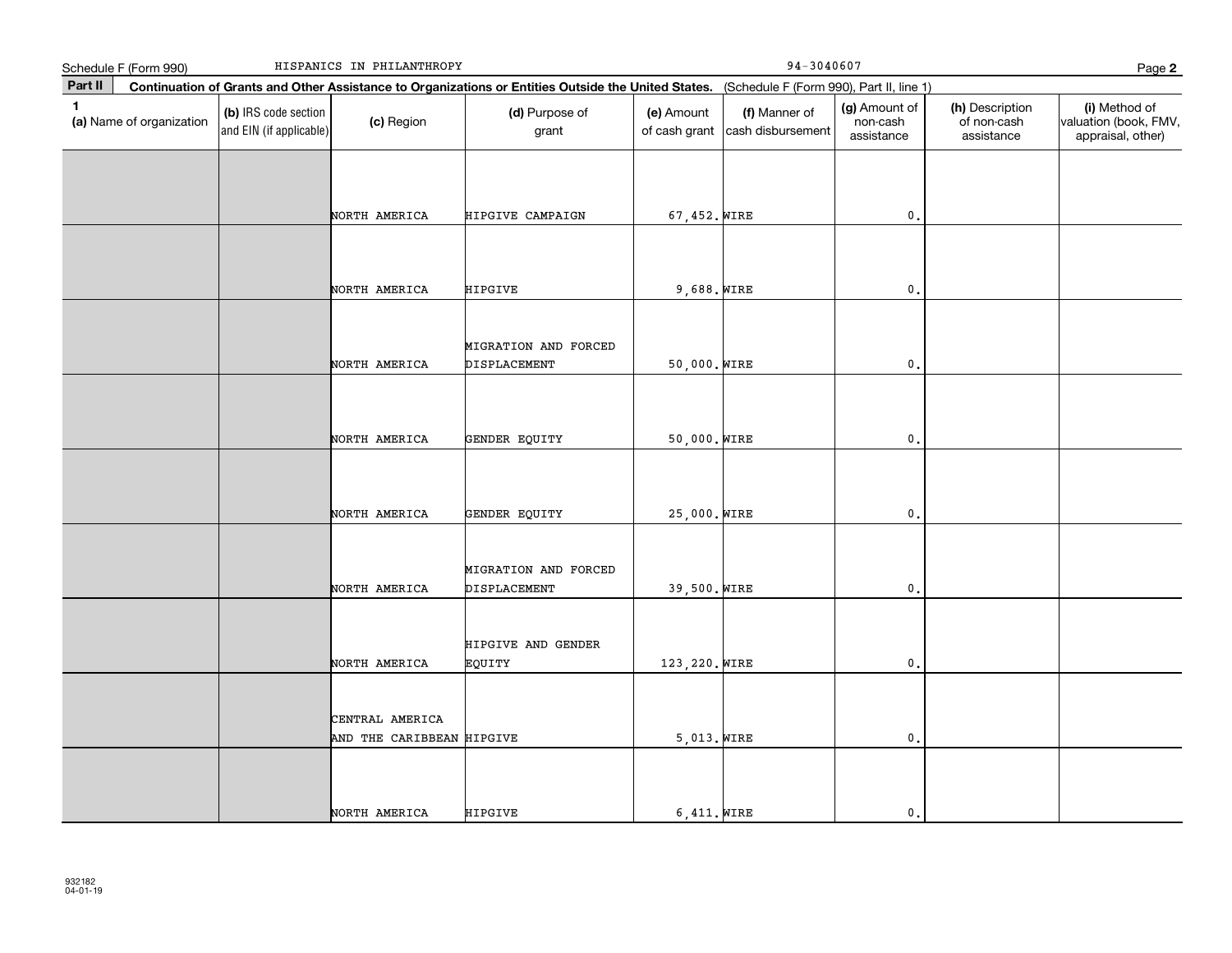Schedule F (Form 990) HISPANICS IN PHILANTHROPY 94-3040607 Page **2**

**Part II** **Continuation of Grants and Other Assistance to Organizations or Entities Outside the United States.** (Schedule F (Form 990), Part II, line 1)

| 1 (a) Name of organization | (b) IRS code section and EIN (if applicable) | (c) Region | (d) Purpose of grant | (e) Amount of cash grant | (f) Manner of cash disbursement | (g) Amount of non-cash assistance | (h) Description of non-cash assistance | (i) Method of valuation (book, FMV, appraisal, other) |
|---|---|---|---|---|---|---|---|---|
| | | NORTH AMERICA | HIPGIVE CAMPAIGN | 67,452. | WIRE | 0. | | |
| | | NORTH AMERICA | HIPGIVE | 9,688. | WIRE | 0. | | |
| | | NORTH AMERICA | MIGRATION AND FORCED DISPLACEMENT | 50,000. | WIRE | 0. | | |
| | | NORTH AMERICA | GENDER EQUITY | 50,000. | WIRE | 0. | | |
| | | NORTH AMERICA | GENDER EQUITY | 25,000. | WIRE | 0. | | |
| | | NORTH AMERICA | MIGRATION AND FORCED DISPLACEMENT | 39,500. | WIRE | 0. | | |
| | | NORTH AMERICA | HIPGIVE AND GENDER EQUITY | 123,220. | WIRE | 0. | | |
| | | CENTRAL AMERICA AND THE CARIBBEAN | HIPGIVE | 5,013. | WIRE | 0. | | |
| | | NORTH AMERICA | HIPGIVE | 6,411. | WIRE | 0. | | |

932182
04-01-19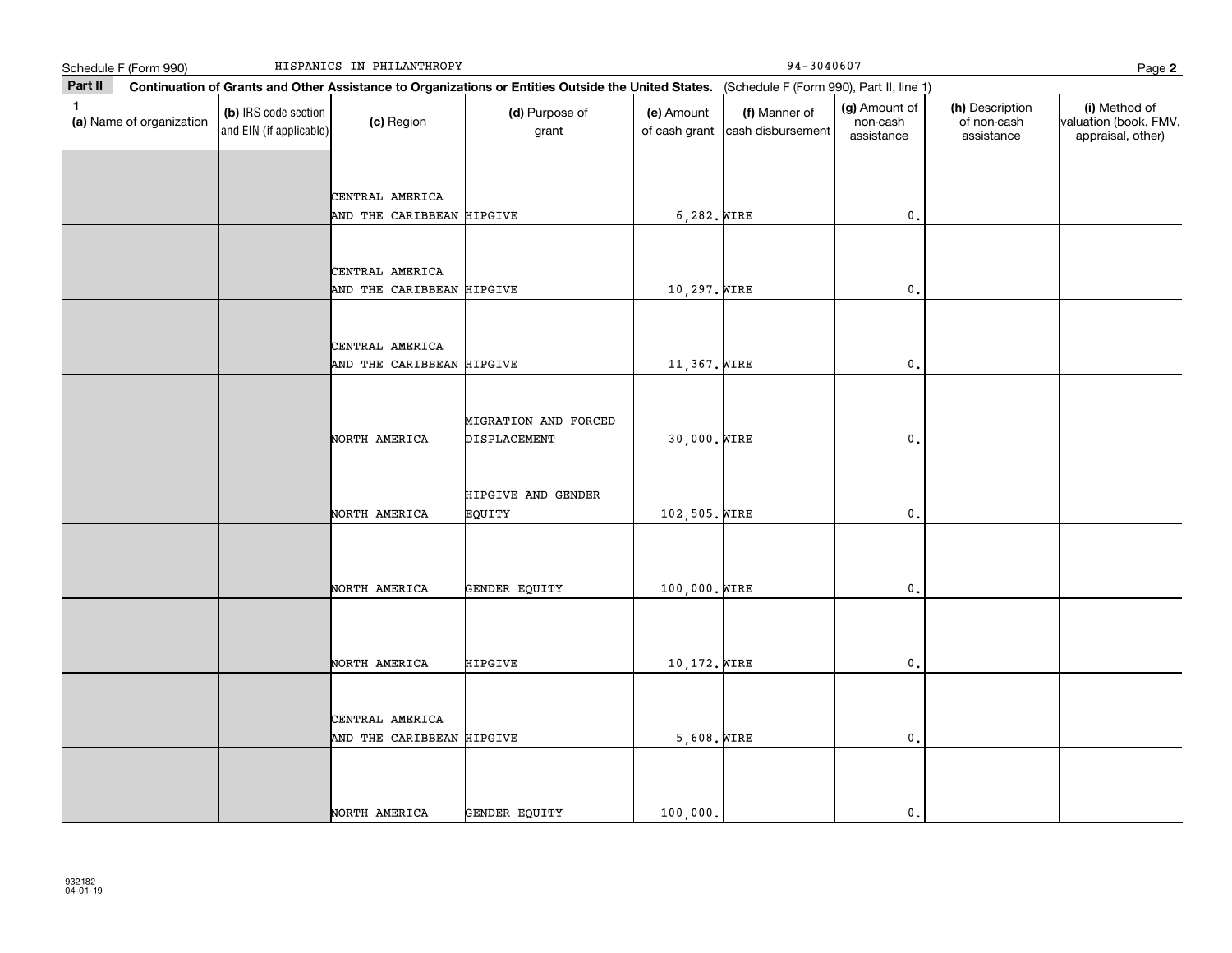Schedule F (Form 990) HISPANICS IN PHILANTHROPY 94-3040607

**Part II** **Continuation of Grants and Other Assistance to Organizations or Entities Outside the United States.** (Schedule F (Form 990), Part II, line 1)

| 1 (a) Name of organization | (b) IRS code section and EIN (if applicable) | (c) Region | (d) Purpose of grant | (e) Amount of cash grant | (f) Manner of cash disbursement | (g) Amount of non-cash assistance | (h) Description of non-cash assistance | (i) Method of valuation (book, FMV, appraisal, other) |
|---|---|---|---|---|---|---|---|---|
| | | CENTRAL AMERICA AND THE CARIBBEAN | HIPGIVE | 6,282. | WIRE | 0. | | |
| | | CENTRAL AMERICA AND THE CARIBBEAN | HIPGIVE | 10,297. | WIRE | 0. | | |
| | | CENTRAL AMERICA AND THE CARIBBEAN | HIPGIVE | 11,367. | WIRE | 0. | | |
| | | NORTH AMERICA | MIGRATION AND FORCED DISPLACEMENT | 30,000. | WIRE | 0. | | |
| | | NORTH AMERICA | HIPGIVE AND GENDER EQUITY | 102,505. | WIRE | 0. | | |
| | | NORTH AMERICA | GENDER EQUITY | 100,000. | WIRE | 0. | | |
| | | NORTH AMERICA | HIPGIVE | 10,172. | WIRE | 0. | | |
| | | CENTRAL AMERICA AND THE CARIBBEAN | HIPGIVE | 5,608. | WIRE | 0. | | |
| | | NORTH AMERICA | GENDER EQUITY | 100,000. | | 0. | | |

932182 04-01-19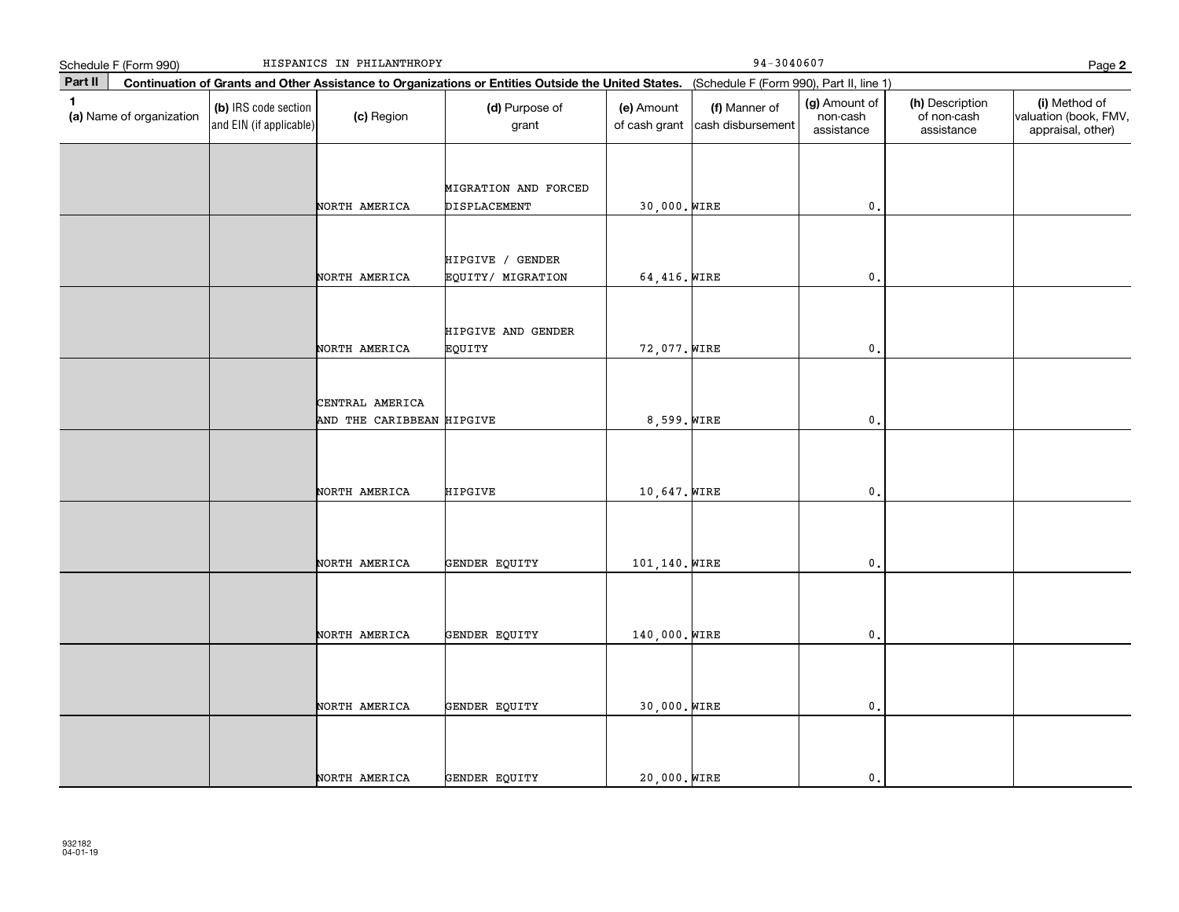Schedule F (Form 990) HISPANICS IN PHILANTHROPY 94-3040607

**Part II** **Continuation of Grants and Other Assistance to Organizations or Entities Outside the United States.** (Schedule F (Form 990), Part II, line 1)

| 1 (a) Name of organization | (b) IRS code section and EIN (if applicable) | (c) Region | (d) Purpose of grant | (e) Amount of cash grant | (f) Manner of cash disbursement | (g) Amount of non-cash assistance | (h) Description of non-cash assistance | (i) Method of valuation (book, FMV, appraisal, other) |
|---|---|---|---|---|---|---|---|---|
| | | NORTH AMERICA | MIGRATION AND FORCED DISPLACEMENT | 30,000. | WIRE | 0. | | |
| | | NORTH AMERICA | HIPGIVE / GENDER EQUITY/ MIGRATION | 64,416. | WIRE | 0. | | |
| | | NORTH AMERICA | HIPGIVE AND GENDER EQUITY | 72,077. | WIRE | 0. | | |
| | | CENTRAL AMERICA AND THE CARIBBEAN | HIPGIVE | 8,599. | WIRE | 0. | | |
| | | NORTH AMERICA | HIPGIVE | 10,647. | WIRE | 0. | | |
| | | NORTH AMERICA | GENDER EQUITY | 101,140. | WIRE | 0. | | |
| | | NORTH AMERICA | GENDER EQUITY | 140,000. | WIRE | 0. | | |
| | | NORTH AMERICA | GENDER EQUITY | 30,000. | WIRE | 0. | | |
| | | NORTH AMERICA | GENDER EQUITY | 20,000. | WIRE | 0. | | |

932182
04-01-19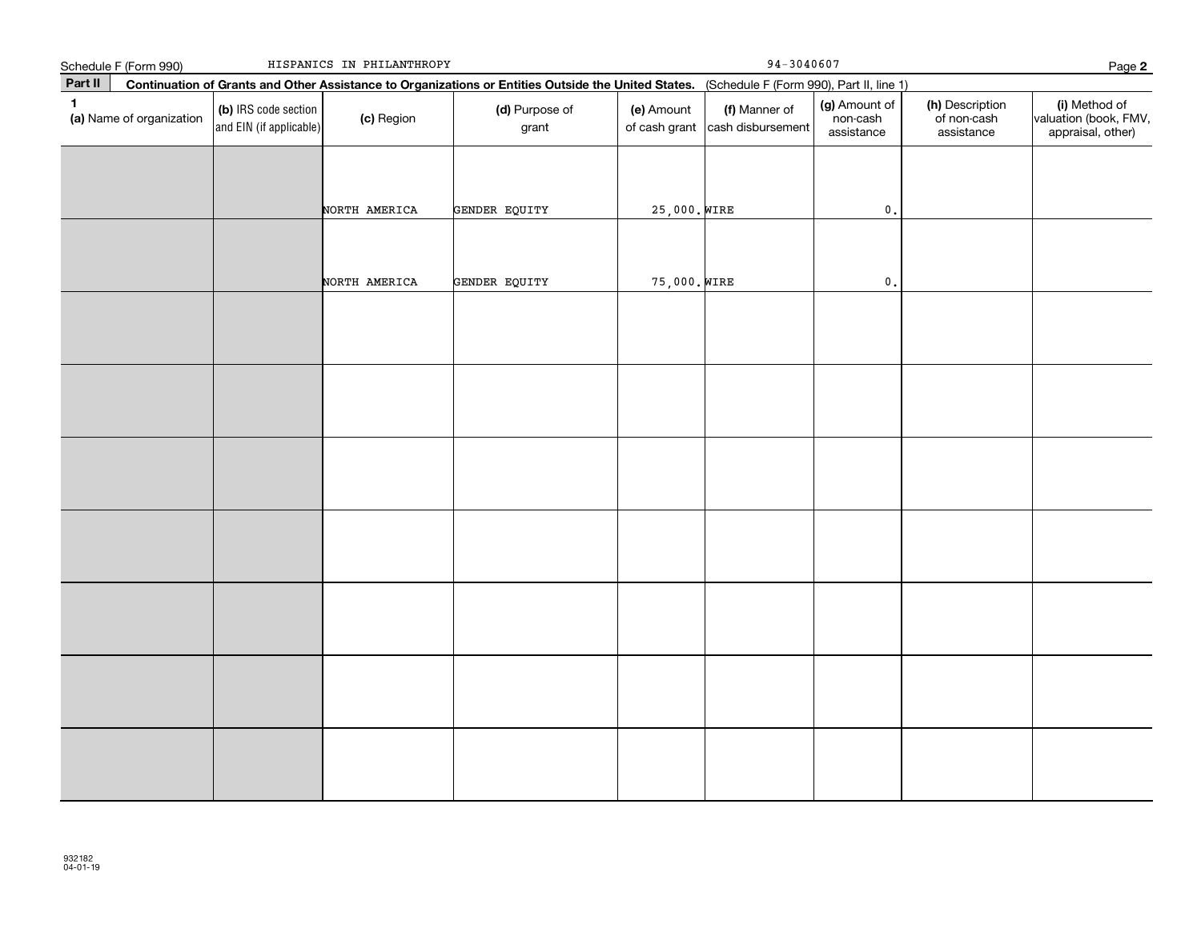Schedule F (Form 990) HISPANICS IN PHILANTHROPY 94-3040607

## Part II Continuation of Grants and Other Assistance to Organizations or Entities Outside the United States. (Schedule F (Form 990), Part II, line 1)

| 1 (a) Name of organization | (b) IRS code section and EIN (if applicable) | (c) Region | (d) Purpose of grant | (e) Amount of cash grant | (f) Manner of cash disbursement | (g) Amount of non-cash assistance | (h) Description of non-cash assistance | (i) Method of valuation (book, FMV, appraisal, other) |
|---|---|---|---|---|---|---|---|---|
| | | NORTH AMERICA | GENDER EQUITY | 25,000. | WIRE | 0. | | |
| | | NORTH AMERICA | GENDER EQUITY | 75,000. | WIRE | 0. | | |
| | | | | | | | | |
| | | | | | | | | |
| | | | | | | | | |
| | | | | | | | | |
| | | | | | | | | |
| | | | | | | | | |
| | | | | | | | | |

932182
04-01-19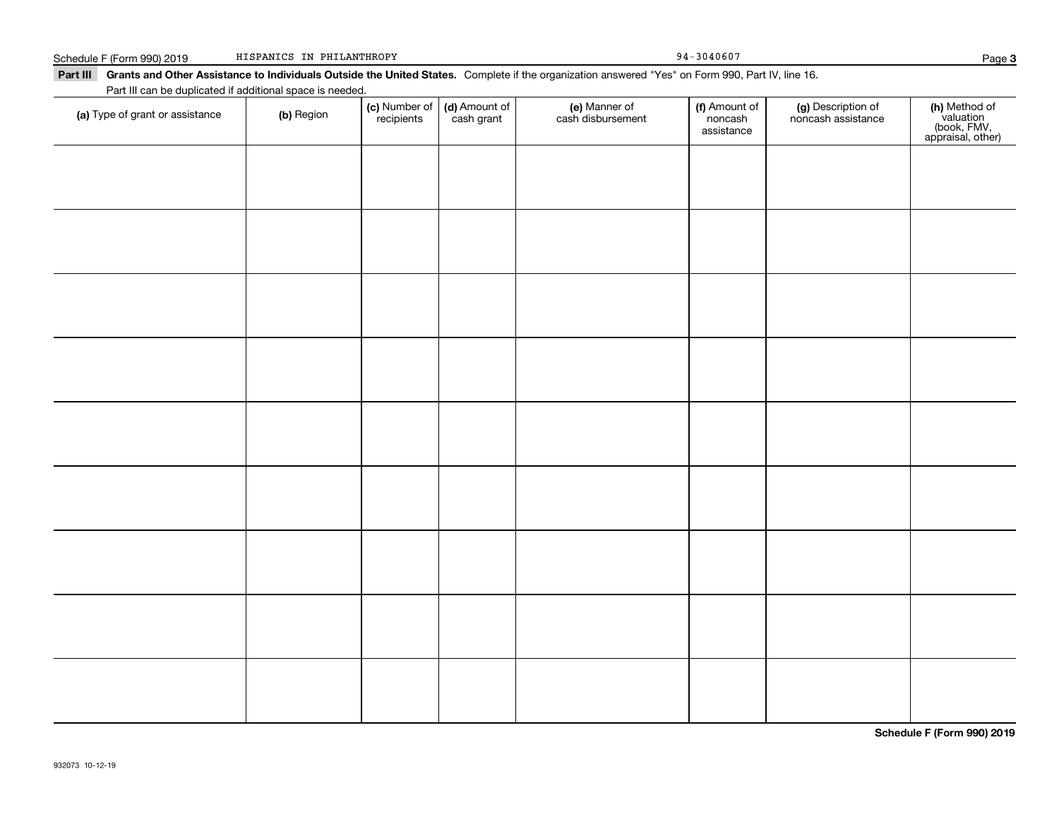Schedule F (Form 990) 2019 HISPANICS IN PHILANTHROPY 94-3040607

**Part III Grants and Other Assistance to Individuals Outside the United States.** Complete if the organization answered "Yes" on Form 990, Part IV, line 16.

Part III can be duplicated if additional space is needed.

| (a) Type of grant or assistance | (b) Region | (c) Number of recipients | (d) Amount of cash grant | (e) Manner of cash disbursement | (f) Amount of noncash assistance | (g) Description of noncash assistance | (h) Method of valuation (book, FMV, appraisal, other) |
|---|---|---|---|---|---|---|---|
| | | | | | | | |
| | | | | | | | |
| | | | | | | | |
| | | | | | | | |
| | | | | | | | |
| | | | | | | | |
| | | | | | | | |
| | | | | | | | |
| | | | | | | | |

**Schedule F (Form 990) 2019**

932073 10-12-19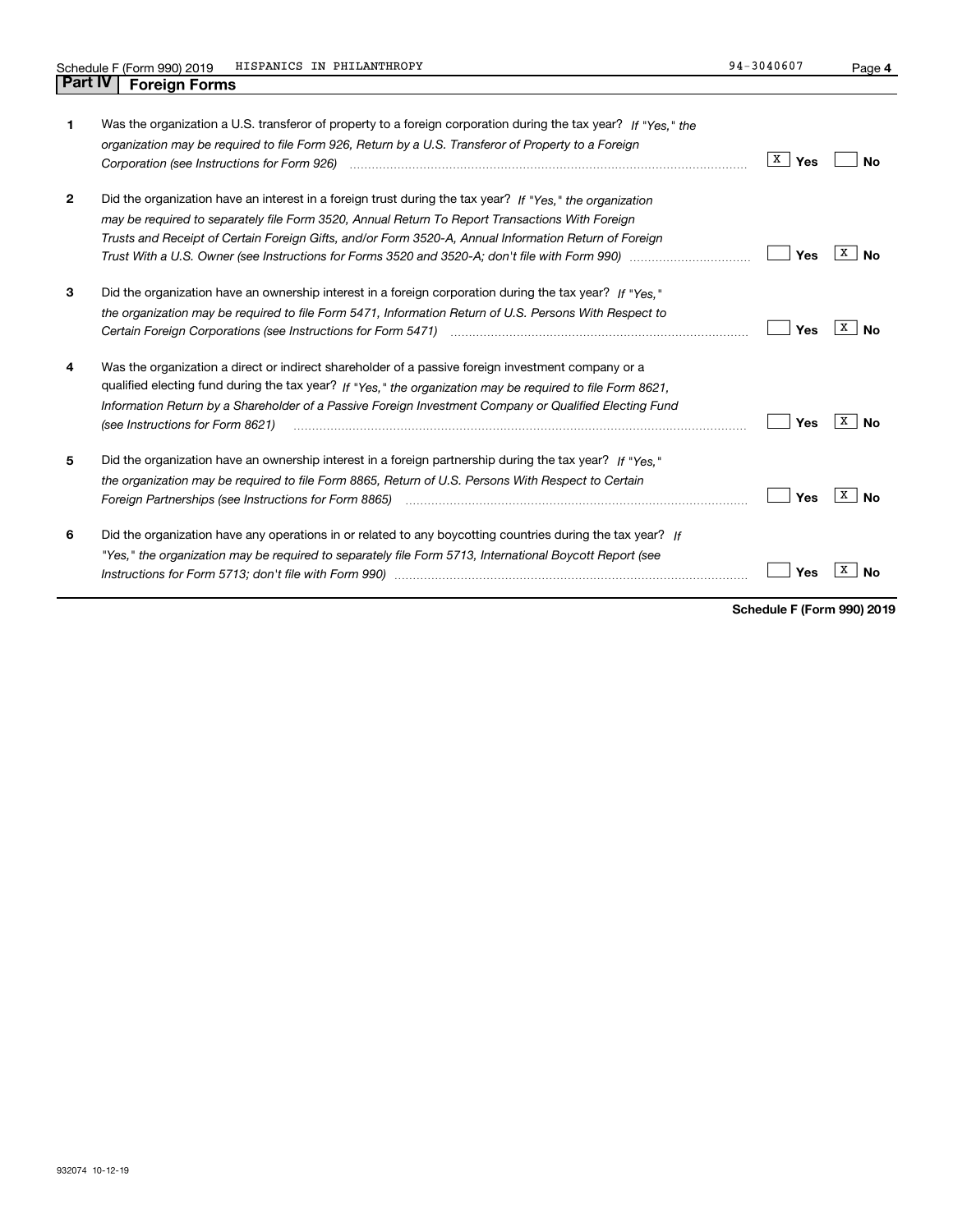Schedule F (Form 990) 2019 HISPANICS IN PHILANTHROPY 94-3040607

## Part IV Foreign Forms

| | | Yes | No |
|---|---|---|---|
| **1** | Was the organization a U.S. transferor of property to a foreign corporation during the tax year? *If "Yes," the organization may be required to file Form 926, Return by a U.S. Transferor of Property to a Foreign Corporation (see Instructions for Form 926)* | X | |
| **2** | Did the organization have an interest in a foreign trust during the tax year? *If "Yes," the organization may be required to separately file Form 3520, Annual Return To Report Transactions With Foreign Trusts and Receipt of Certain Foreign Gifts, and/or Form 3520-A, Annual Information Return of Foreign Trust With a U.S. Owner (see Instructions for Forms 3520 and 3520-A; don't file with Form 990)* | | X |
| **3** | Did the organization have an ownership interest in a foreign corporation during the tax year? *If "Yes," the organization may be required to file Form 5471, Information Return of U.S. Persons With Respect to Certain Foreign Corporations (see Instructions for Form 5471)* | | X |
| **4** | Was the organization a direct or indirect shareholder of a passive foreign investment company or a qualified electing fund during the tax year? *If "Yes," the organization may be required to file Form 8621, Information Return by a Shareholder of a Passive Foreign Investment Company or Qualified Electing Fund (see Instructions for Form 8621)* | | X |
| **5** | Did the organization have an ownership interest in a foreign partnership during the tax year? *If "Yes," the organization may be required to file Form 8865, Return of U.S. Persons With Respect to Certain Foreign Partnerships (see Instructions for Form 8865)* | | X |
| **6** | Did the organization have any operations in or related to any boycotting countries during the tax year? *If "Yes," the organization may be required to separately file Form 5713, International Boycott Report (see Instructions for Form 5713; don't file with Form 990)* | | X |

**Schedule F (Form 990) 2019**

932074 10-12-19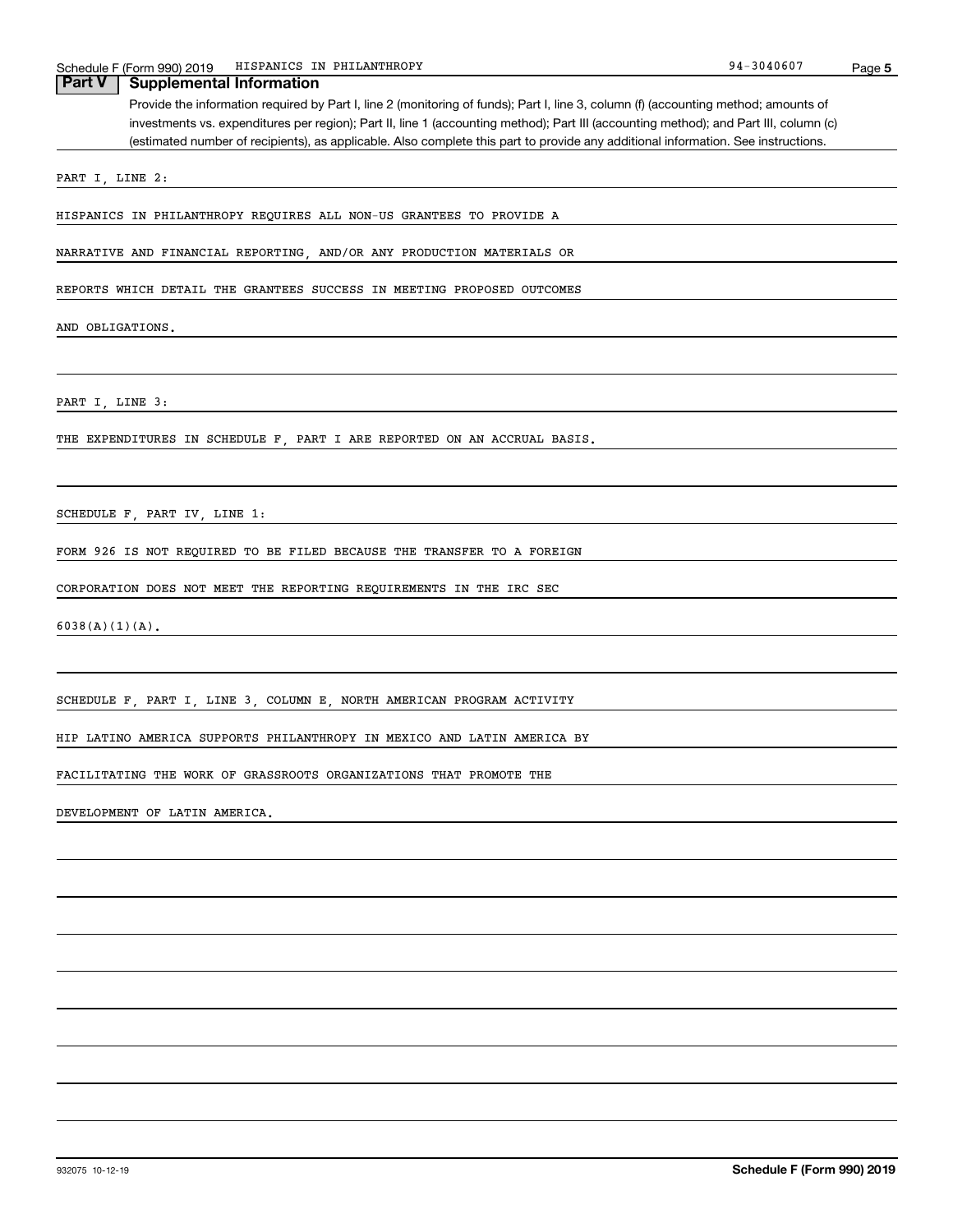Schedule F (Form 990) 2019 HISPANICS IN PHILANTHROPY 94-3040607

## Part V Supplemental Information

Provide the information required by Part I, line 2 (monitoring of funds); Part I, line 3, column (f) (accounting method; amounts of investments vs. expenditures per region); Part II, line 1 (accounting method); Part III (accounting method); and Part III, column (c) (estimated number of recipients), as applicable. Also complete this part to provide any additional information. See instructions.

PART I, LINE 2:

HISPANICS IN PHILANTHROPY REQUIRES ALL NON-US GRANTEES TO PROVIDE A NARRATIVE AND FINANCIAL REPORTING, AND/OR ANY PRODUCTION MATERIALS OR REPORTS WHICH DETAIL THE GRANTEES SUCCESS IN MEETING PROPOSED OUTCOMES AND OBLIGATIONS.

PART I, LINE 3:

THE EXPENDITURES IN SCHEDULE F, PART I ARE REPORTED ON AN ACCRUAL BASIS.

SCHEDULE F, PART IV, LINE 1:

FORM 926 IS NOT REQUIRED TO BE FILED BECAUSE THE TRANSFER TO A FOREIGN CORPORATION DOES NOT MEET THE REPORTING REQUIREMENTS IN THE IRC SEC 6038(A)(1)(A).

SCHEDULE F, PART I, LINE 3, COLUMN E, NORTH AMERICAN PROGRAM ACTIVITY

HIP LATINO AMERICA SUPPORTS PHILANTHROPY IN MEXICO AND LATIN AMERICA BY FACILITATING THE WORK OF GRASSROOTS ORGANIZATIONS THAT PROMOTE THE DEVELOPMENT OF LATIN AMERICA.

932075 10-12-19 **Schedule F (Form 990) 2019**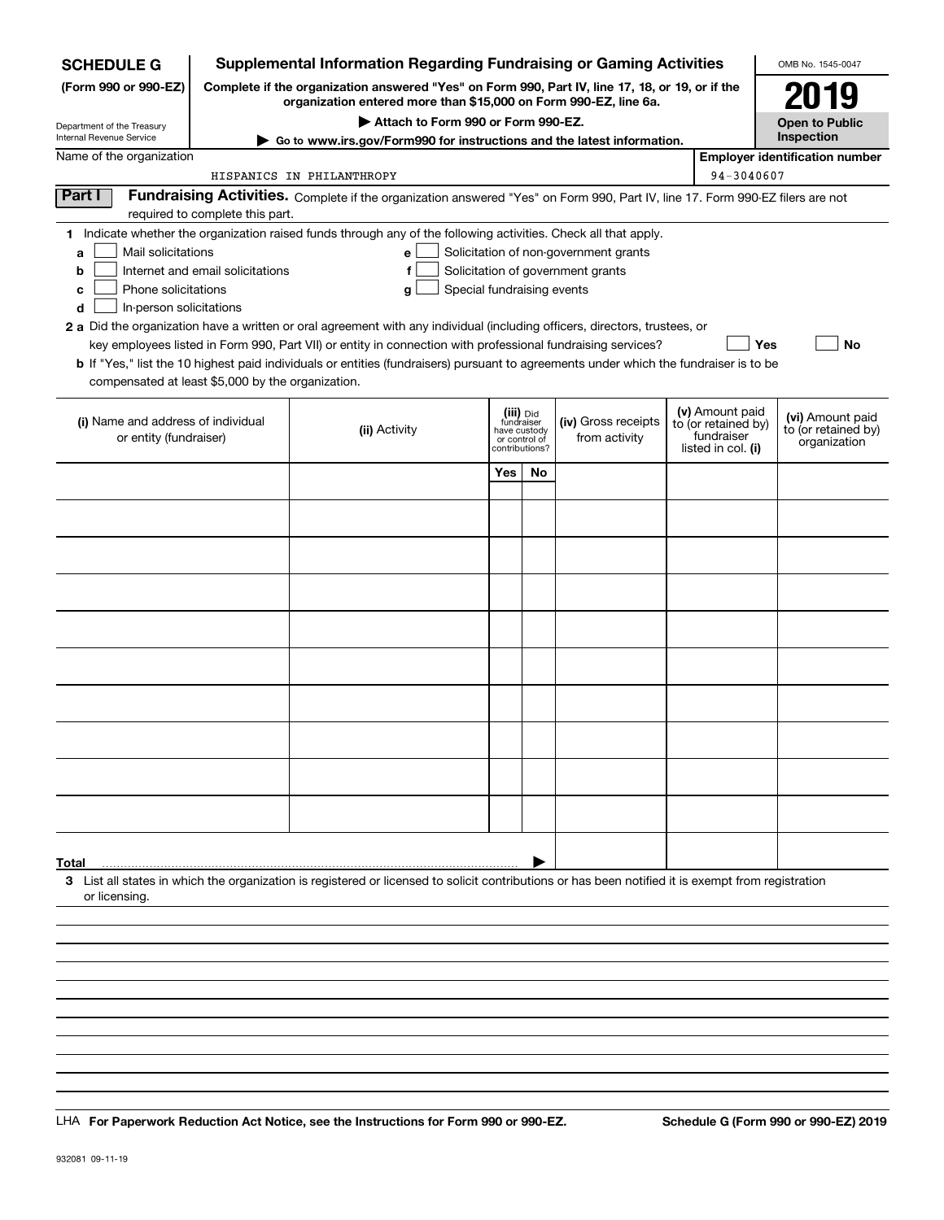**SCHEDULE G**
**(Form 990 or 990-EZ)**

Department of the Treasury
Internal Revenue Service

# Supplemental Information Regarding Fundraising or Gaming Activities

**Complete if the organization answered "Yes" on Form 990, Part IV, line 17, 18, or 19, or if the organization entered more than $15,000 on Form 990-EZ, line 6a.**

**▶ Attach to Form 990 or Form 990-EZ.**

**▶ Go to www.irs.gov/Form990 for instructions and the latest information.**

OMB No. 1545-0047

**2019**

**Open to Public Inspection**

Name of the organization: HISPANICS IN PHILANTHROPY

**Employer identification number:** 94-3040607

**Part I** **Fundraising Activities.** Complete if the organization answered "Yes" on Form 990, Part IV, line 17. Form 990-EZ filers are not required to complete this part.

**1** Indicate whether the organization raised funds through any of the following activities. Check all that apply.

- **a** ☐ Mail solicitations
- **b** ☐ Internet and email solicitations
- **c** ☐ Phone solicitations
- **d** ☐ In-person solicitations
- **e** ☐ Solicitation of non-government grants
- **f** ☐ Solicitation of government grants
- **g** ☐ Special fundraising events

**2 a** Did the organization have a written or oral agreement with any individual (including officers, directors, trustees, or key employees listed in Form 990, Part VII) or entity in connection with professional fundraising services? ☐ **Yes** ☐ **No**

**b** If "Yes," list the 10 highest paid individuals or entities (fundraisers) pursuant to agreements under which the fundraiser is to be compensated at least $5,000 by the organization.

| **(i)** Name and address of individual or entity (fundraiser) | **(ii)** Activity | **(iii)** Did fundraiser have custody or control of contributions? Yes | No | **(iv)** Gross receipts from activity | **(v)** Amount paid to (or retained by) fundraiser listed in col. **(i)** | **(vi)** Amount paid to (or retained by) organization |
|---|---|---|---|---|---|---|
| | | | | | | |
| | | | | | | |
| | | | | | | |
| | | | | | | |
| | | | | | | |
| | | | | | | |
| | | | | | | |
| | | | | | | |
| | | | | | | |
| | | | | | | |
| **Total** ▶ | | | | | | |

**3** List all states in which the organization is registered or licensed to solicit contributions or has been notified it is exempt from registration or licensing.

**LHA For Paperwork Reduction Act Notice, see the Instructions for Form 990 or 990-EZ.** **Schedule G (Form 990 or 990-EZ) 2019**

932081 09-11-19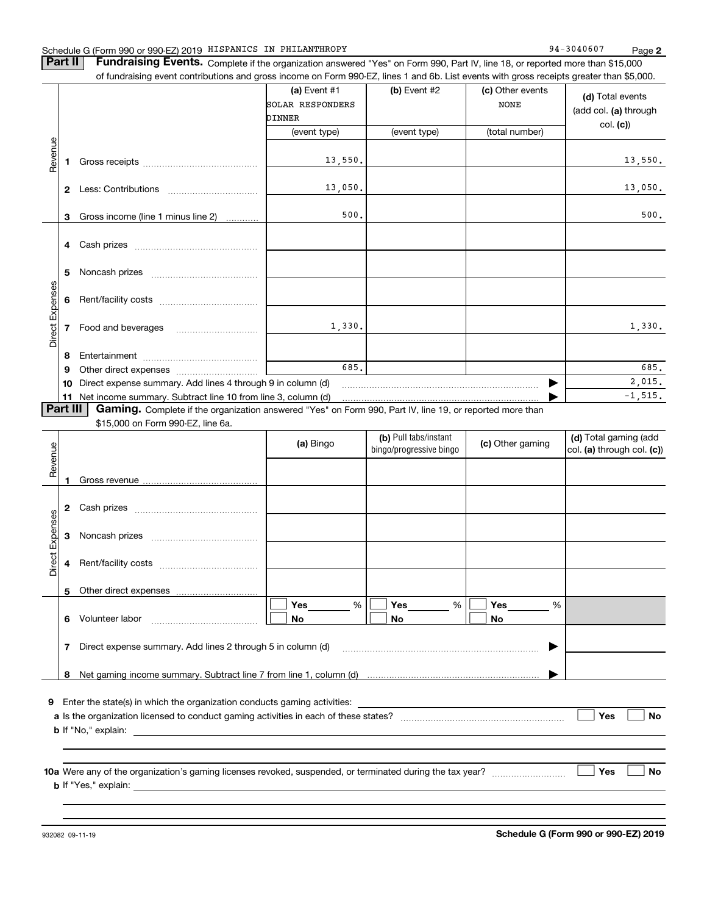Schedule G (Form 990 or 990-EZ) 2019 HISPANICS IN PHILANTHROPY 94-3040607 Page **2**

**Part II** **Fundraising Events.** Complete if the organization answered "Yes" on Form 990, Part IV, line 18, or reported more than $15,000 of fundraising event contributions and gross income on Form 990-EZ, lines 1 and 6b. List events with gross receipts greater than $5,000.

| | | (a) Event #1 SOLAR RESPONDERS DINNER (event type) | (b) Event #2 (event type) | (c) Other events NONE (total number) | (d) Total events (add col. (a) through col. (c)) |
|---|---|---|---|---|---|
| Revenue | 1 Gross receipts | 13,550. | | | 13,550. |
| | 2 Less: Contributions | 13,050. | | | 13,050. |
| | 3 Gross income (line 1 minus line 2) | 500. | | | 500. |
| Direct Expenses | 4 Cash prizes | | | | |
| | 5 Noncash prizes | | | | |
| | 6 Rent/facility costs | | | | |
| | 7 Food and beverages | 1,330. | | | 1,330. |
| | 8 Entertainment | | | | |
| | 9 Other direct expenses | 685. | | | 685. |
| | 10 Direct expense summary. Add lines 4 through 9 in column (d) | | | ▶ | 2,015. |
| | 11 Net income summary. Subtract line 10 from line 3, column (d) | | | ▶ | -1,515. |

**Part III** **Gaming.** Complete if the organization answered "Yes" on Form 990, Part IV, line 19, or reported more than $15,000 on Form 990-EZ, line 6a.

| | | (a) Bingo | (b) Pull tabs/instant bingo/progressive bingo | (c) Other gaming | (d) Total gaming (add col. (a) through col. (c)) |
|---|---|---|---|---|---|
| Revenue | 1 Gross revenue | | | | |
| Direct Expenses | 2 Cash prizes | | | | |
| | 3 Noncash prizes | | | | |
| | 4 Rent/facility costs | | | | |
| | 5 Other direct expenses | | | | |
| | 6 Volunteer labor | ☐ Yes ___ % ☐ No | ☐ Yes ___ % ☐ No | ☐ Yes ___ % ☐ No | |
| | 7 Direct expense summary. Add lines 2 through 5 in column (d) | | | ▶ | |
| | 8 Net gaming income summary. Subtract line 7 from line 1, column (d) | | | ▶ | |

**9** Enter the state(s) in which the organization conducts gaming activities: ______

**a** Is the organization licensed to conduct gaming activities in each of these states? ☐ Yes ☐ No

**b** If "No," explain: ______

**10a** Were any of the organization's gaming licenses revoked, suspended, or terminated during the tax year? ☐ Yes ☐ No

**b** If "Yes," explain: ______

932082 09-11-19 **Schedule G (Form 990 or 990-EZ) 2019**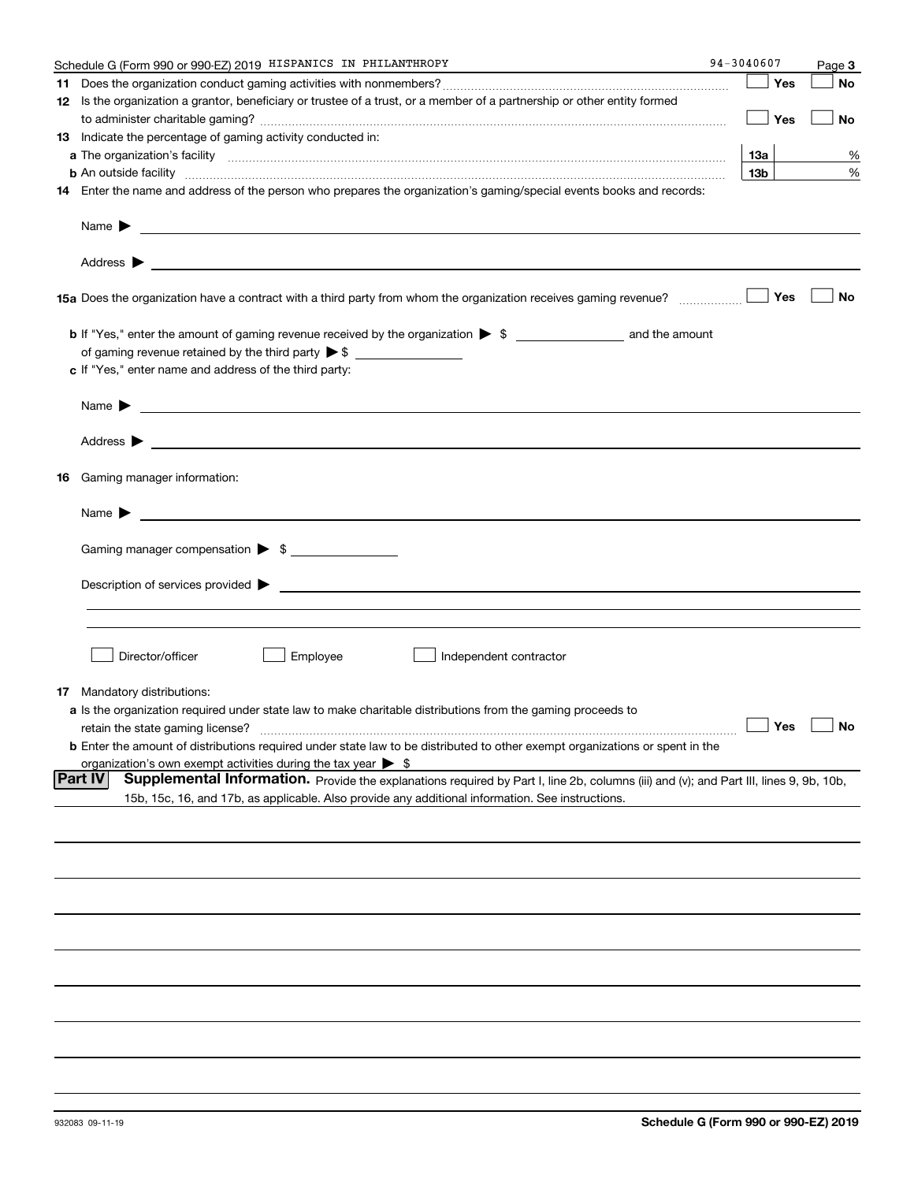Schedule G (Form 990 or 990-EZ) 2019 HISPANICS IN PHILANTHROPY 94-3040607

**11** Does the organization conduct gaming activities with nonmembers? ☐ Yes ☐ No

**12** Is the organization a grantor, beneficiary or trustee of a trust, or a member of a partnership or other entity formed to administer charitable gaming? ☐ Yes ☐ No

**13** Indicate the percentage of gaming activity conducted in:

**a** The organization's facility **13a** %

**b** An outside facility **13b** %

**14** Enter the name and address of the person who prepares the organization's gaming/special events books and records:

Name ▶

Address ▶

**15a** Does the organization have a contract with a third party from whom the organization receives gaming revenue? ☐ Yes ☐ No

**b** If "Yes," enter the amount of gaming revenue received by the organization ▶ $ ______ and the amount of gaming revenue retained by the third party ▶ $ ______

**c** If "Yes," enter name and address of the third party:

Name ▶

Address ▶

**16** Gaming manager information:

Name ▶

Gaming manager compensation ▶ $

Description of services provided ▶

☐ Director/officer ☐ Employee ☐ Independent contractor

**17** Mandatory distributions:

**a** Is the organization required under state law to make charitable distributions from the gaming proceeds to retain the state gaming license? ☐ Yes ☐ No

**b** Enter the amount of distributions required under state law to be distributed to other exempt organizations or spent in the organization's own exempt activities during the tax year ▶ $

**Part IV** **Supplemental Information.** Provide the explanations required by Part I, line 2b, columns (iii) and (v); and Part III, lines 9, 9b, 10b, 15b, 15c, 16, and 17b, as applicable. Also provide any additional information. See instructions.

932083 09-11-19 **Schedule G (Form 990 or 990-EZ) 2019**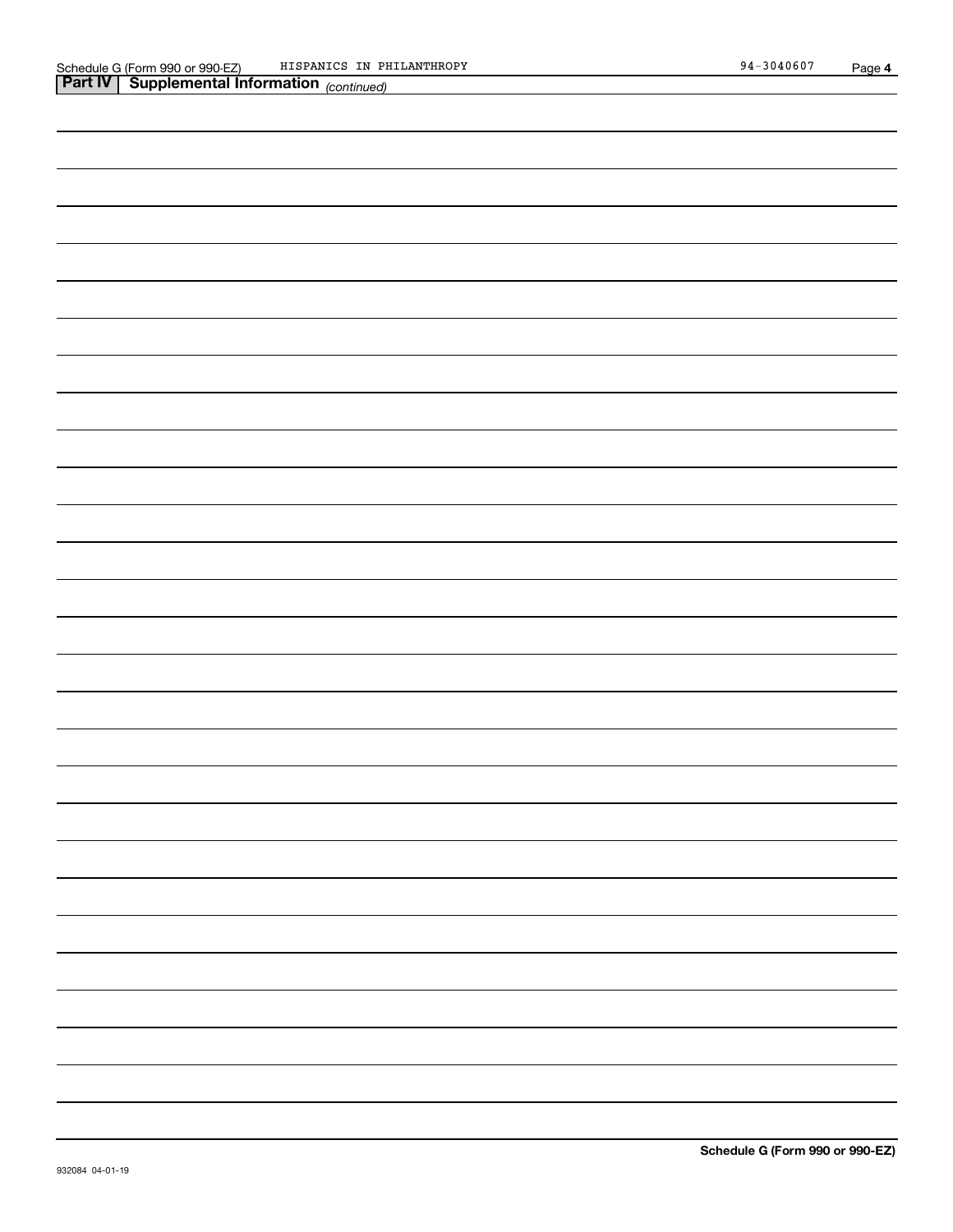Schedule G (Form 990 or 990-EZ) HISPANICS IN PHILANTHROPY 94-3040607

## Part IV Supplemental Information *(continued)*

**Schedule G (Form 990 or 990-EZ)**

932084 04-01-19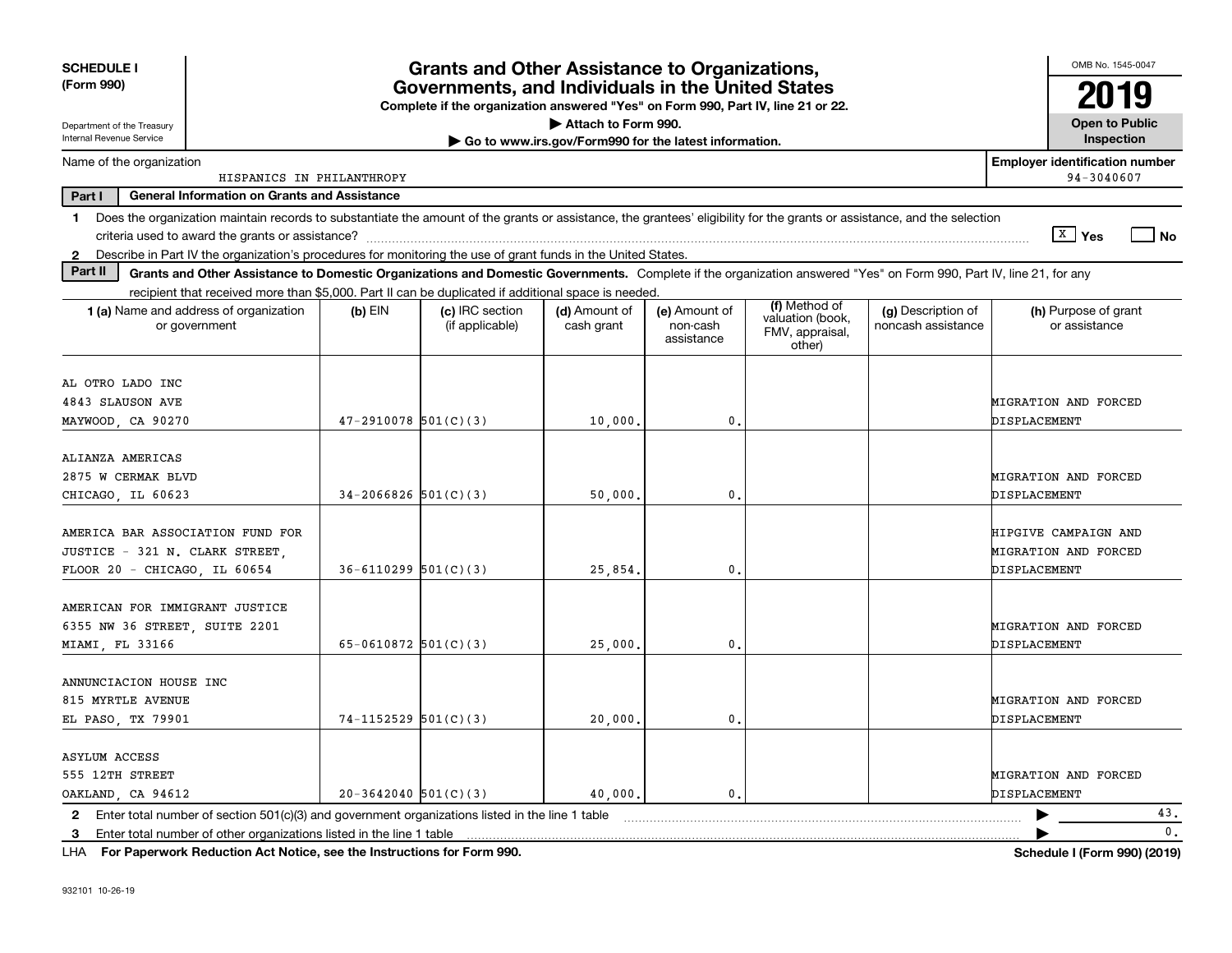**SCHEDULE I**
**(Form 990)**

Department of the Treasury
Internal Revenue Service

# Grants and Other Assistance to Organizations, Governments, and Individuals in the United States

**Complete if the organization answered "Yes" on Form 990, Part IV, line 21 or 22.**
**▶ Attach to Form 990.**
**▶ Go to www.irs.gov/Form990 for the latest information.**

OMB No. 1545-0047

**2019**

**Open to Public Inspection**

Name of the organization: HISPANICS IN PHILANTHROPY

**Employer identification number:** 94-3040607

**Part I — General Information on Grants and Assistance**

1 Does the organization maintain records to substantiate the amount of the grants or assistance, the grantees' eligibility for the grants or assistance, and the selection criteria used to award the grants or assistance? X Yes ☐ No

2 Describe in Part IV the organization's procedures for monitoring the use of grant funds in the United States.

**Part II — Grants and Other Assistance to Domestic Organizations and Domestic Governments.** Complete if the organization answered "Yes" on Form 990, Part IV, line 21, for any recipient that received more than $5,000. Part II can be duplicated if additional space is needed.

| 1 (a) Name and address of organization or government | (b) EIN | (c) IRC section (if applicable) | (d) Amount of cash grant | (e) Amount of non-cash assistance | (f) Method of valuation (book, FMV, appraisal, other) | (g) Description of noncash assistance | (h) Purpose of grant or assistance |
|---|---|---|---|---|---|---|---|
| AL OTRO LADO INC<br>4843 SLAUSON AVE<br>MAYWOOD, CA 90270 | 47-2910078 | 501(C)(3) | 10,000. | 0. | | | MIGRATION AND FORCED DISPLACEMENT |
| ALIANZA AMERICAS<br>2875 W CERMAK BLVD<br>CHICAGO, IL 60623 | 34-2066826 | 501(C)(3) | 50,000. | 0. | | | MIGRATION AND FORCED DISPLACEMENT |
| AMERICA BAR ASSOCIATION FUND FOR JUSTICE - 321 N. CLARK STREET, FLOOR 20 - CHICAGO, IL 60654 | 36-6110299 | 501(C)(3) | 25,854. | 0. | | | HIPGIVE CAMPAIGN AND MIGRATION AND FORCED DISPLACEMENT |
| AMERICAN FOR IMMIGRANT JUSTICE<br>6355 NW 36 STREET, SUITE 2201<br>MIAMI, FL 33166 | 65-0610872 | 501(C)(3) | 25,000. | 0. | | | MIGRATION AND FORCED DISPLACEMENT |
| ANNUNCIACION HOUSE INC<br>815 MYRTLE AVENUE<br>EL PASO, TX 79901 | 74-1152529 | 501(C)(3) | 20,000. | 0. | | | MIGRATION AND FORCED DISPLACEMENT |
| ASYLUM ACCESS<br>555 12TH STREET<br>OAKLAND, CA 94612 | 20-3642040 | 501(C)(3) | 40,000. | 0. | | | MIGRATION AND FORCED DISPLACEMENT |

2 Enter total number of section 501(c)(3) and government organizations listed in the line 1 table ▶ 43.

3 Enter total number of other organizations listed in the line 1 table ▶ 0.

LHA **For Paperwork Reduction Act Notice, see the Instructions for Form 990.** **Schedule I (Form 990) (2019)**

932101 10-26-19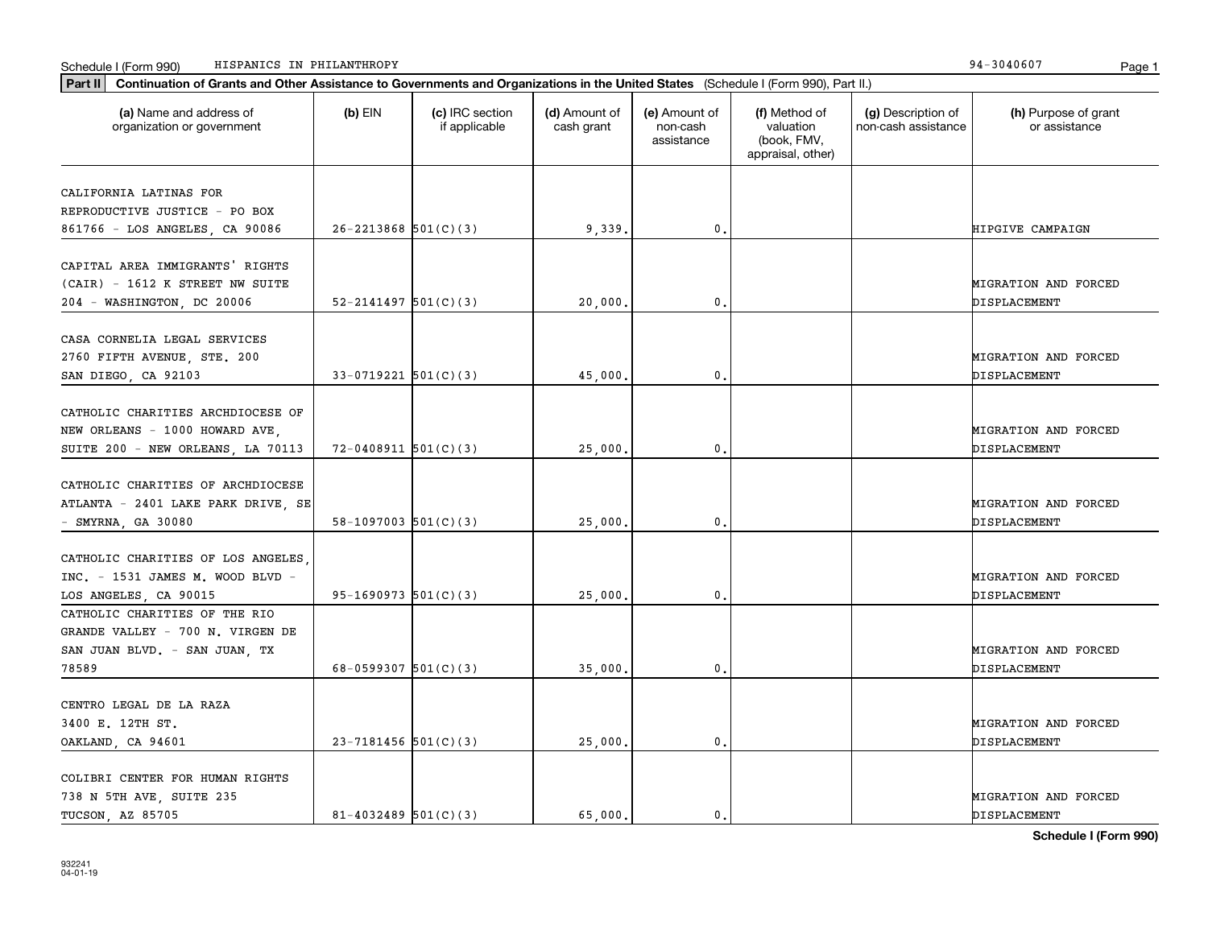Schedule I (Form 990) HISPANICS IN PHILANTHROPY 94-3040607

**Part II** **Continuation of Grants and Other Assistance to Governments and Organizations in the United States** (Schedule I (Form 990), Part II.)

| (a) Name and address of organization or government | (b) EIN | (c) IRC section if applicable | (d) Amount of cash grant | (e) Amount of non-cash assistance | (f) Method of valuation (book, FMV, appraisal, other) | (g) Description of non-cash assistance | (h) Purpose of grant or assistance |
|---|---|---|---|---|---|---|---|
| CALIFORNIA LATINAS FOR REPRODUCTIVE JUSTICE - PO BOX 861766 - LOS ANGELES, CA 90086 | 26-2213868 | 501(C)(3) | 9,339. | 0. | | | HIPGIVE CAMPAIGN |
| CAPITAL AREA IMMIGRANTS' RIGHTS (CAIR) - 1612 K STREET NW SUITE 204 - WASHINGTON, DC 20006 | 52-2141497 | 501(C)(3) | 20,000. | 0. | | | MIGRATION AND FORCED DISPLACEMENT |
| CASA CORNELIA LEGAL SERVICES 2760 FIFTH AVENUE, STE. 200 SAN DIEGO, CA 92103 | 33-0719221 | 501(C)(3) | 45,000. | 0. | | | MIGRATION AND FORCED DISPLACEMENT |
| CATHOLIC CHARITIES ARCHDIOCESE OF NEW ORLEANS - 1000 HOWARD AVE, SUITE 200 - NEW ORLEANS, LA 70113 | 72-0408911 | 501(C)(3) | 25,000. | 0. | | | MIGRATION AND FORCED DISPLACEMENT |
| CATHOLIC CHARITIES OF ARCHDIOCESE ATLANTA - 2401 LAKE PARK DRIVE, SE - SMYRNA, GA 30080 | 58-1097003 | 501(C)(3) | 25,000. | 0. | | | MIGRATION AND FORCED DISPLACEMENT |
| CATHOLIC CHARITIES OF LOS ANGELES, INC. - 1531 JAMES M. WOOD BLVD - LOS ANGELES, CA 90015 | 95-1690973 | 501(C)(3) | 25,000. | 0. | | | MIGRATION AND FORCED DISPLACEMENT |
| CATHOLIC CHARITIES OF THE RIO GRANDE VALLEY - 700 N. VIRGEN DE SAN JUAN BLVD. - SAN JUAN, TX 78589 | 68-0599307 | 501(C)(3) | 35,000. | 0. | | | MIGRATION AND FORCED DISPLACEMENT |
| CENTRO LEGAL DE LA RAZA 3400 E. 12TH ST. OAKLAND, CA 94601 | 23-7181456 | 501(C)(3) | 25,000. | 0. | | | MIGRATION AND FORCED DISPLACEMENT |
| COLIBRI CENTER FOR HUMAN RIGHTS 738 N 5TH AVE, SUITE 235 TUCSON, AZ 85705 | 81-4032489 | 501(C)(3) | 65,000. | 0. | | | MIGRATION AND FORCED DISPLACEMENT |

**Schedule I (Form 990)**

932241
04-01-19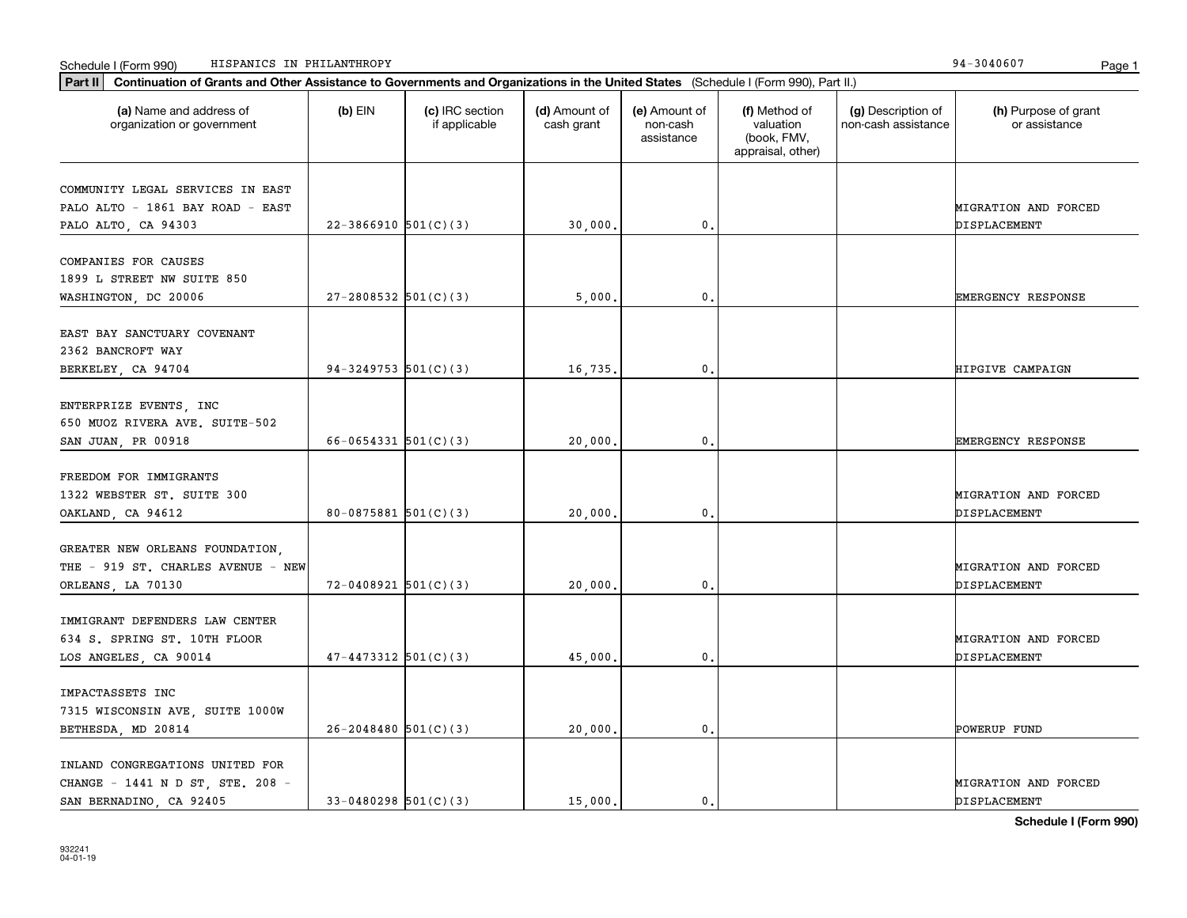Schedule I (Form 990) HISPANICS IN PHILANTHROPY 94-3040607

**Part II** **Continuation of Grants and Other Assistance to Governments and Organizations in the United States** (Schedule I (Form 990), Part II.)

| (a) Name and address of organization or government | (b) EIN | (c) IRC section if applicable | (d) Amount of cash grant | (e) Amount of non-cash assistance | (f) Method of valuation (book, FMV, appraisal, other) | (g) Description of non-cash assistance | (h) Purpose of grant or assistance |
|---|---|---|---|---|---|---|---|
| COMMUNITY LEGAL SERVICES IN EAST PALO ALTO - 1861 BAY ROAD - EAST PALO ALTO, CA 94303 | 22-3866910 | 501(C)(3) | 30,000. | 0. | | | MIGRATION AND FORCED DISPLACEMENT |
| COMPANIES FOR CAUSES 1899 L STREET NW SUITE 850 WASHINGTON, DC 20006 | 27-2808532 | 501(C)(3) | 5,000. | 0. | | | EMERGENCY RESPONSE |
| EAST BAY SANCTUARY COVENANT 2362 BANCROFT WAY BERKELEY, CA 94704 | 94-3249753 | 501(C)(3) | 16,735. | 0. | | | HIPGIVE CAMPAIGN |
| ENTERPRIZE EVENTS, INC 650 MUOZ RIVERA AVE. SUITE-502 SAN JUAN, PR 00918 | 66-0654331 | 501(C)(3) | 20,000. | 0. | | | EMERGENCY RESPONSE |
| FREEDOM FOR IMMIGRANTS 1322 WEBSTER ST. SUITE 300 OAKLAND, CA 94612 | 80-0875881 | 501(C)(3) | 20,000. | 0. | | | MIGRATION AND FORCED DISPLACEMENT |
| GREATER NEW ORLEANS FOUNDATION, THE - 919 ST. CHARLES AVENUE - NEW ORLEANS, LA 70130 | 72-0408921 | 501(C)(3) | 20,000. | 0. | | | MIGRATION AND FORCED DISPLACEMENT |
| IMMIGRANT DEFENDERS LAW CENTER 634 S. SPRING ST. 10TH FLOOR LOS ANGELES, CA 90014 | 47-4473312 | 501(C)(3) | 45,000. | 0. | | | MIGRATION AND FORCED DISPLACEMENT |
| IMPACTASSETS INC 7315 WISCONSIN AVE, SUITE 1000W BETHESDA, MD 20814 | 26-2048480 | 501(C)(3) | 20,000. | 0. | | | POWERUP FUND |
| INLAND CONGREGATIONS UNITED FOR CHANGE - 1441 N D ST, STE. 208 - SAN BERNADINO, CA 92405 | 33-0480298 | 501(C)(3) | 15,000. | 0. | | | MIGRATION AND FORCED DISPLACEMENT |

932241 04-01-19

**Schedule I (Form 990)**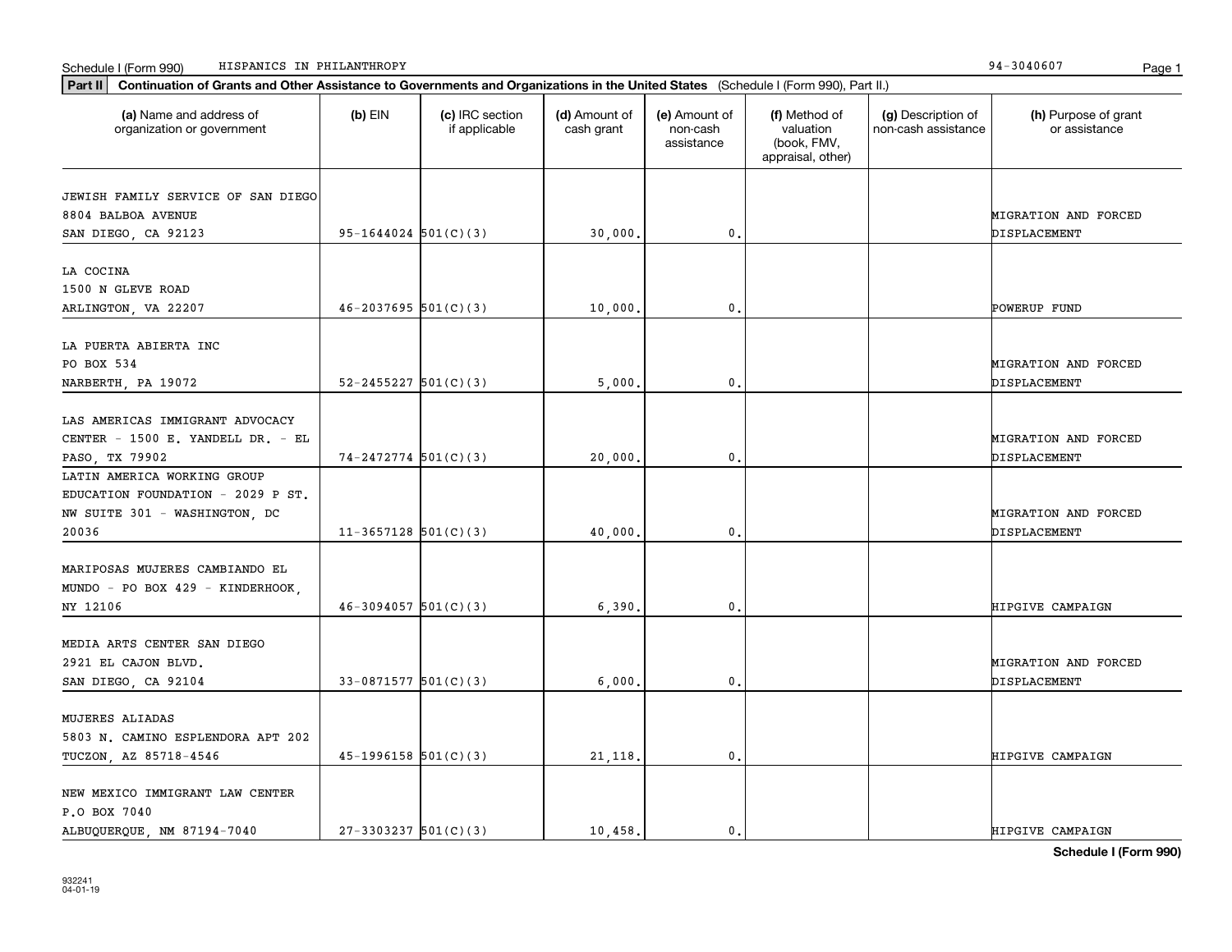Schedule I (Form 990) HISPANICS IN PHILANTHROPY 94-3040607

**Part II** **Continuation of Grants and Other Assistance to Governments and Organizations in the United States** (Schedule I (Form 990), Part II.)

| (a) Name and address of organization or government | (b) EIN | (c) IRC section if applicable | (d) Amount of cash grant | (e) Amount of non-cash assistance | (f) Method of valuation (book, FMV, appraisal, other) | (g) Description of non-cash assistance | (h) Purpose of grant or assistance |
|---|---|---|---|---|---|---|---|
| JEWISH FAMILY SERVICE OF SAN DIEGO 8804 BALBOA AVENUE SAN DIEGO, CA 92123 | 95-1644024 | 501(C)(3) | 30,000. | 0. | | | MIGRATION AND FORCED DISPLACEMENT |
| LA COCINA 1500 N GLEVE ROAD ARLINGTON, VA 22207 | 46-2037695 | 501(C)(3) | 10,000. | 0. | | | POWERUP FUND |
| LA PUERTA ABIERTA INC PO BOX 534 NARBERTH, PA 19072 | 52-2455227 | 501(C)(3) | 5,000. | 0. | | | MIGRATION AND FORCED DISPLACEMENT |
| LAS AMERICAS IMMIGRANT ADVOCACY CENTER - 1500 E. YANDELL DR. - EL PASO, TX 79902 | 74-2472774 | 501(C)(3) | 20,000. | 0. | | | MIGRATION AND FORCED DISPLACEMENT |
| LATIN AMERICA WORKING GROUP EDUCATION FOUNDATION - 2029 P ST. NW SUITE 301 - WASHINGTON, DC 20036 | 11-3657128 | 501(C)(3) | 40,000. | 0. | | | MIGRATION AND FORCED DISPLACEMENT |
| MARIPOSAS MUJERES CAMBIANDO EL MUNDO - PO BOX 429 - KINDERHOOK, NY 12106 | 46-3094057 | 501(C)(3) | 6,390. | 0. | | | HIPGIVE CAMPAIGN |
| MEDIA ARTS CENTER SAN DIEGO 2921 EL CAJON BLVD. SAN DIEGO, CA 92104 | 33-0871577 | 501(C)(3) | 6,000. | 0. | | | MIGRATION AND FORCED DISPLACEMENT |
| MUJERES ALIADAS 5803 N. CAMINO ESPLENDORA APT 202 TUCZON, AZ 85718-4546 | 45-1996158 | 501(C)(3) | 21,118. | 0. | | | HIPGIVE CAMPAIGN |
| NEW MEXICO IMMIGRANT LAW CENTER P.O BOX 7040 ALBUQUERQUE, NM 87194-7040 | 27-3303237 | 501(C)(3) | 10,458. | 0. | | | HIPGIVE CAMPAIGN |

**Schedule I (Form 990)**

932241 04-01-19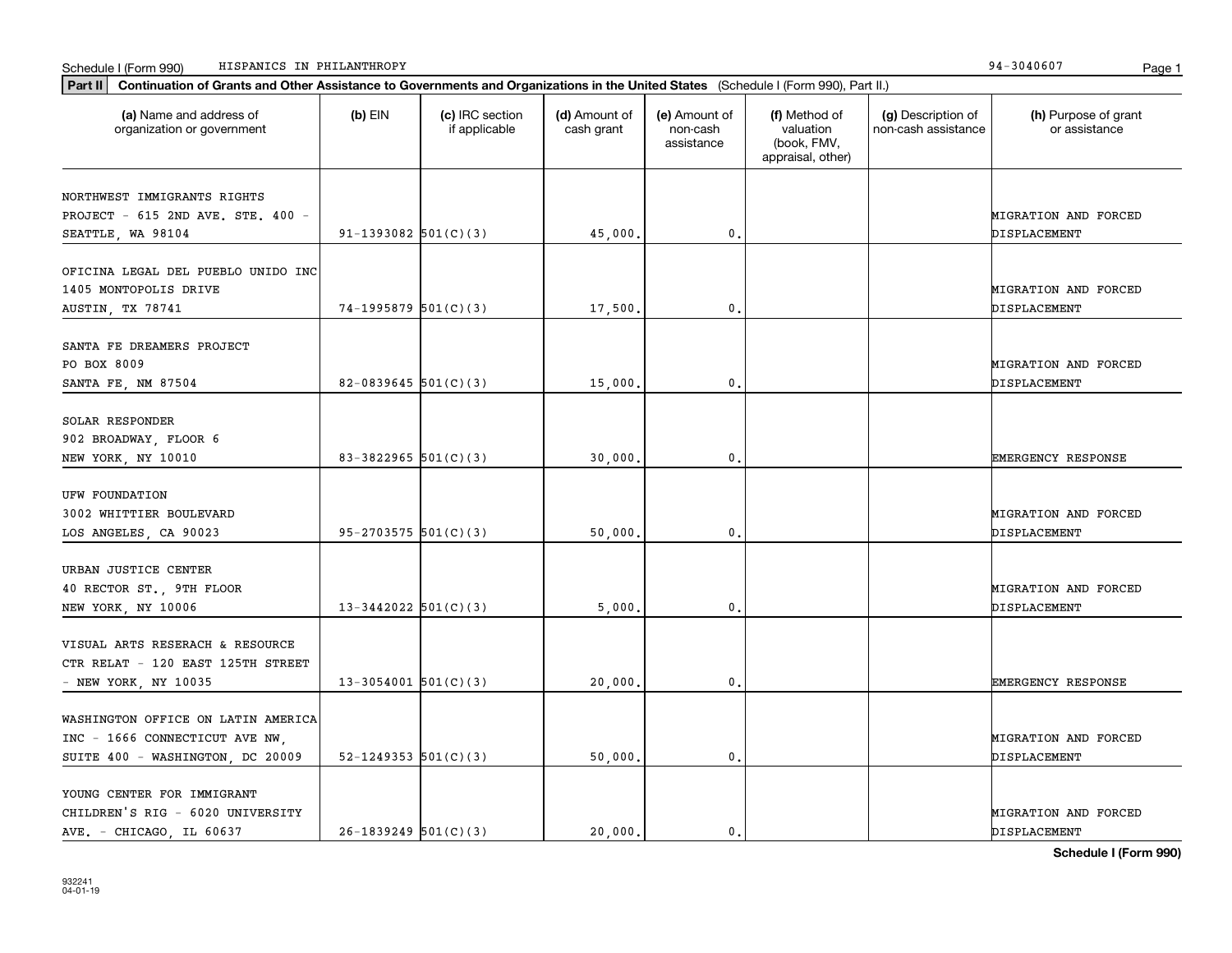Schedule I (Form 990) HISPANICS IN PHILANTHROPY 94-3040607

**Part II Continuation of Grants and Other Assistance to Governments and Organizations in the United States** (Schedule I (Form 990), Part II.)

| (a) Name and address of organization or government | (b) EIN | (c) IRC section if applicable | (d) Amount of cash grant | (e) Amount of non-cash assistance | (f) Method of valuation (book, FMV, appraisal, other) | (g) Description of non-cash assistance | (h) Purpose of grant or assistance |
|---|---|---|---|---|---|---|---|
| NORTHWEST IMMIGRANTS RIGHTS PROJECT - 615 2ND AVE. STE. 400 - SEATTLE, WA 98104 | 91-1393082 | 501(C)(3) | 45,000. | 0. | | | MIGRATION AND FORCED DISPLACEMENT |
| OFICINA LEGAL DEL PUEBLO UNIDO INC 1405 MONTOPOLIS DRIVE AUSTIN, TX 78741 | 74-1995879 | 501(C)(3) | 17,500. | 0. | | | MIGRATION AND FORCED DISPLACEMENT |
| SANTA FE DREAMERS PROJECT PO BOX 8009 SANTA FE, NM 87504 | 82-0839645 | 501(C)(3) | 15,000. | 0. | | | MIGRATION AND FORCED DISPLACEMENT |
| SOLAR RESPONDER 902 BROADWAY, FLOOR 6 NEW YORK, NY 10010 | 83-3822965 | 501(C)(3) | 30,000. | 0. | | | EMERGENCY RESPONSE |
| UFW FOUNDATION 3002 WHITTIER BOULEVARD LOS ANGELES, CA 90023 | 95-2703575 | 501(C)(3) | 50,000. | 0. | | | MIGRATION AND FORCED DISPLACEMENT |
| URBAN JUSTICE CENTER 40 RECTOR ST., 9TH FLOOR NEW YORK, NY 10006 | 13-3442022 | 501(C)(3) | 5,000. | 0. | | | MIGRATION AND FORCED DISPLACEMENT |
| VISUAL ARTS RESERACH & RESOURCE CTR RELAT - 120 EAST 125TH STREET - NEW YORK, NY 10035 | 13-3054001 | 501(C)(3) | 20,000. | 0. | | | EMERGENCY RESPONSE |
| WASHINGTON OFFICE ON LATIN AMERICA INC - 1666 CONNECTICUT AVE NW, SUITE 400 - WASHINGTON, DC 20009 | 52-1249353 | 501(C)(3) | 50,000. | 0. | | | MIGRATION AND FORCED DISPLACEMENT |
| YOUNG CENTER FOR IMMIGRANT CHILDREN'S RIG - 6020 UNIVERSITY AVE. - CHICAGO, IL 60637 | 26-1839249 | 501(C)(3) | 20,000. | 0. | | | MIGRATION AND FORCED DISPLACEMENT |

Schedule I (Form 990)

932241 04-01-19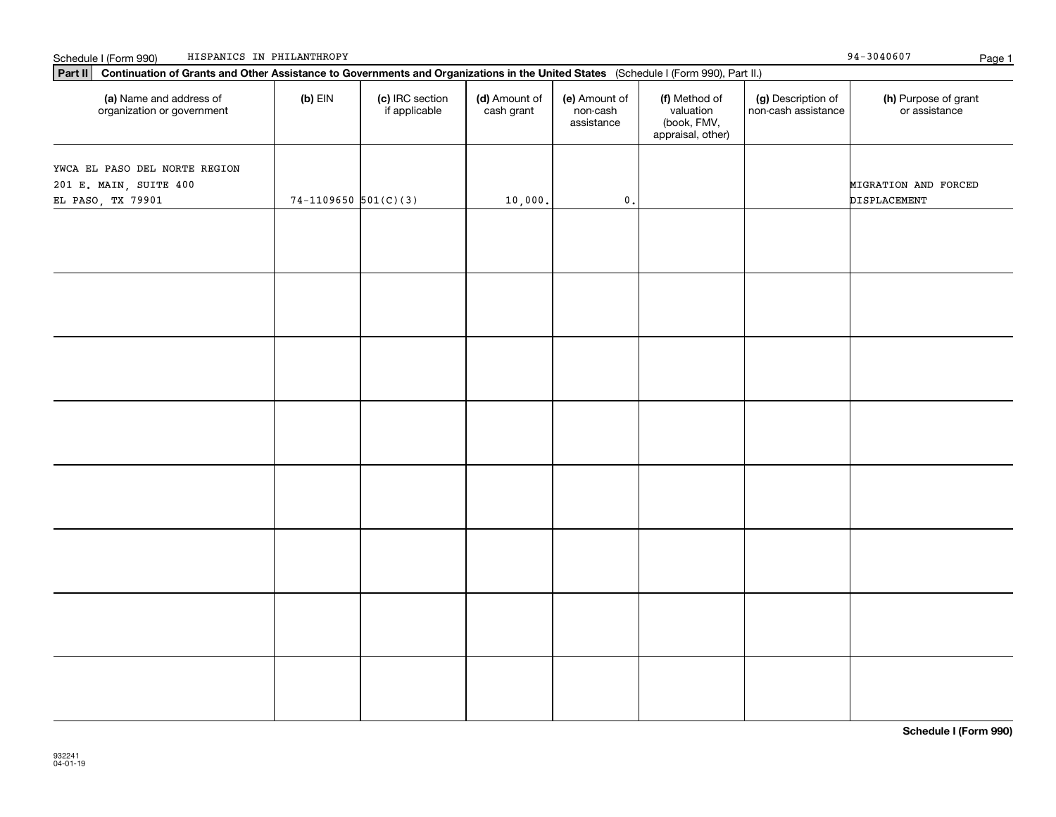Schedule I (Form 990) HISPANICS IN PHILANTHROPY 94-3040607

**Part II** **Continuation of Grants and Other Assistance to Governments and Organizations in the United States** (Schedule I (Form 990), Part II.)

| (a) Name and address of organization or government | (b) EIN | (c) IRC section if applicable | (d) Amount of cash grant | (e) Amount of non-cash assistance | (f) Method of valuation (book, FMV, appraisal, other) | (g) Description of non-cash assistance | (h) Purpose of grant or assistance |
|---|---|---|---|---|---|---|---|
| YWCA EL PASO DEL NORTE REGION<br>201 E. MAIN, SUITE 400<br>EL PASO, TX 79901 | 74-1109650 | 501(C)(3) | 10,000. | 0. | | | MIGRATION AND FORCED DISPLACEMENT |
| | | | | | | | |
| | | | | | | | |
| | | | | | | | |
| | | | | | | | |
| | | | | | | | |
| | | | | | | | |
| | | | | | | | |
| | | | | | | | |

**Schedule I (Form 990)**

932241
04-01-19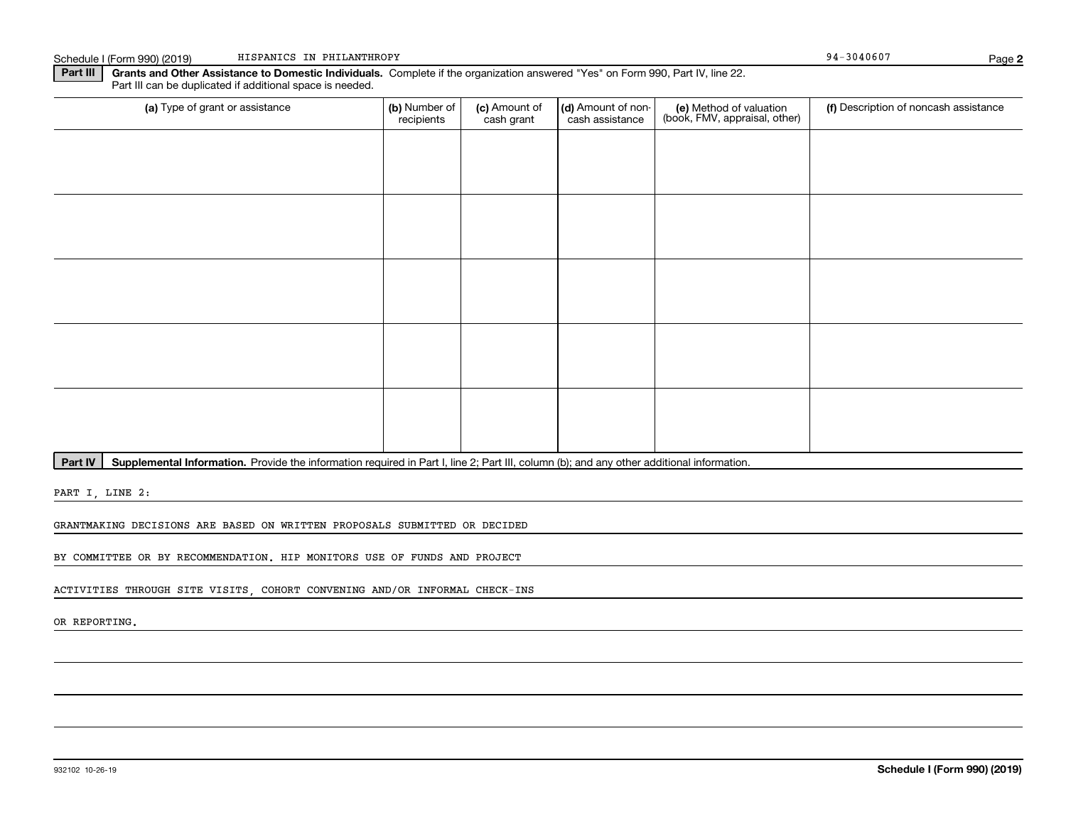Schedule I (Form 990) (2019) HISPANICS IN PHILANTHROPY 94-3040607

**Part III** **Grants and Other Assistance to Domestic Individuals.** Complete if the organization answered "Yes" on Form 990, Part IV, line 22. Part III can be duplicated if additional space is needed.

| (a) Type of grant or assistance | (b) Number of recipients | (c) Amount of cash grant | (d) Amount of non-cash assistance | (e) Method of valuation (book, FMV, appraisal, other) | (f) Description of noncash assistance |
|---|---|---|---|---|---|
| | | | | | |
| | | | | | |
| | | | | | |
| | | | | | |
| | | | | | |

**Part IV** **Supplemental Information.** Provide the information required in Part I, line 2; Part III, column (b); and any other additional information.

PART I, LINE 2:

GRANTMAKING DECISIONS ARE BASED ON WRITTEN PROPOSALS SUBMITTED OR DECIDED

BY COMMITTEE OR BY RECOMMENDATION. HIP MONITORS USE OF FUNDS AND PROJECT

ACTIVITIES THROUGH SITE VISITS, COHORT CONVENING AND/OR INFORMAL CHECK-INS

OR REPORTING.

932102 10-26-19 **Schedule I (Form 990) (2019)**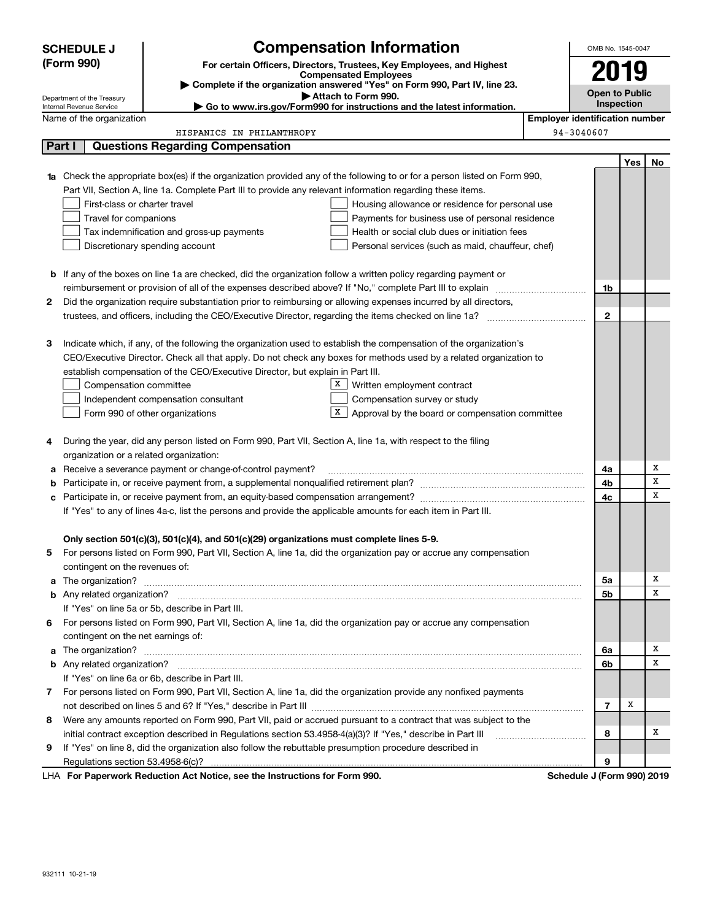**SCHEDULE J (Form 990)**

Department of the Treasury
Internal Revenue Service

# Compensation Information

**For certain Officers, Directors, Trustees, Key Employees, and Highest Compensated Employees**

▶ **Complete if the organization answered "Yes" on Form 990, Part IV, line 23.**

▶ **Attach to Form 990.**

▶ **Go to www.irs.gov/Form990 for instructions and the latest information.**

OMB No. 1545-0047

**2019**

**Open to Public Inspection**

Name of the organization: HISPANICS IN PHILANTHROPY

**Employer identification number:** 94-3040607

## Part I Questions Regarding Compensation

| | | | Yes | No |
|---|---|---|---|---|
| **1a** | Check the appropriate box(es) if the organization provided any of the following to or for a person listed on Form 990, Part VII, Section A, line 1a. Complete Part III to provide any relevant information regarding these items.<br>☐ First-class or charter travel ☐ Housing allowance or residence for personal use<br>☐ Travel for companions ☐ Payments for business use of personal residence<br>☐ Tax indemnification and gross-up payments ☐ Health or social club dues or initiation fees<br>☐ Discretionary spending account ☐ Personal services (such as maid, chauffeur, chef) | | | |
| **b** | If any of the boxes on line 1a are checked, did the organization follow a written policy regarding payment or reimbursement or provision of all of the expenses described above? If "No," complete Part III to explain | 1b | | |
| **2** | Did the organization require substantiation prior to reimbursing or allowing expenses incurred by all directors, trustees, and officers, including the CEO/Executive Director, regarding the items checked on line 1a? | 2 | | |
| **3** | Indicate which, if any, of the following the organization used to establish the compensation of the organization's CEO/Executive Director. Check all that apply. Do not check any boxes for methods used by a related organization to establish compensation of the CEO/Executive Director, but explain in Part III.<br>☐ Compensation committee ☒ Written employment contract<br>☐ Independent compensation consultant ☐ Compensation survey or study<br>☐ Form 990 of other organizations ☒ Approval by the board or compensation committee | | | |
| **4** | During the year, did any person listed on Form 990, Part VII, Section A, line 1a, with respect to the filing organization or a related organization: | | | |
| **a** | Receive a severance payment or change-of-control payment? | 4a | | X |
| **b** | Participate in, or receive payment from, a supplemental nonqualified retirement plan? | 4b | | X |
| **c** | Participate in, or receive payment from, an equity-based compensation arrangement? | 4c | | X |
| | If "Yes" to any of lines 4a-c, list the persons and provide the applicable amounts for each item in Part III. | | | |
| | **Only section 501(c)(3), 501(c)(4), and 501(c)(29) organizations must complete lines 5-9.** | | | |
| **5** | For persons listed on Form 990, Part VII, Section A, line 1a, did the organization pay or accrue any compensation contingent on the revenues of: | | | |
| **a** | The organization? | 5a | | X |
| **b** | Any related organization? | 5b | | X |
| | If "Yes" on line 5a or 5b, describe in Part III. | | | |
| **6** | For persons listed on Form 990, Part VII, Section A, line 1a, did the organization pay or accrue any compensation contingent on the net earnings of: | | | |
| **a** | The organization? | 6a | | X |
| **b** | Any related organization? | 6b | | X |
| | If "Yes" on line 6a or 6b, describe in Part III. | | | |
| **7** | For persons listed on Form 990, Part VII, Section A, line 1a, did the organization provide any nonfixed payments not described on lines 5 and 6? If "Yes," describe in Part III | 7 | X | |
| **8** | Were any amounts reported on Form 990, Part VII, paid or accrued pursuant to a contract that was subject to the initial contract exception described in Regulations section 53.4958-4(a)(3)? If "Yes," describe in Part III | 8 | | X |
| **9** | If "Yes" on line 8, did the organization also follow the rebuttable presumption procedure described in Regulations section 53.4958-6(c)? | 9 | | |

LHA **For Paperwork Reduction Act Notice, see the Instructions for Form 990.** **Schedule J (Form 990) 2019**

932111 10-21-19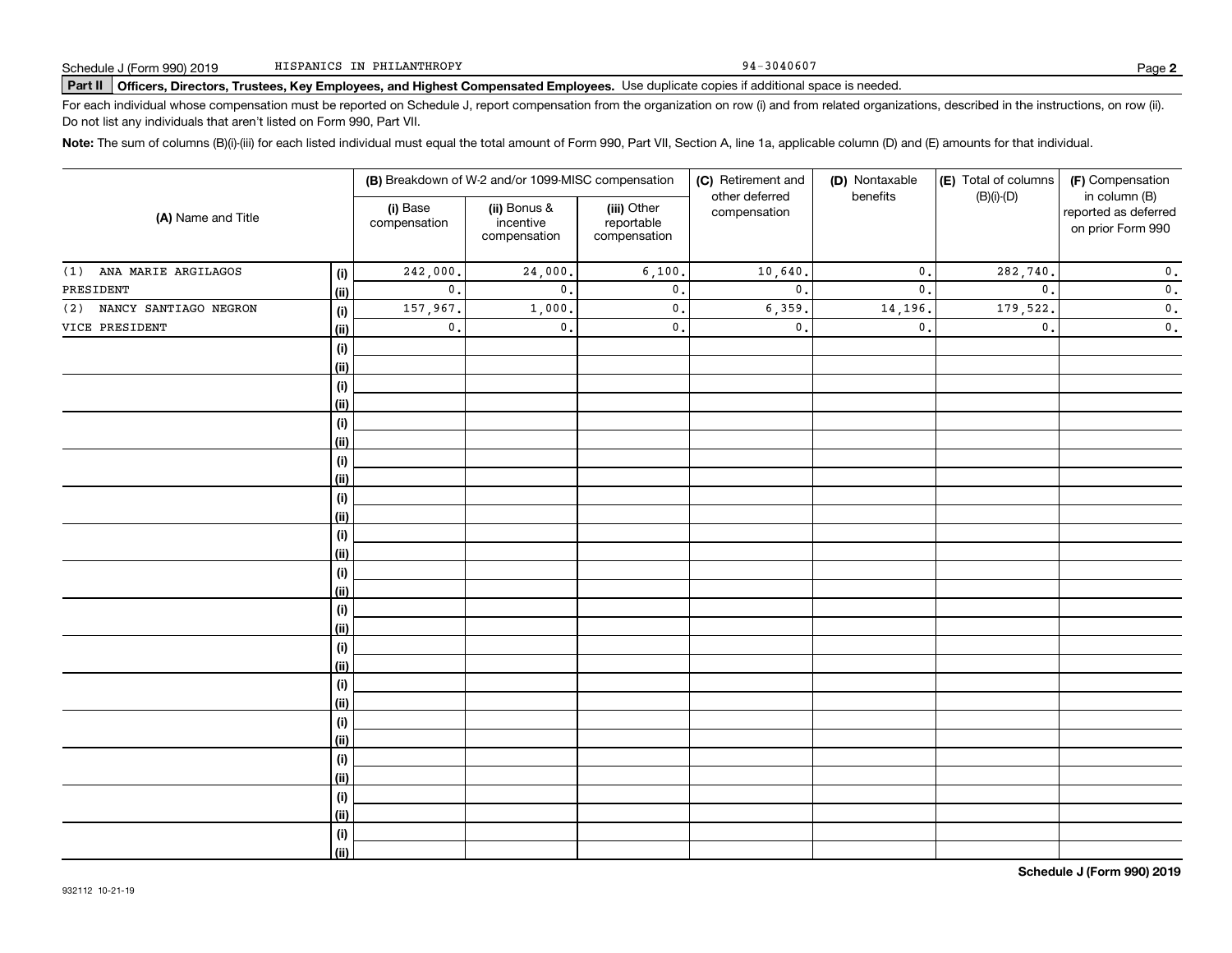Schedule J (Form 990) 2019 HISPANICS IN PHILANTHROPY 94-3040607

## Part II Officers, Directors, Trustees, Key Employees, and Highest Compensated Employees.

Use duplicate copies if additional space is needed.

For each individual whose compensation must be reported on Schedule J, report compensation from the organization on row (i) and from related organizations, described in the instructions, on row (ii). Do not list any individuals that aren't listed on Form 990, Part VII.

**Note:** The sum of columns (B)(i)-(iii) for each listed individual must equal the total amount of Form 990, Part VII, Section A, line 1a, applicable column (D) and (E) amounts for that individual.

| (A) Name and Title | | (B) Breakdown of W-2 and/or 1099-MISC compensation | | | (C) Retirement and other deferred compensation | (D) Nontaxable benefits | (E) Total of columns (B)(i)-(D) | (F) Compensation in column (B) reported as deferred on prior Form 990 |
|---|---|---|---|---|---|---|---|---|
| | | (i) Base compensation | (ii) Bonus & incentive compensation | (iii) Other reportable compensation | | | | |
| (1) ANA MARIE ARGILAGOS | (i) | 242,000. | 24,000. | 6,100. | 10,640. | 0. | 282,740. | 0. |
| PRESIDENT | (ii) | 0. | 0. | 0. | 0. | 0. | 0. | 0. |
| (2) NANCY SANTIAGO NEGRON | (i) | 157,967. | 1,000. | 0. | 6,359. | 14,196. | 179,522. | 0. |
| VICE PRESIDENT | (ii) | 0. | 0. | 0. | 0. | 0. | 0. | 0. |
| | (i) | | | | | | | |
| | (ii) | | | | | | | |
| | (i) | | | | | | | |
| | (ii) | | | | | | | |
| | (i) | | | | | | | |
| | (ii) | | | | | | | |
| | (i) | | | | | | | |
| | (ii) | | | | | | | |
| | (i) | | | | | | | |
| | (ii) | | | | | | | |
| | (i) | | | | | | | |
| | (ii) | | | | | | | |
| | (i) | | | | | | | |
| | (ii) | | | | | | | |
| | (i) | | | | | | | |
| | (ii) | | | | | | | |
| | (i) | | | | | | | |
| | (ii) | | | | | | | |
| | (i) | | | | | | | |
| | (ii) | | | | | | | |
| | (i) | | | | | | | |
| | (ii) | | | | | | | |
| | (i) | | | | | | | |
| | (ii) | | | | | | | |
| | (i) | | | | | | | |
| | (ii) | | | | | | | |
| | (i) | | | | | | | |
| | (ii) | | | | | | | |

932112 10-21-19

**Schedule J (Form 990) 2019**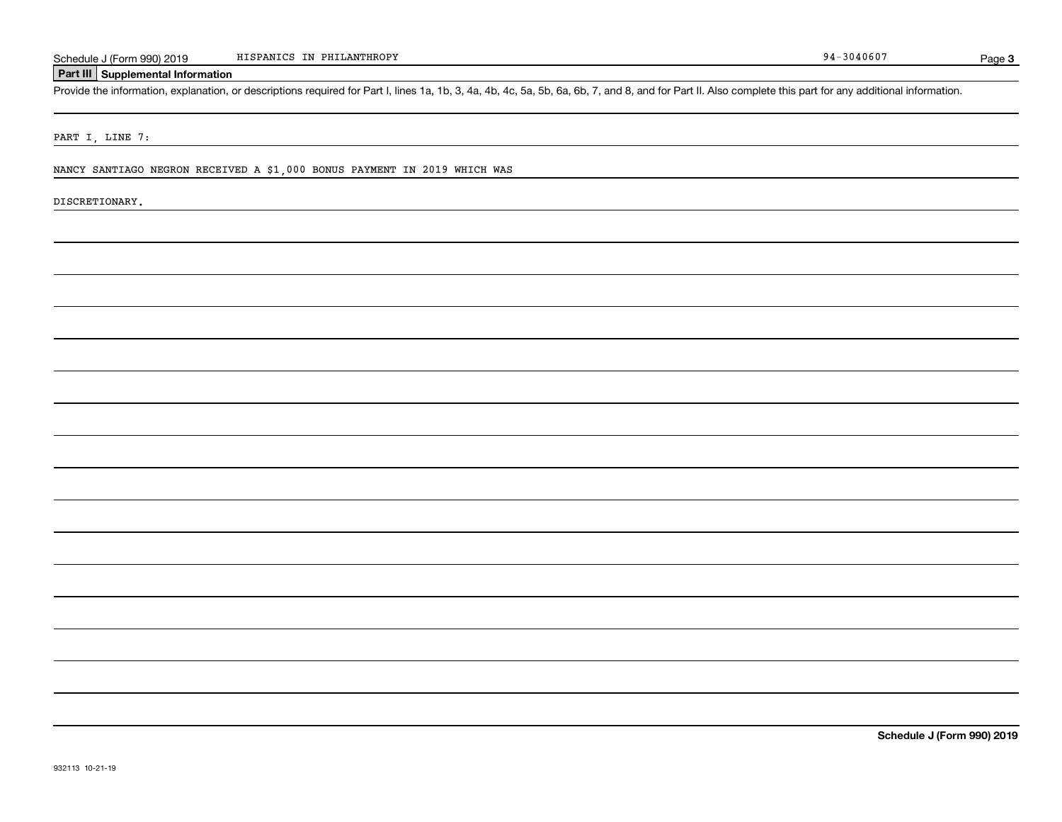## Part III Supplemental Information

Provide the information, explanation, or descriptions required for Part I, lines 1a, 1b, 3, 4a, 4b, 4c, 5a, 5b, 6a, 6b, 7, and 8, and for Part II. Also complete this part for any additional information.

PART I, LINE 7:

NANCY SANTIAGO NEGRON RECEIVED A $1,000 BONUS PAYMENT IN 2019 WHICH WAS DISCRETIONARY.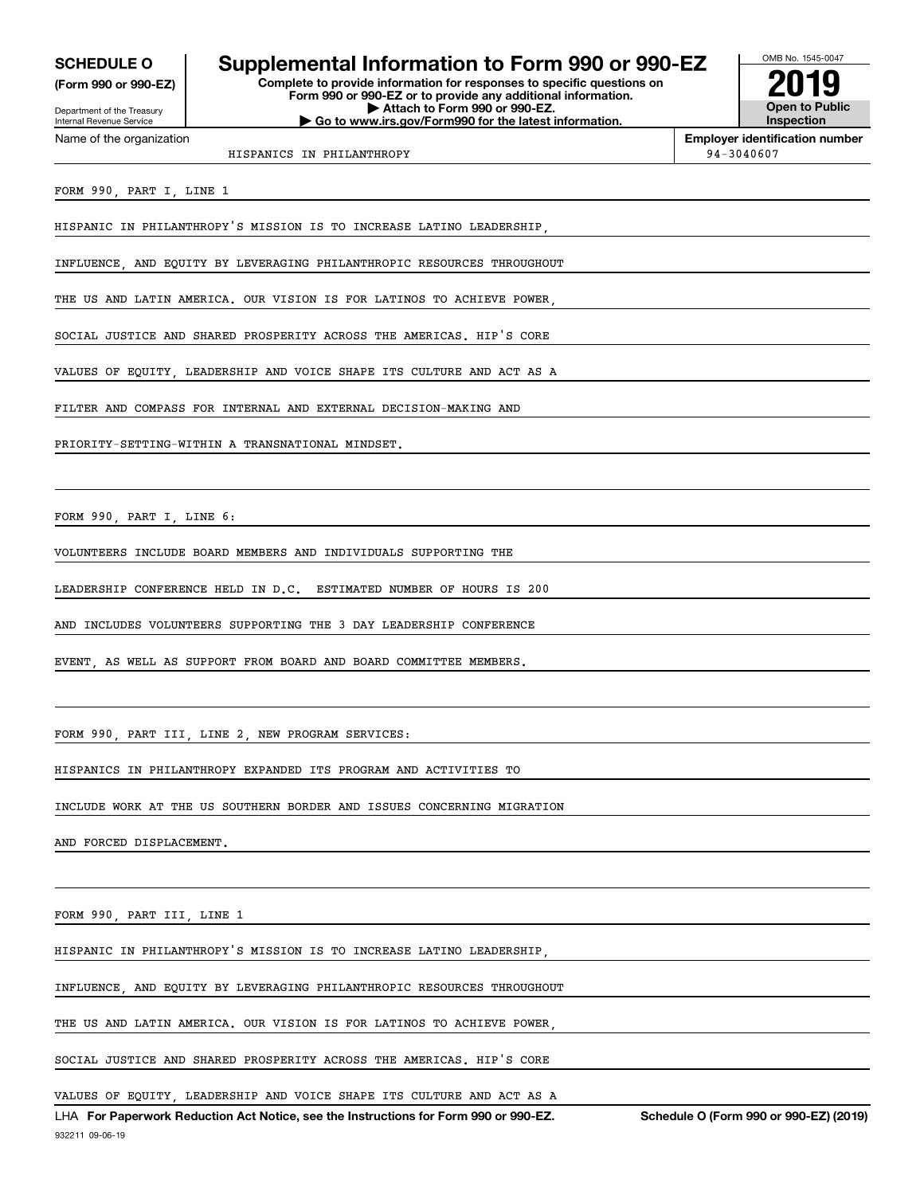**SCHEDULE O** (Form 990 or 990-EZ)

Department of the Treasury
Internal Revenue Service

# Supplemental Information to Form 990 or 990-EZ

**Complete to provide information for responses to specific questions on Form 990 or 990-EZ or to provide any additional information.**
**▶ Attach to Form 990 or 990-EZ.**
**▶ Go to www.irs.gov/Form990 for the latest information.**

OMB No. 1545-0047
**2019**
**Open to Public Inspection**

Name of the organization: HISPANICS IN PHILANTHROPY

**Employer identification number:** 94-3040607

FORM 990, PART I, LINE 1

HISPANIC IN PHILANTHROPY'S MISSION IS TO INCREASE LATINO LEADERSHIP, INFLUENCE, AND EQUITY BY LEVERAGING PHILANTHROPIC RESOURCES THROUGHOUT THE US AND LATIN AMERICA. OUR VISION IS FOR LATINOS TO ACHIEVE POWER, SOCIAL JUSTICE AND SHARED PROSPERITY ACROSS THE AMERICAS. HIP'S CORE VALUES OF EQUITY, LEADERSHIP AND VOICE SHAPE ITS CULTURE AND ACT AS A FILTER AND COMPASS FOR INTERNAL AND EXTERNAL DECISION-MAKING AND PRIORITY-SETTING-WITHIN A TRANSNATIONAL MINDSET.

FORM 990, PART I, LINE 6:

VOLUNTEERS INCLUDE BOARD MEMBERS AND INDIVIDUALS SUPPORTING THE LEADERSHIP CONFERENCE HELD IN D.C. ESTIMATED NUMBER OF HOURS IS 200 AND INCLUDES VOLUNTEERS SUPPORTING THE 3 DAY LEADERSHIP CONFERENCE EVENT, AS WELL AS SUPPORT FROM BOARD AND BOARD COMMITTEE MEMBERS.

FORM 990, PART III, LINE 2, NEW PROGRAM SERVICES:

HISPANICS IN PHILANTHROPY EXPANDED ITS PROGRAM AND ACTIVITIES TO INCLUDE WORK AT THE US SOUTHERN BORDER AND ISSUES CONCERNING MIGRATION AND FORCED DISPLACEMENT.

FORM 990, PART III, LINE 1

HISPANIC IN PHILANTHROPY'S MISSION IS TO INCREASE LATINO LEADERSHIP, INFLUENCE, AND EQUITY BY LEVERAGING PHILANTHROPIC RESOURCES THROUGHOUT THE US AND LATIN AMERICA. OUR VISION IS FOR LATINOS TO ACHIEVE POWER, SOCIAL JUSTICE AND SHARED PROSPERITY ACROSS THE AMERICAS. HIP'S CORE VALUES OF EQUITY, LEADERSHIP AND VOICE SHAPE ITS CULTURE AND ACT AS A

LHA **For Paperwork Reduction Act Notice, see the Instructions for Form 990 or 990-EZ.** **Schedule O (Form 990 or 990-EZ) (2019)**

932211 09-06-19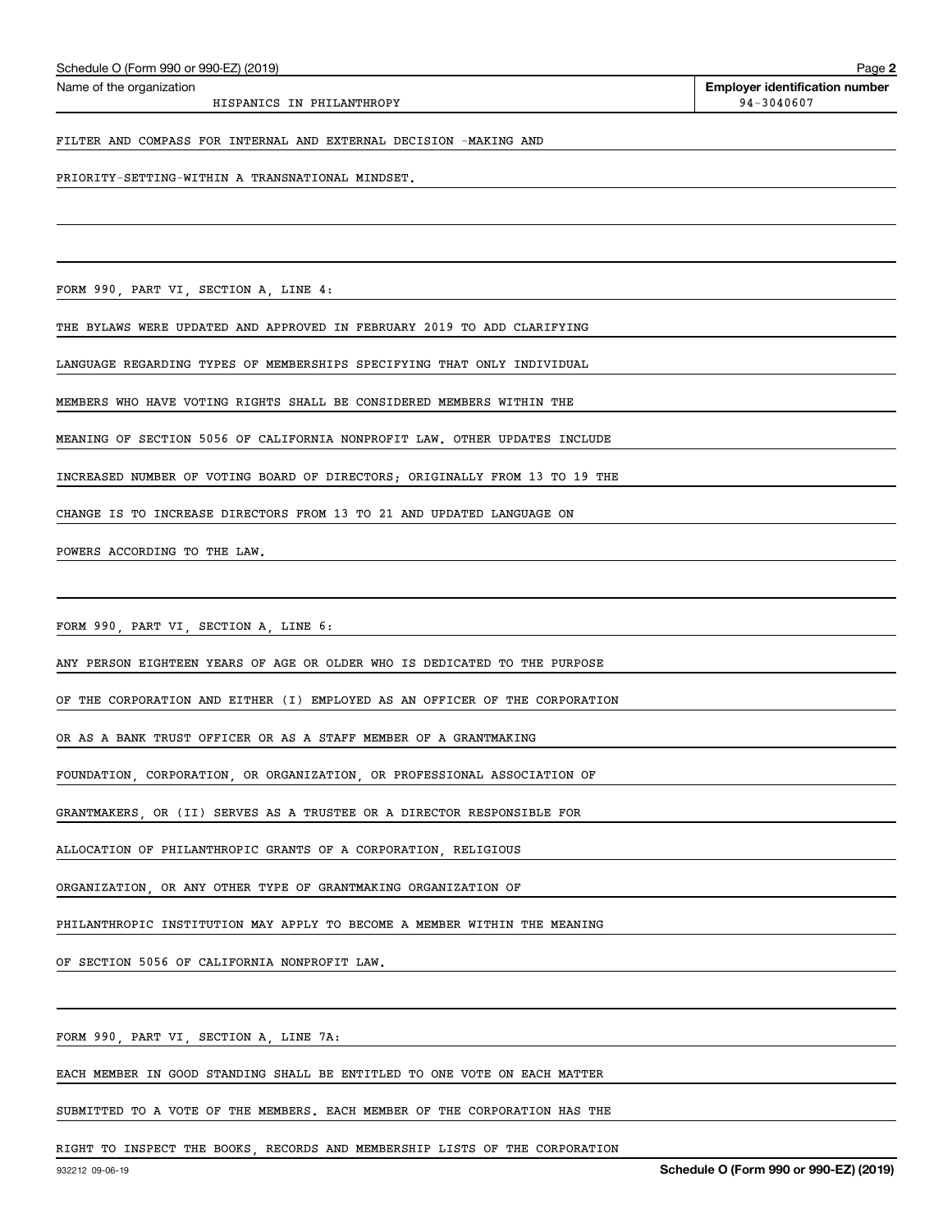Schedule O (Form 990 or 990-EZ) (2019)

Name of the organization: HISPANICS IN PHILANTHROPY

Employer identification number: 94-3040607

FILTER AND COMPASS FOR INTERNAL AND EXTERNAL DECISION -MAKING AND PRIORITY-SETTING-WITHIN A TRANSNATIONAL MINDSET.

FORM 990, PART VI, SECTION A, LINE 4:

THE BYLAWS WERE UPDATED AND APPROVED IN FEBRUARY 2019 TO ADD CLARIFYING LANGUAGE REGARDING TYPES OF MEMBERSHIPS SPECIFYING THAT ONLY INDIVIDUAL MEMBERS WHO HAVE VOTING RIGHTS SHALL BE CONSIDERED MEMBERS WITHIN THE MEANING OF SECTION 5056 OF CALIFORNIA NONPROFIT LAW. OTHER UPDATES INCLUDE INCREASED NUMBER OF VOTING BOARD OF DIRECTORS; ORIGINALLY FROM 13 TO 19 THE CHANGE IS TO INCREASE DIRECTORS FROM 13 TO 21 AND UPDATED LANGUAGE ON POWERS ACCORDING TO THE LAW.

FORM 990, PART VI, SECTION A, LINE 6:

ANY PERSON EIGHTEEN YEARS OF AGE OR OLDER WHO IS DEDICATED TO THE PURPOSE OF THE CORPORATION AND EITHER (I) EMPLOYED AS AN OFFICER OF THE CORPORATION OR AS A BANK TRUST OFFICER OR AS A STAFF MEMBER OF A GRANTMAKING FOUNDATION, CORPORATION, OR ORGANIZATION, OR PROFESSIONAL ASSOCIATION OF GRANTMAKERS, OR (II) SERVES AS A TRUSTEE OR A DIRECTOR RESPONSIBLE FOR ALLOCATION OF PHILANTHROPIC GRANTS OF A CORPORATION, RELIGIOUS ORGANIZATION, OR ANY OTHER TYPE OF GRANTMAKING ORGANIZATION OF PHILANTHROPIC INSTITUTION MAY APPLY TO BECOME A MEMBER WITHIN THE MEANING OF SECTION 5056 OF CALIFORNIA NONPROFIT LAW.

FORM 990, PART VI, SECTION A, LINE 7A:

EACH MEMBER IN GOOD STANDING SHALL BE ENTITLED TO ONE VOTE ON EACH MATTER SUBMITTED TO A VOTE OF THE MEMBERS. EACH MEMBER OF THE CORPORATION HAS THE RIGHT TO INSPECT THE BOOKS, RECORDS AND MEMBERSHIP LISTS OF THE CORPORATION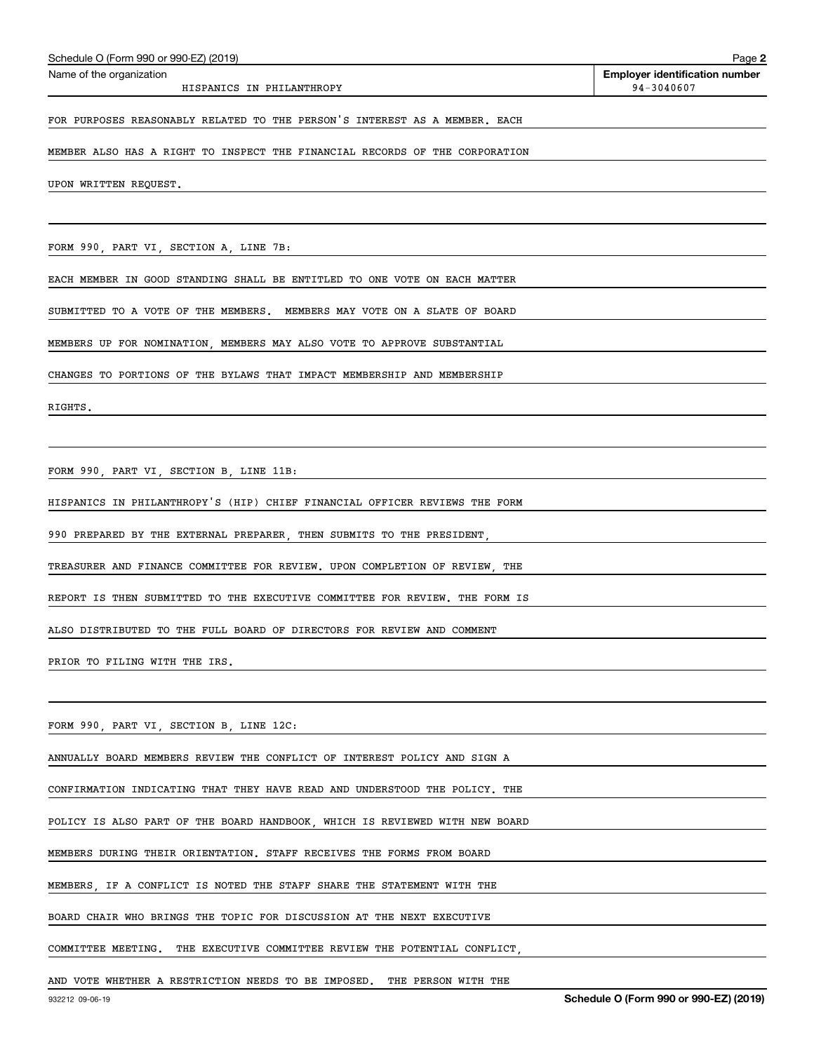Schedule O (Form 990 or 990-EZ) (2019)

Name of the organization: HISPANICS IN PHILANTHROPY

Employer identification number: 94-3040607

FOR PURPOSES REASONABLY RELATED TO THE PERSON'S INTEREST AS A MEMBER. EACH MEMBER ALSO HAS A RIGHT TO INSPECT THE FINANCIAL RECORDS OF THE CORPORATION UPON WRITTEN REQUEST.

FORM 990, PART VI, SECTION A, LINE 7B:

EACH MEMBER IN GOOD STANDING SHALL BE ENTITLED TO ONE VOTE ON EACH MATTER SUBMITTED TO A VOTE OF THE MEMBERS. MEMBERS MAY VOTE ON A SLATE OF BOARD MEMBERS UP FOR NOMINATION, MEMBERS MAY ALSO VOTE TO APPROVE SUBSTANTIAL CHANGES TO PORTIONS OF THE BYLAWS THAT IMPACT MEMBERSHIP AND MEMBERSHIP RIGHTS.

FORM 990, PART VI, SECTION B, LINE 11B:

HISPANICS IN PHILANTHROPY'S (HIP) CHIEF FINANCIAL OFFICER REVIEWS THE FORM 990 PREPARED BY THE EXTERNAL PREPARER, THEN SUBMITS TO THE PRESIDENT, TREASURER AND FINANCE COMMITTEE FOR REVIEW. UPON COMPLETION OF REVIEW, THE REPORT IS THEN SUBMITTED TO THE EXECUTIVE COMMITTEE FOR REVIEW. THE FORM IS ALSO DISTRIBUTED TO THE FULL BOARD OF DIRECTORS FOR REVIEW AND COMMENT PRIOR TO FILING WITH THE IRS.

FORM 990, PART VI, SECTION B, LINE 12C:

ANNUALLY BOARD MEMBERS REVIEW THE CONFLICT OF INTEREST POLICY AND SIGN A CONFIRMATION INDICATING THAT THEY HAVE READ AND UNDERSTOOD THE POLICY. THE POLICY IS ALSO PART OF THE BOARD HANDBOOK, WHICH IS REVIEWED WITH NEW BOARD MEMBERS DURING THEIR ORIENTATION. STAFF RECEIVES THE FORMS FROM BOARD MEMBERS, IF A CONFLICT IS NOTED THE STAFF SHARE THE STATEMENT WITH THE BOARD CHAIR WHO BRINGS THE TOPIC FOR DISCUSSION AT THE NEXT EXECUTIVE COMMITTEE MEETING. THE EXECUTIVE COMMITTEE REVIEW THE POTENTIAL CONFLICT, AND VOTE WHETHER A RESTRICTION NEEDS TO BE IMPOSED. THE PERSON WITH THE

932212 09-06-19

Schedule O (Form 990 or 990-EZ) (2019)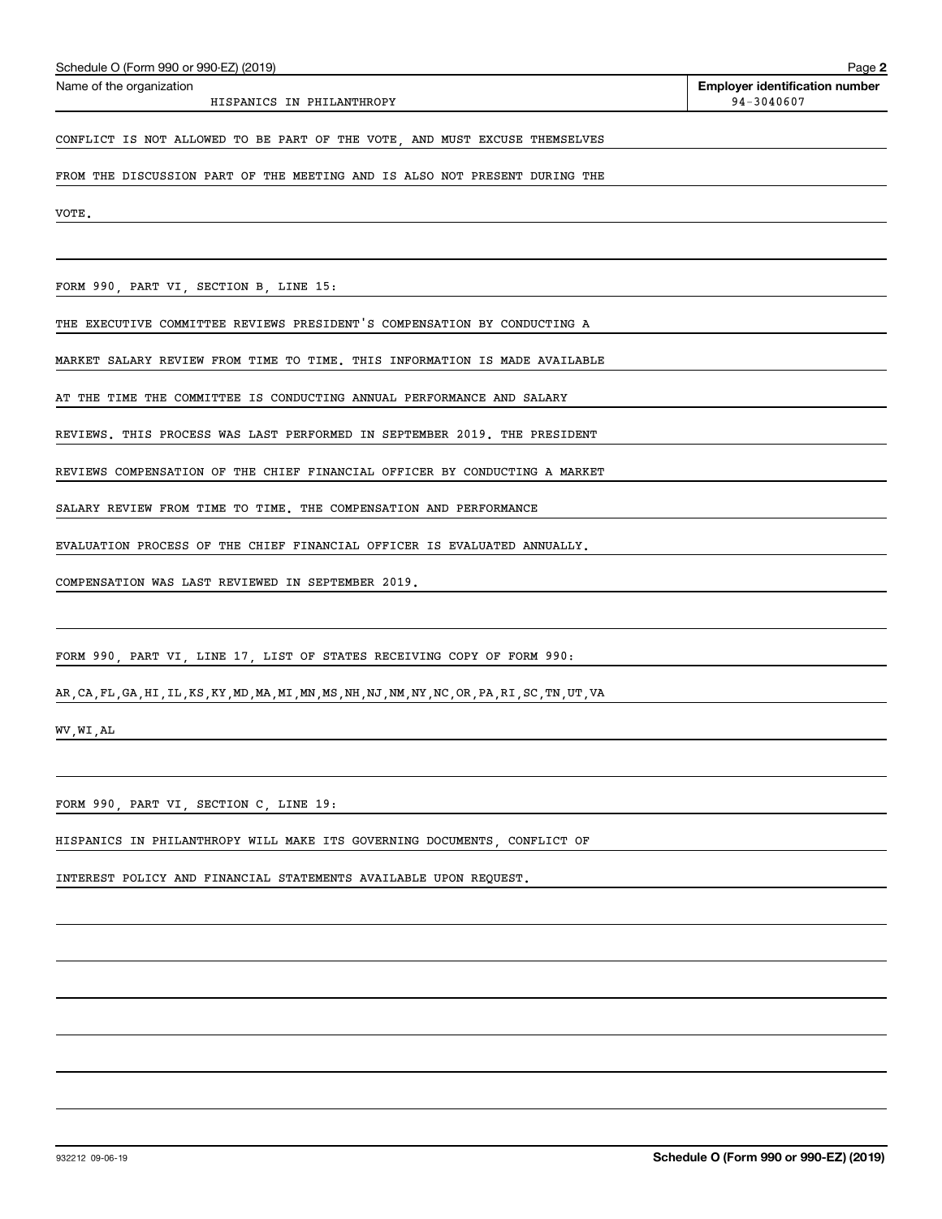Name of the organization: HISPANICS IN PHILANTHROPY

Employer identification number: 94-3040607

CONFLICT IS NOT ALLOWED TO BE PART OF THE VOTE, AND MUST EXCUSE THEMSELVES FROM THE DISCUSSION PART OF THE MEETING AND IS ALSO NOT PRESENT DURING THE VOTE.

FORM 990, PART VI, SECTION B, LINE 15:

THE EXECUTIVE COMMITTEE REVIEWS PRESIDENT'S COMPENSATION BY CONDUCTING A MARKET SALARY REVIEW FROM TIME TO TIME. THIS INFORMATION IS MADE AVAILABLE AT THE TIME THE COMMITTEE IS CONDUCTING ANNUAL PERFORMANCE AND SALARY REVIEWS. THIS PROCESS WAS LAST PERFORMED IN SEPTEMBER 2019. THE PRESIDENT REVIEWS COMPENSATION OF THE CHIEF FINANCIAL OFFICER BY CONDUCTING A MARKET SALARY REVIEW FROM TIME TO TIME. THE COMPENSATION AND PERFORMANCE EVALUATION PROCESS OF THE CHIEF FINANCIAL OFFICER IS EVALUATED ANNUALLY. COMPENSATION WAS LAST REVIEWED IN SEPTEMBER 2019.

FORM 990, PART VI, LINE 17, LIST OF STATES RECEIVING COPY OF FORM 990:

AR,CA,FL,GA,HI,IL,KS,KY,MD,MA,MI,MN,MS,NH,NJ,NM,NY,NC,OR,PA,RI,SC,TN,UT,VA WV,WI,AL

FORM 990, PART VI, SECTION C, LINE 19:

HISPANICS IN PHILANTHROPY WILL MAKE ITS GOVERNING DOCUMENTS, CONFLICT OF INTEREST POLICY AND FINANCIAL STATEMENTS AVAILABLE UPON REQUEST.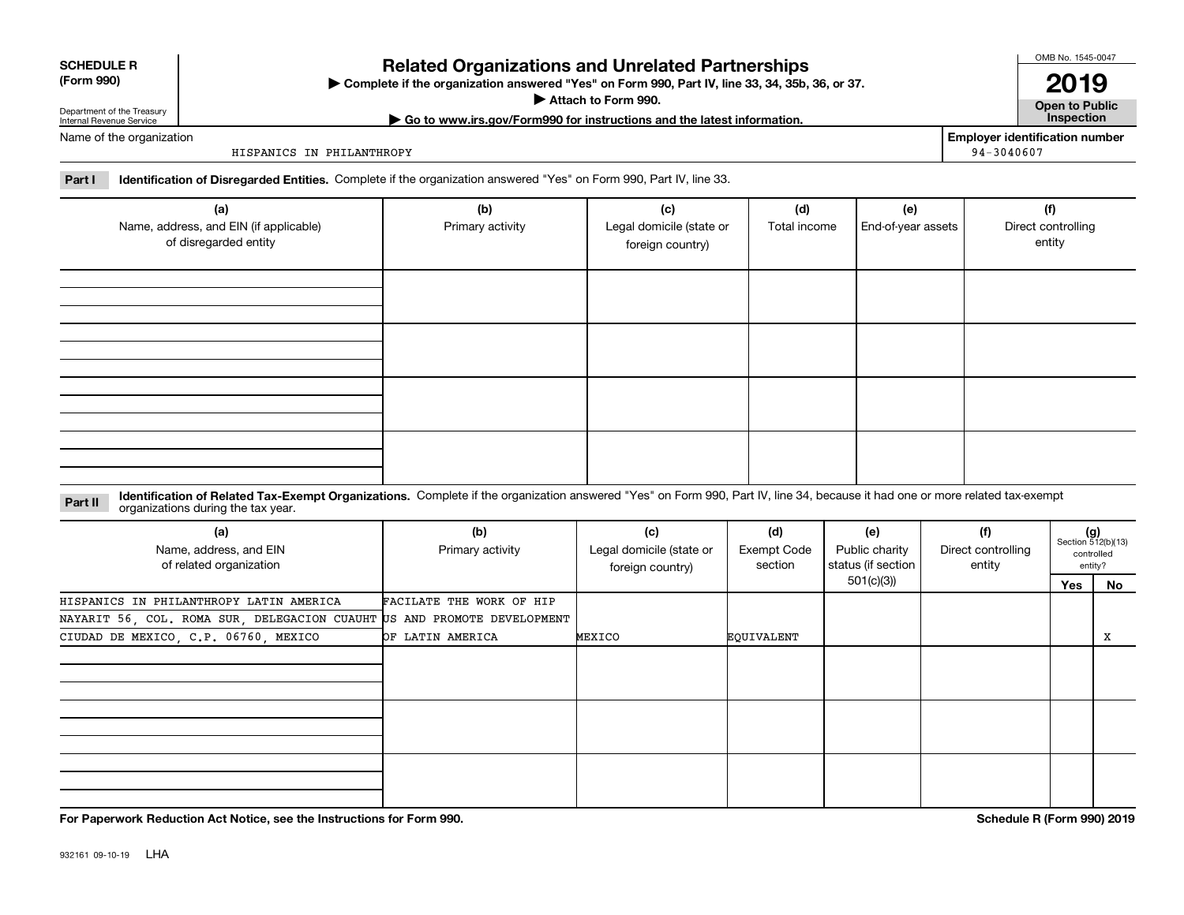**SCHEDULE R**
**(Form 990)**

Department of the Treasury
Internal Revenue Service

# Related Organizations and Unrelated Partnerships

▶ Complete if the organization answered "Yes" on Form 990, Part IV, line 33, 34, 35b, 36, or 37.
▶ Attach to Form 990.
▶ Go to www.irs.gov/Form990 for instructions and the latest information.

OMB No. 1545-0047

**2019**

**Open to Public Inspection**

Name of the organization: HISPANICS IN PHILANTHROPY

Employer identification number: 94-3040607

**Part I** **Identification of Disregarded Entities.** Complete if the organization answered "Yes" on Form 990, Part IV, line 33.

| (a) Name, address, and EIN (if applicable) of disregarded entity | (b) Primary activity | (c) Legal domicile (state or foreign country) | (d) Total income | (e) End-of-year assets | (f) Direct controlling entity |
|---|---|---|---|---|---|
| | | | | | |
| | | | | | |
| | | | | | |
| | | | | | |

**Part II** **Identification of Related Tax-Exempt Organizations.** Complete if the organization answered "Yes" on Form 990, Part IV, line 34, because it had one or more related tax-exempt organizations during the tax year.

| (a) Name, address, and EIN of related organization | (b) Primary activity | (c) Legal domicile (state or foreign country) | (d) Exempt Code section | (e) Public charity status (if section 501(c)(3)) | (f) Direct controlling entity | (g) Section 512(b)(13) controlled entity? Yes | No |
|---|---|---|---|---|---|---|---|
| HISPANICS IN PHILANTHROPY LATIN AMERICA NAYARIT 56, COL. ROMA SUR, DELEGACION CUAUHT CIUDAD DE MEXICO, C.P. 06760, MEXICO | FACILATE THE WORK OF HIP US AND PROMOTE DEVELOPMENT OF LATIN AMERICA | MEXICO | EQUIVALENT | | | | X |
| | | | | | | | |
| | | | | | | | |
| | | | | | | | |

**For Paperwork Reduction Act Notice, see the Instructions for Form 990.** **Schedule R (Form 990) 2019**

932161 09-10-19 LHA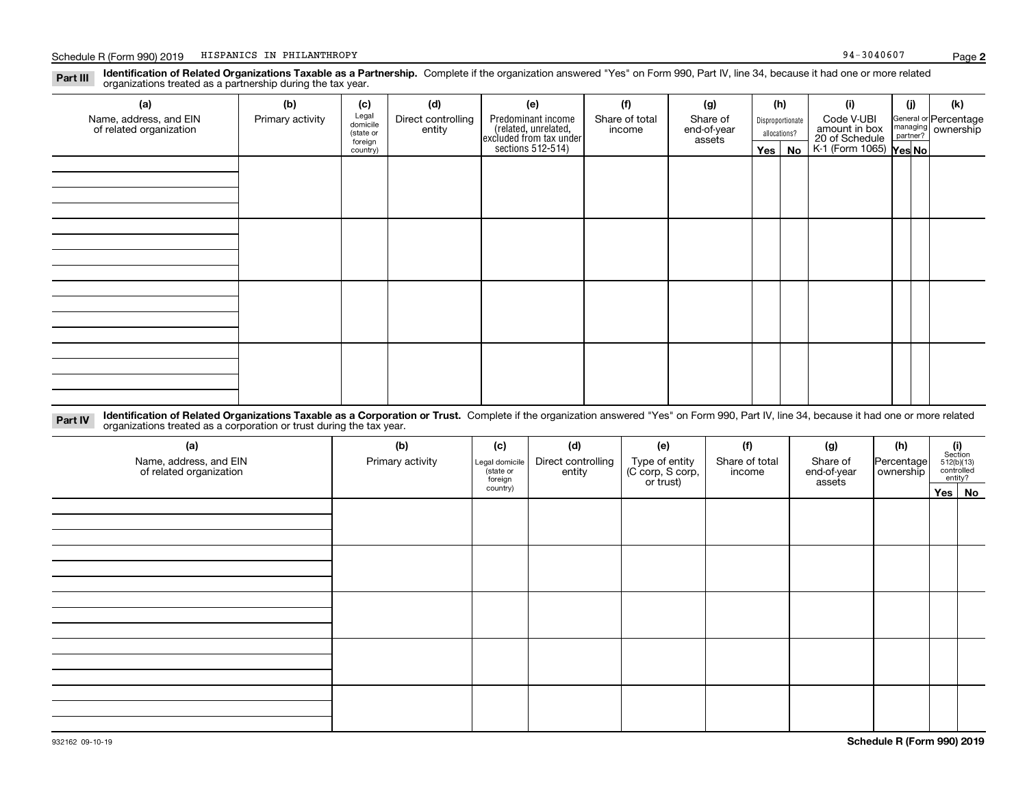**Part III** **Identification of Related Organizations Taxable as a Partnership.** Complete if the organization answered "Yes" on Form 990, Part IV, line 34, because it had one or more related organizations treated as a partnership during the tax year.

| (a) Name, address, and EIN of related organization | (b) Primary activity | (c) Legal domicile (state or foreign country) | (d) Direct controlling entity | (e) Predominant income (related, unrelated, excluded from tax under sections 512-514) | (f) Share of total income | (g) Share of end-of-year assets | (h) Disproportionate allocations? | | (i) Code V-UBI amount in box 20 of Schedule K-1 (Form 1065) | (j) General or managing partner? | | (k) Percentage ownership |
|---|---|---|---|---|---|---|---|---|---|---|---|---|
| | | | | | | | Yes | No | | Yes | No | |
| | | | | | | | | | | | | |
| | | | | | | | | | | | | |
| | | | | | | | | | | | | |
| | | | | | | | | | | | | |

**Part IV** **Identification of Related Organizations Taxable as a Corporation or Trust.** Complete if the organization answered "Yes" on Form 990, Part IV, line 34, because it had one or more related organizations treated as a corporation or trust during the tax year.

| (a) Name, address, and EIN of related organization | (b) Primary activity | (c) Legal domicile (state or foreign country) | (d) Direct controlling entity | (e) Type of entity (C corp, S corp, or trust) | (f) Share of total income | (g) Share of end-of-year assets | (h) Percentage ownership | (i) Section 512(b)(13) controlled entity? | |
|---|---|---|---|---|---|---|---|---|---|
| | | | | | | | | Yes | No |
| | | | | | | | | | |
| | | | | | | | | | |
| | | | | | | | | | |
| | | | | | | | | | |
| | | | | | | | | | |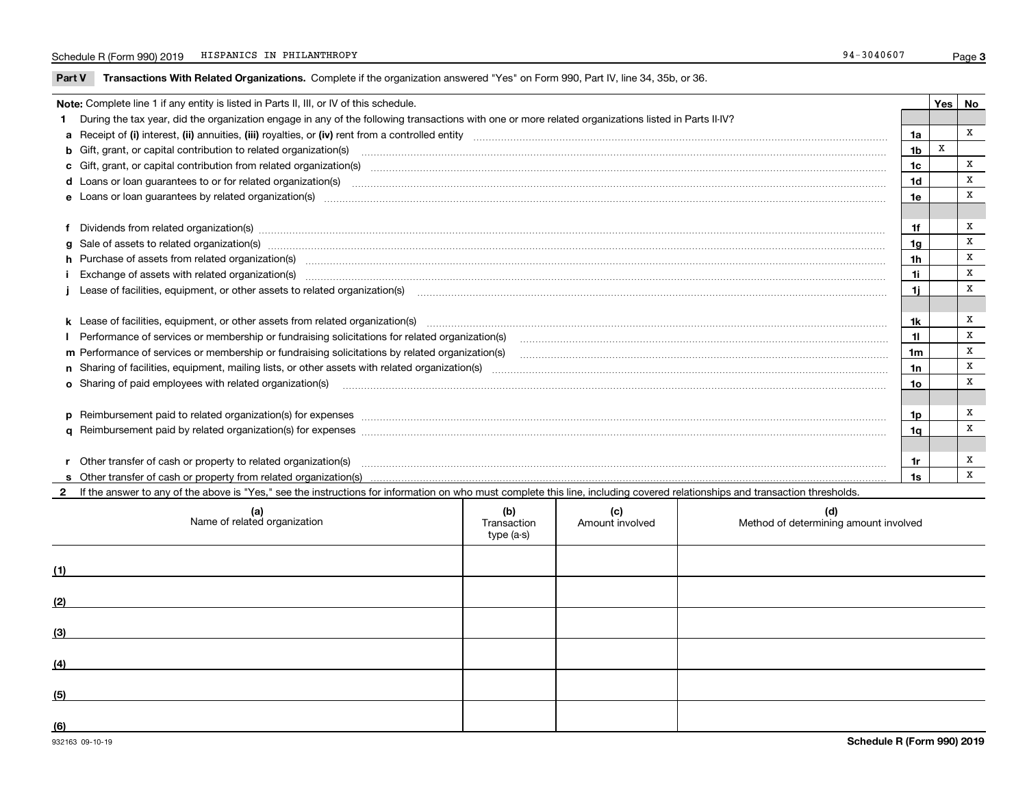Schedule R (Form 990) 2019 HISPANICS IN PHILANTHROPY 94-3040607

## Part V Transactions With Related Organizations. Complete if the organization answered "Yes" on Form 990, Part IV, line 34, 35b, or 36.

| Note: Complete line 1 if any entity is listed in Parts II, III, or IV of this schedule. | | Yes | No |
|---|---|---|---|
| **1** During the tax year, did the organization engage in any of the following transactions with one or more related organizations listed in Parts II-IV? | | | |
| **a** Receipt of **(i)** interest, **(ii)** annuities, **(iii)** royalties, or **(iv)** rent from a controlled entity | 1a | | X |
| **b** Gift, grant, or capital contribution to related organization(s) | 1b | X | |
| **c** Gift, grant, or capital contribution from related organization(s) | 1c | | X |
| **d** Loans or loan guarantees to or for related organization(s) | 1d | | X |
| **e** Loans or loan guarantees by related organization(s) | 1e | | X |
| **f** Dividends from related organization(s) | 1f | | X |
| **g** Sale of assets to related organization(s) | 1g | | X |
| **h** Purchase of assets from related organization(s) | 1h | | X |
| **i** Exchange of assets with related organization(s) | 1i | | X |
| **j** Lease of facilities, equipment, or other assets to related organization(s) | 1j | | X |
| **k** Lease of facilities, equipment, or other assets from related organization(s) | 1k | | X |
| **l** Performance of services or membership or fundraising solicitations for related organization(s) | 1l | | X |
| **m** Performance of services or membership or fundraising solicitations by related organization(s) | 1m | | X |
| **n** Sharing of facilities, equipment, mailing lists, or other assets with related organization(s) | 1n | | X |
| **o** Sharing of paid employees with related organization(s) | 1o | | X |
| **p** Reimbursement paid to related organization(s) for expenses | 1p | | X |
| **q** Reimbursement paid by related organization(s) for expenses | 1q | | X |
| **r** Other transfer of cash or property to related organization(s) | 1r | | X |
| **s** Other transfer of cash or property from related organization(s) | 1s | | X |

**2** If the answer to any of the above is "Yes," see the instructions for information on who must complete this line, including covered relationships and transaction thresholds.

| | (a) Name of related organization | (b) Transaction type (a-s) | (c) Amount involved | (d) Method of determining amount involved |
|---|---|---|---|---|
| (1) | | | | |
| (2) | | | | |
| (3) | | | | |
| (4) | | | | |
| (5) | | | | |
| (6) | | | | |

932163 09-10-19 **Schedule R (Form 990) 2019**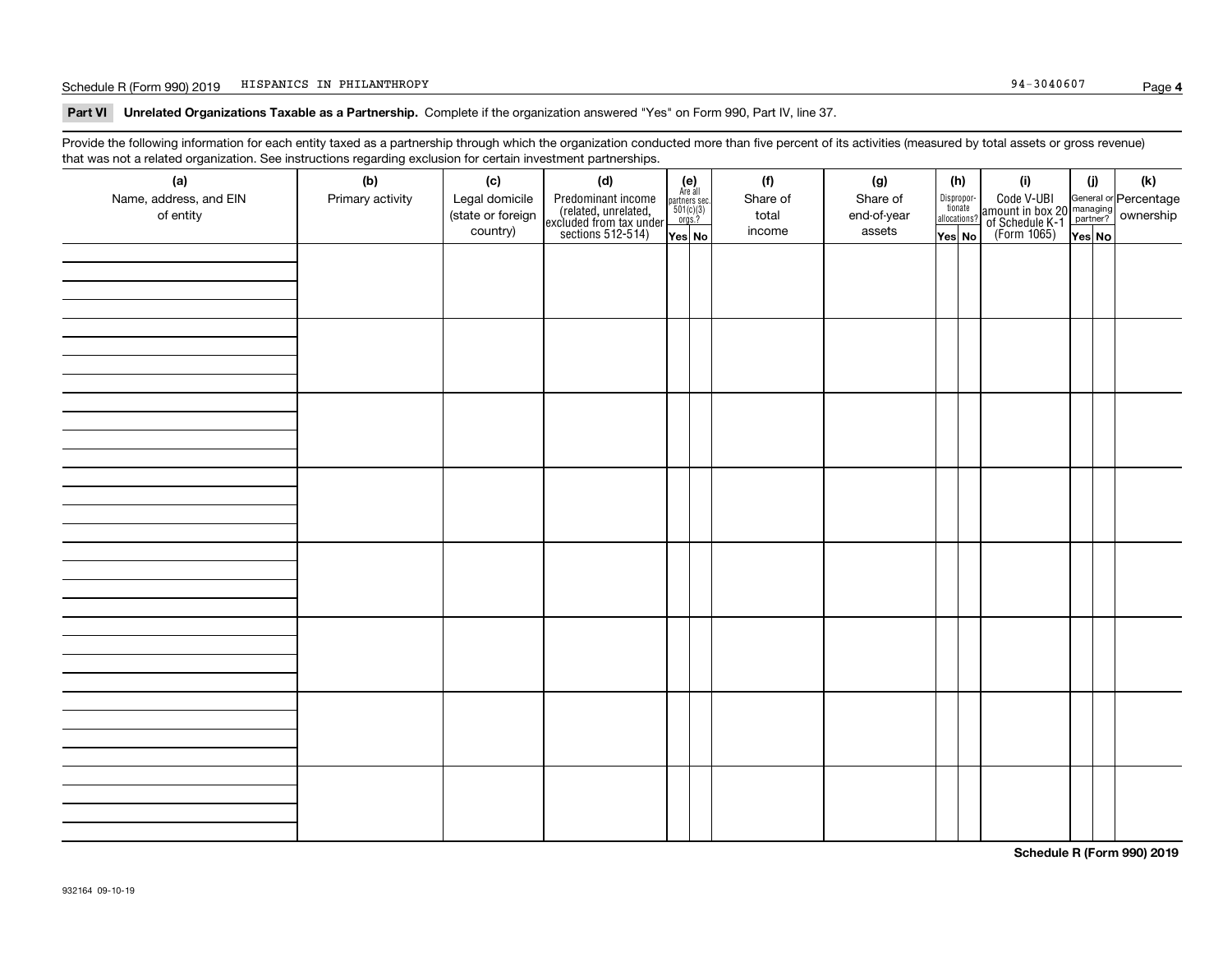Schedule R (Form 990) 2019 HISPANICS IN PHILANTHROPY 94-3040607

**Part VI Unrelated Organizations Taxable as a Partnership.** Complete if the organization answered "Yes" on Form 990, Part IV, line 37.

Provide the following information for each entity taxed as a partnership through which the organization conducted more than five percent of its activities (measured by total assets or gross revenue) that was not a related organization. See instructions regarding exclusion for certain investment partnerships.

| (a) Name, address, and EIN of entity | (b) Primary activity | (c) Legal domicile (state or foreign country) | (d) Predominant income (related, unrelated, excluded from tax under sections 512-514) | (e) Are all partners sec. 501(c)(3) orgs.? Yes | No | (f) Share of total income | (g) Share of end-of-year assets | (h) Disproportionate allocations? Yes | No | (i) Code V-UBI amount in box 20 of Schedule K-1 (Form 1065) | (j) General or managing partner? Yes | No | (k) Percentage ownership |
|---|---|---|---|---|---|---|---|---|---|---|---|---|---|
| | | | | | | | | | | | | | |
| | | | | | | | | | | | | | |
| | | | | | | | | | | | | | |
| | | | | | | | | | | | | | |
| | | | | | | | | | | | | | |
| | | | | | | | | | | | | | |
| | | | | | | | | | | | | | |
| | | | | | | | | | | | | | |

Schedule R (Form 990) 2019

932164 09-10-19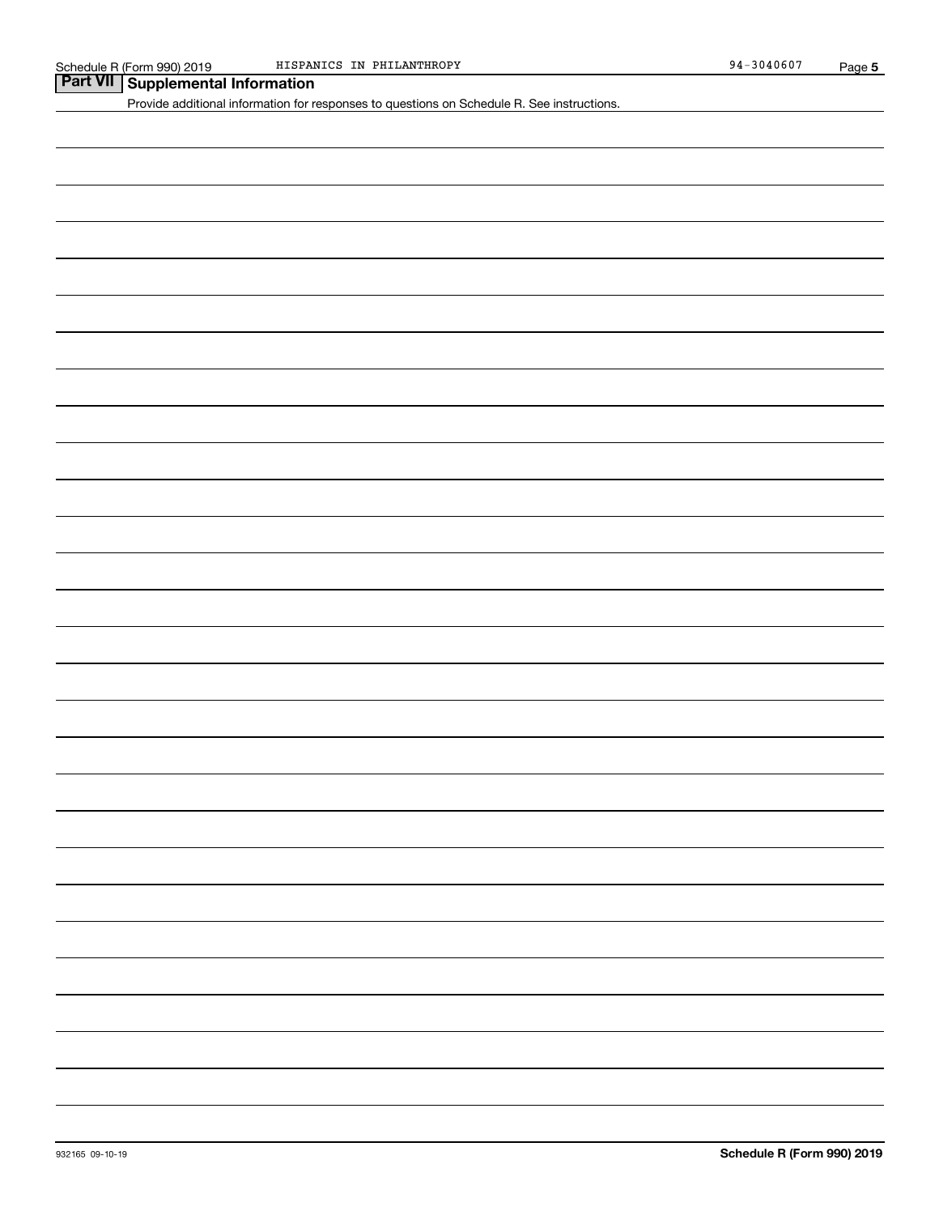## Part VII Supplemental Information

Provide additional information for responses to questions on Schedule R. See instructions.